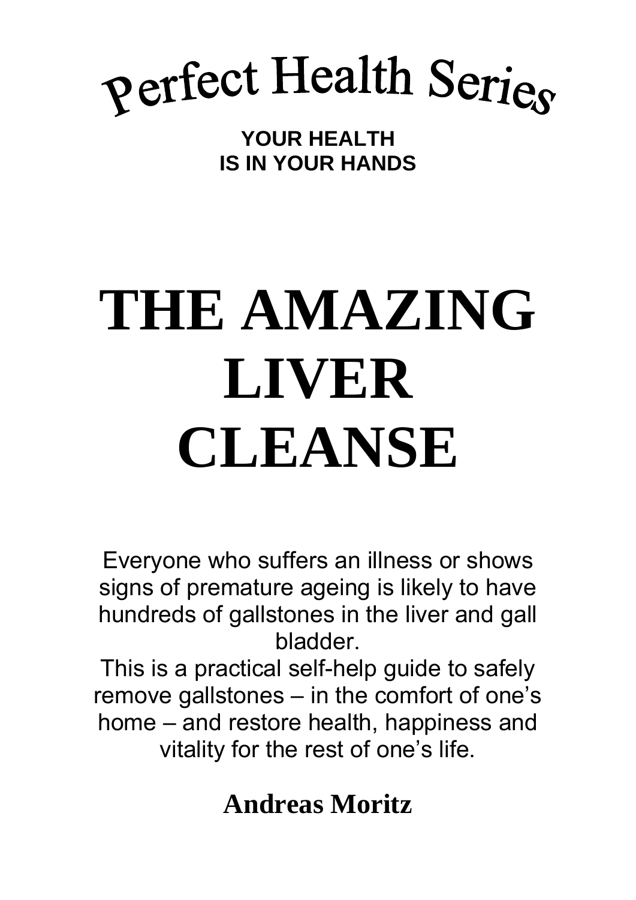Perfect Health Series

**YOUR HEALTH**
**IS IN YOUR HANDS**

# THE AMAZING LIVER CLEANSE

Everyone who suffers an illness or shows signs of premature ageing is likely to have hundreds of gallstones in the liver and gall bladder.

This is a practical self-help guide to safely remove gallstones – in the comfort of one's home – and restore health, happiness and vitality for the rest of one's life.

**Andreas Moritz**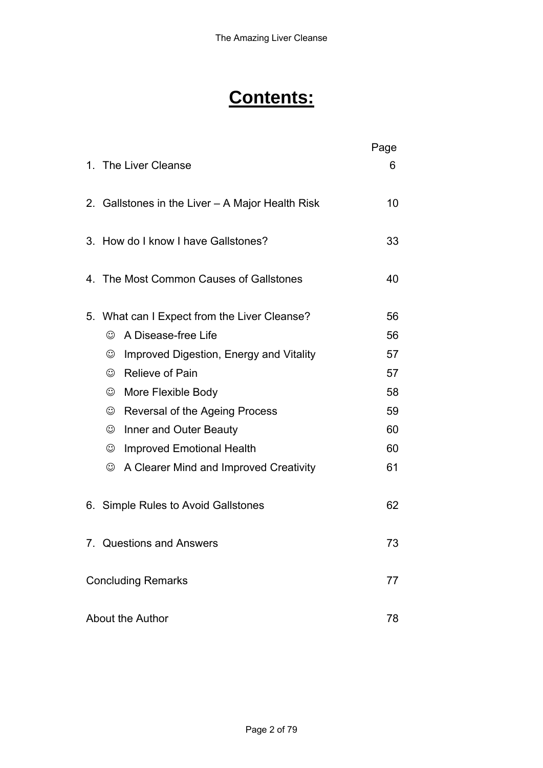# Contents:

| | Page |
|---|---|
| 1. The Liver Cleanse | 6 |
| 2. Gallstones in the Liver – A Major Health Risk | 10 |
| 3. How do I know I have Gallstones? | 33 |
| 4. The Most Common Causes of Gallstones | 40 |
| 5. What can I Expect from the Liver Cleanse? | 56 |
| ☺ A Disease-free Life | 56 |
| ☺ Improved Digestion, Energy and Vitality | 57 |
| ☺ Relieve of Pain | 57 |
| ☺ More Flexible Body | 58 |
| ☺ Reversal of the Ageing Process | 59 |
| ☺ Inner and Outer Beauty | 60 |
| ☺ Improved Emotional Health | 60 |
| ☺ A Clearer Mind and Improved Creativity | 61 |
| 6. Simple Rules to Avoid Gallstones | 62 |
| 7. Questions and Answers | 73 |
| Concluding Remarks | 77 |
| About the Author | 78 |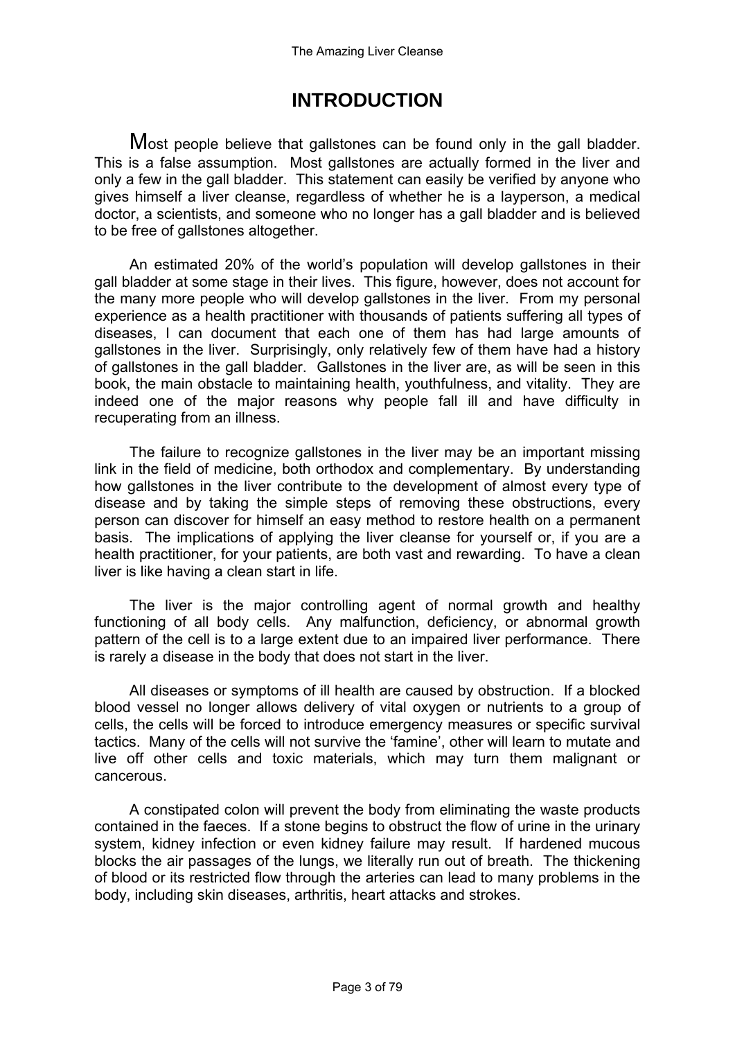# INTRODUCTION

Most people believe that gallstones can be found only in the gall bladder. This is a false assumption. Most gallstones are actually formed in the liver and only a few in the gall bladder. This statement can easily be verified by anyone who gives himself a liver cleanse, regardless of whether he is a layperson, a medical doctor, a scientists, and someone who no longer has a gall bladder and is believed to be free of gallstones altogether.

An estimated 20% of the world's population will develop gallstones in their gall bladder at some stage in their lives. This figure, however, does not account for the many more people who will develop gallstones in the liver. From my personal experience as a health practitioner with thousands of patients suffering all types of diseases, I can document that each one of them has had large amounts of gallstones in the liver. Surprisingly, only relatively few of them have had a history of gallstones in the gall bladder. Gallstones in the liver are, as will be seen in this book, the main obstacle to maintaining health, youthfulness, and vitality. They are indeed one of the major reasons why people fall ill and have difficulty in recuperating from an illness.

The failure to recognize gallstones in the liver may be an important missing link in the field of medicine, both orthodox and complementary. By understanding how gallstones in the liver contribute to the development of almost every type of disease and by taking the simple steps of removing these obstructions, every person can discover for himself an easy method to restore health on a permanent basis. The implications of applying the liver cleanse for yourself or, if you are a health practitioner, for your patients, are both vast and rewarding. To have a clean liver is like having a clean start in life.

The liver is the major controlling agent of normal growth and healthy functioning of all body cells. Any malfunction, deficiency, or abnormal growth pattern of the cell is to a large extent due to an impaired liver performance. There is rarely a disease in the body that does not start in the liver.

All diseases or symptoms of ill health are caused by obstruction. If a blocked blood vessel no longer allows delivery of vital oxygen or nutrients to a group of cells, the cells will be forced to introduce emergency measures or specific survival tactics. Many of the cells will not survive the 'famine', other will learn to mutate and live off other cells and toxic materials, which may turn them malignant or cancerous.

A constipated colon will prevent the body from eliminating the waste products contained in the faeces. If a stone begins to obstruct the flow of urine in the urinary system, kidney infection or even kidney failure may result. If hardened mucous blocks the air passages of the lungs, we literally run out of breath. The thickening of blood or its restricted flow through the arteries can lead to many problems in the body, including skin diseases, arthritis, heart attacks and strokes.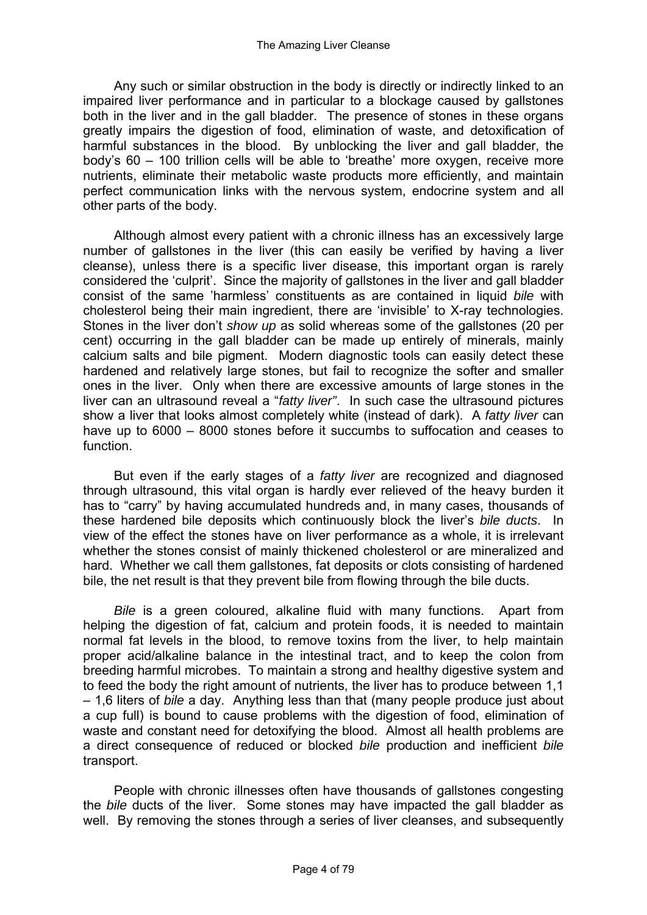Any such or similar obstruction in the body is directly or indirectly linked to an impaired liver performance and in particular to a blockage caused by gallstones both in the liver and in the gall bladder. The presence of stones in these organs greatly impairs the digestion of food, elimination of waste, and detoxification of harmful substances in the blood. By unblocking the liver and gall bladder, the body's 60 – 100 trillion cells will be able to 'breathe' more oxygen, receive more nutrients, eliminate their metabolic waste products more efficiently, and maintain perfect communication links with the nervous system, endocrine system and all other parts of the body.

Although almost every patient with a chronic illness has an excessively large number of gallstones in the liver (this can easily be verified by having a liver cleanse), unless there is a specific liver disease, this important organ is rarely considered the 'culprit'. Since the majority of gallstones in the liver and gall bladder consist of the same 'harmless' constituents as are contained in liquid *bile* with cholesterol being their main ingredient, there are 'invisible' to X-ray technologies. Stones in the liver don't *show up* as solid whereas some of the gallstones (20 per cent) occurring in the gall bladder can be made up entirely of minerals, mainly calcium salts and bile pigment. Modern diagnostic tools can easily detect these hardened and relatively large stones, but fail to recognize the softer and smaller ones in the liver. Only when there are excessive amounts of large stones in the liver can an ultrasound reveal a "*fatty liver*". In such case the ultrasound pictures show a liver that looks almost completely white (instead of dark). A *fatty liver* can have up to 6000 – 8000 stones before it succumbs to suffocation and ceases to function.

But even if the early stages of a *fatty liver* are recognized and diagnosed through ultrasound, this vital organ is hardly ever relieved of the heavy burden it has to "carry" by having accumulated hundreds and, in many cases, thousands of these hardened bile deposits which continuously block the liver's *bile ducts*. In view of the effect the stones have on liver performance as a whole, it is irrelevant whether the stones consist of mainly thickened cholesterol or are mineralized and hard. Whether we call them gallstones, fat deposits or clots consisting of hardened bile, the net result is that they prevent bile from flowing through the bile ducts.

*Bile* is a green coloured, alkaline fluid with many functions. Apart from helping the digestion of fat, calcium and protein foods, it is needed to maintain normal fat levels in the blood, to remove toxins from the liver, to help maintain proper acid/alkaline balance in the intestinal tract, and to keep the colon from breeding harmful microbes. To maintain a strong and healthy digestive system and to feed the body the right amount of nutrients, the liver has to produce between 1,1 – 1,6 liters of *bile* a day. Anything less than that (many people produce just about a cup full) is bound to cause problems with the digestion of food, elimination of waste and constant need for detoxifying the blood. Almost all health problems are a direct consequence of reduced or blocked *bile* production and inefficient *bile* transport.

People with chronic illnesses often have thousands of gallstones congesting the *bile* ducts of the liver. Some stones may have impacted the gall bladder as well. By removing the stones through a series of liver cleanses, and subsequently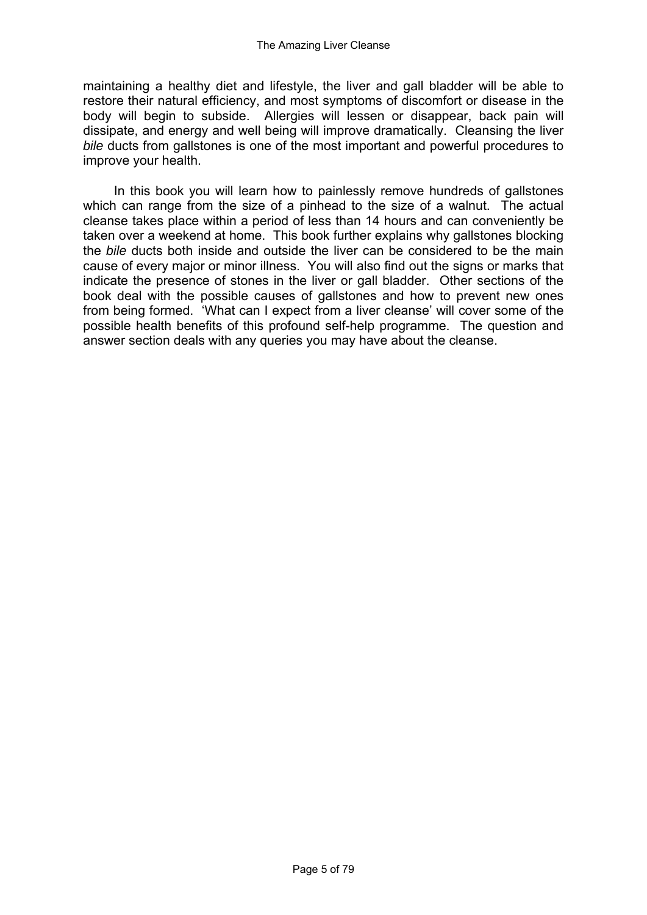maintaining a healthy diet and lifestyle, the liver and gall bladder will be able to restore their natural efficiency, and most symptoms of discomfort or disease in the body will begin to subside. Allergies will lessen or disappear, back pain will dissipate, and energy and well being will improve dramatically. Cleansing the liver *bile* ducts from gallstones is one of the most important and powerful procedures to improve your health.

In this book you will learn how to painlessly remove hundreds of gallstones which can range from the size of a pinhead to the size of a walnut. The actual cleanse takes place within a period of less than 14 hours and can conveniently be taken over a weekend at home. This book further explains why gallstones blocking the *bile* ducts both inside and outside the liver can be considered to be the main cause of every major or minor illness. You will also find out the signs or marks that indicate the presence of stones in the liver or gall bladder. Other sections of the book deal with the possible causes of gallstones and how to prevent new ones from being formed. 'What can I expect from a liver cleanse' will cover some of the possible health benefits of this profound self-help programme. The question and answer section deals with any queries you may have about the cleanse.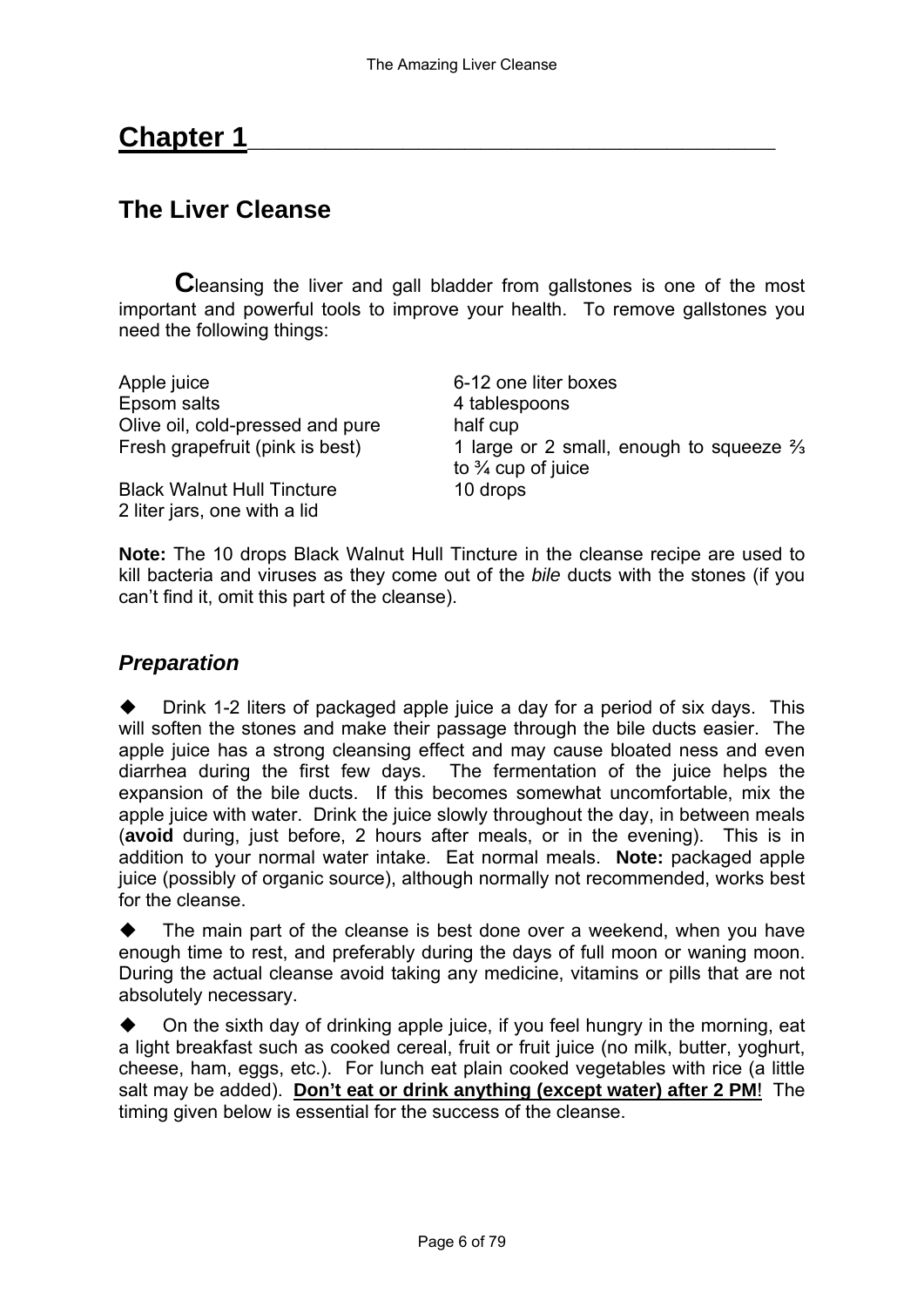# Chapter 1

## The Liver Cleanse

Cleansing the liver and gall bladder from gallstones is one of the most important and powerful tools to improve your health. To remove gallstones you need the following things:

| | |
|---|---|
| Apple juice | 6-12 one liter boxes |
| Epsom salts | 4 tablespoons |
| Olive oil, cold-pressed and pure | half cup |
| Fresh grapefruit (pink is best) | 1 large or 2 small, enough to squeeze ⅔ to ¾ cup of juice |
| Black Walnut Hull Tincture | 10 drops |
| 2 liter jars, one with a lid | |

**Note:** The 10 drops Black Walnut Hull Tincture in the cleanse recipe are used to kill bacteria and viruses as they come out of the *bile* ducts with the stones (if you can't find it, omit this part of the cleanse).

### *Preparation*

◆ Drink 1-2 liters of packaged apple juice a day for a period of six days. This will soften the stones and make their passage through the bile ducts easier. The apple juice has a strong cleansing effect and may cause bloated ness and even diarrhea during the first few days. The fermentation of the juice helps the expansion of the bile ducts. If this becomes somewhat uncomfortable, mix the apple juice with water. Drink the juice slowly throughout the day, in between meals (**avoid** during, just before, 2 hours after meals, or in the evening). This is in addition to your normal water intake. Eat normal meals. **Note:** packaged apple juice (possibly of organic source), although normally not recommended, works best for the cleanse.

◆ The main part of the cleanse is best done over a weekend, when you have enough time to rest, and preferably during the days of full moon or waning moon. During the actual cleanse avoid taking any medicine, vitamins or pills that are not absolutely necessary.

◆ On the sixth day of drinking apple juice, if you feel hungry in the morning, eat a light breakfast such as cooked cereal, fruit or fruit juice (no milk, butter, yoghurt, cheese, ham, eggs, etc.). For lunch eat plain cooked vegetables with rice (a little salt may be added). **Don't eat or drink anything (except water) after 2 PM**! The timing given below is essential for the success of the cleanse.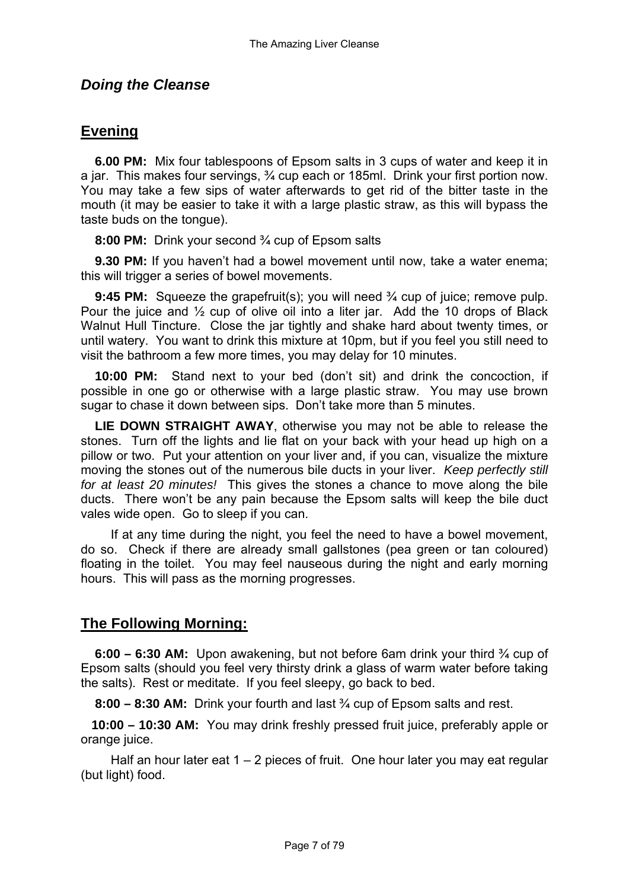## *Doing the Cleanse*

## Evening

**6.00 PM:** Mix four tablespoons of Epsom salts in 3 cups of water and keep it in a jar. This makes four servings, ¾ cup each or 185ml. Drink your first portion now. You may take a few sips of water afterwards to get rid of the bitter taste in the mouth (it may be easier to take it with a large plastic straw, as this will bypass the taste buds on the tongue).

**8:00 PM:** Drink your second ¾ cup of Epsom salts

**9.30 PM:** If you haven't had a bowel movement until now, take a water enema; this will trigger a series of bowel movements.

**9:45 PM:** Squeeze the grapefruit(s); you will need ¾ cup of juice; remove pulp. Pour the juice and ½ cup of olive oil into a liter jar. Add the 10 drops of Black Walnut Hull Tincture. Close the jar tightly and shake hard about twenty times, or until watery. You want to drink this mixture at 10pm, but if you feel you still need to visit the bathroom a few more times, you may delay for 10 minutes.

**10:00 PM:** Stand next to your bed (don't sit) and drink the concoction, if possible in one go or otherwise with a large plastic straw. You may use brown sugar to chase it down between sips. Don't take more than 5 minutes.

**LIE DOWN STRAIGHT AWAY**, otherwise you may not be able to release the stones. Turn off the lights and lie flat on your back with your head up high on a pillow or two. Put your attention on your liver and, if you can, visualize the mixture moving the stones out of the numerous bile ducts in your liver. *Keep perfectly still for at least 20 minutes!* This gives the stones a chance to move along the bile ducts. There won't be any pain because the Epsom salts will keep the bile duct vales wide open. Go to sleep if you can.

If at any time during the night, you feel the need to have a bowel movement, do so. Check if there are already small gallstones (pea green or tan coloured) floating in the toilet. You may feel nauseous during the night and early morning hours. This will pass as the morning progresses.

## The Following Morning:

**6:00 – 6:30 AM:** Upon awakening, but not before 6am drink your third ¾ cup of Epsom salts (should you feel very thirsty drink a glass of warm water before taking the salts). Rest or meditate. If you feel sleepy, go back to bed.

**8:00 – 8:30 AM:** Drink your fourth and last ¾ cup of Epsom salts and rest.

**10:00 – 10:30 AM:** You may drink freshly pressed fruit juice, preferably apple or orange juice.

Half an hour later eat 1 – 2 pieces of fruit. One hour later you may eat regular (but light) food.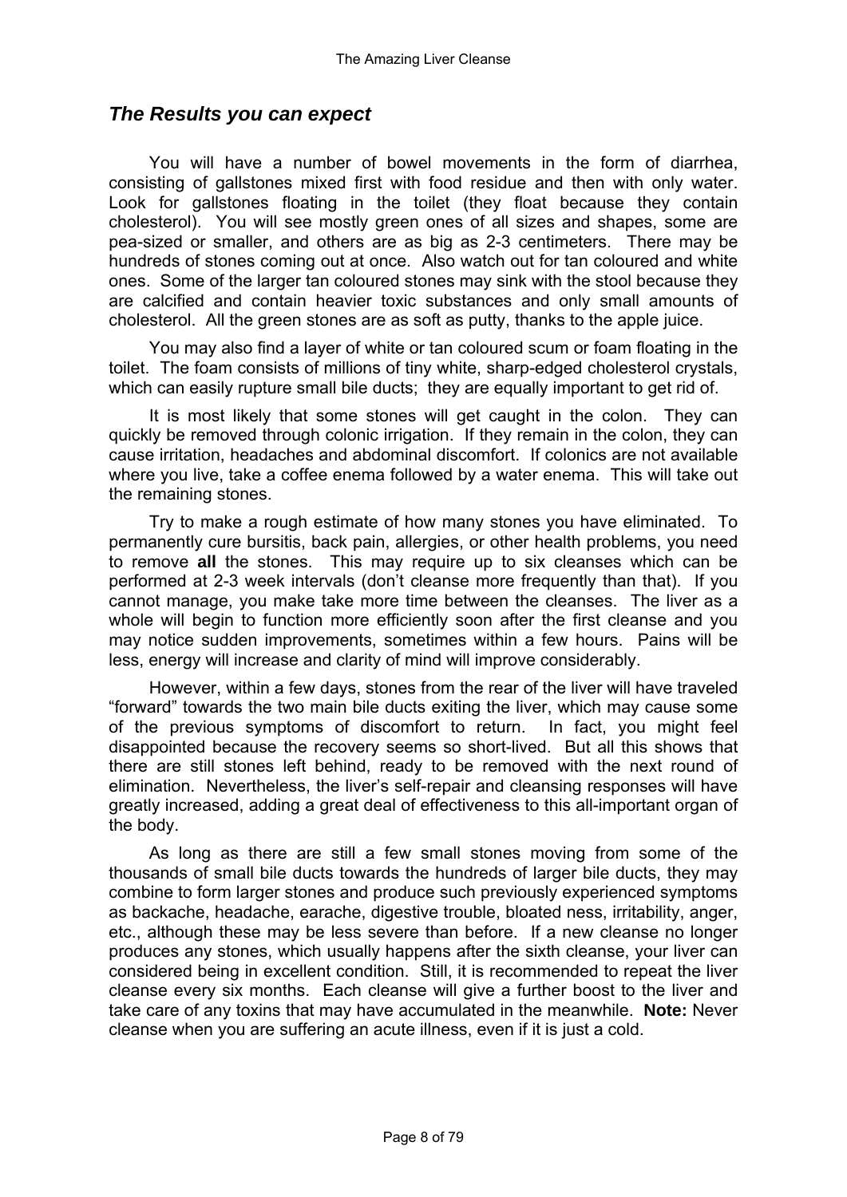## *The Results you can expect*

You will have a number of bowel movements in the form of diarrhea, consisting of gallstones mixed first with food residue and then with only water. Look for gallstones floating in the toilet (they float because they contain cholesterol). You will see mostly green ones of all sizes and shapes, some are pea-sized or smaller, and others are as big as 2-3 centimeters. There may be hundreds of stones coming out at once. Also watch out for tan coloured and white ones. Some of the larger tan coloured stones may sink with the stool because they are calcified and contain heavier toxic substances and only small amounts of cholesterol. All the green stones are as soft as putty, thanks to the apple juice.

You may also find a layer of white or tan coloured scum or foam floating in the toilet. The foam consists of millions of tiny white, sharp-edged cholesterol crystals, which can easily rupture small bile ducts; they are equally important to get rid of.

It is most likely that some stones will get caught in the colon. They can quickly be removed through colonic irrigation. If they remain in the colon, they can cause irritation, headaches and abdominal discomfort. If colonics are not available where you live, take a coffee enema followed by a water enema. This will take out the remaining stones.

Try to make a rough estimate of how many stones you have eliminated. To permanently cure bursitis, back pain, allergies, or other health problems, you need to remove **all** the stones. This may require up to six cleanses which can be performed at 2-3 week intervals (don't cleanse more frequently than that). If you cannot manage, you make take more time between the cleanses. The liver as a whole will begin to function more efficiently soon after the first cleanse and you may notice sudden improvements, sometimes within a few hours. Pains will be less, energy will increase and clarity of mind will improve considerably.

However, within a few days, stones from the rear of the liver will have traveled "forward" towards the two main bile ducts exiting the liver, which may cause some of the previous symptoms of discomfort to return. In fact, you might feel disappointed because the recovery seems so short-lived. But all this shows that there are still stones left behind, ready to be removed with the next round of elimination. Nevertheless, the liver's self-repair and cleansing responses will have greatly increased, adding a great deal of effectiveness to this all-important organ of the body.

As long as there are still a few small stones moving from some of the thousands of small bile ducts towards the hundreds of larger bile ducts, they may combine to form larger stones and produce such previously experienced symptoms as backache, headache, earache, digestive trouble, bloated ness, irritability, anger, etc., although these may be less severe than before. If a new cleanse no longer produces any stones, which usually happens after the sixth cleanse, your liver can considered being in excellent condition. Still, it is recommended to repeat the liver cleanse every six months. Each cleanse will give a further boost to the liver and take care of any toxins that may have accumulated in the meanwhile. **Note:** Never cleanse when you are suffering an acute illness, even if it is just a cold.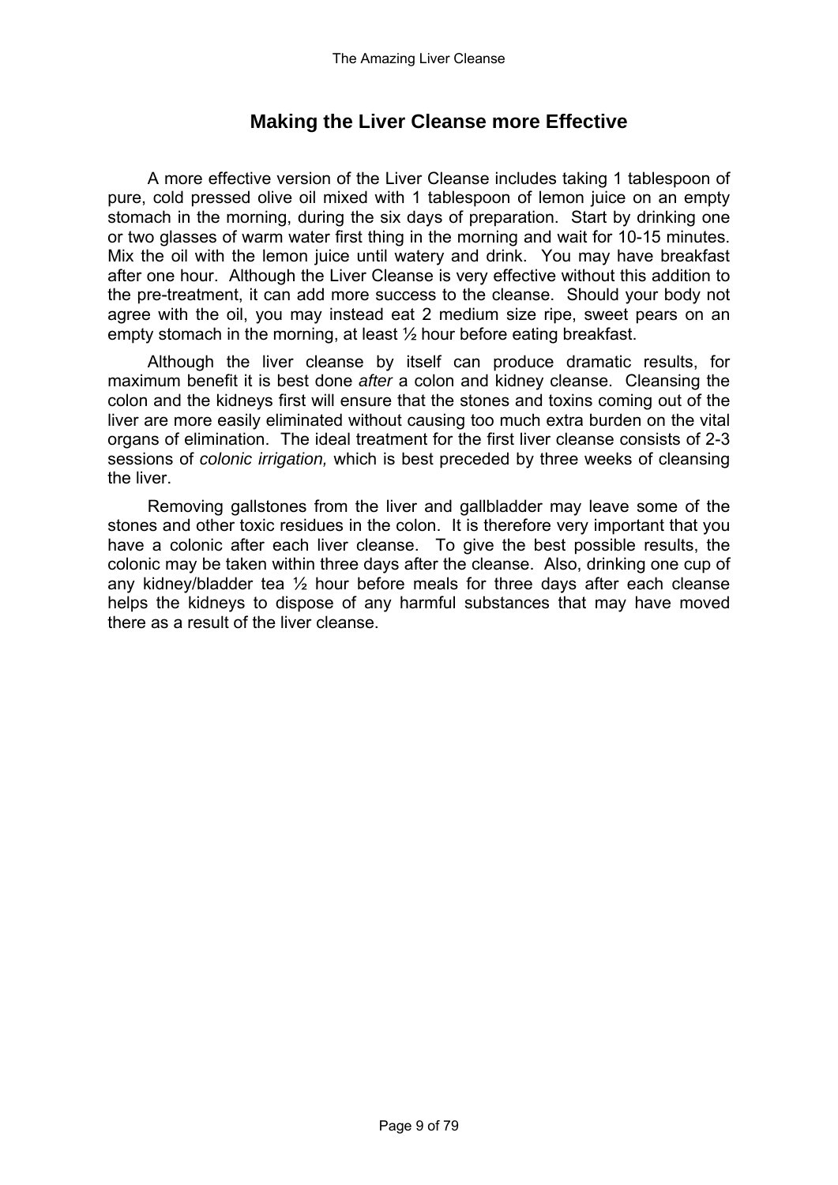## Making the Liver Cleanse more Effective

A more effective version of the Liver Cleanse includes taking 1 tablespoon of pure, cold pressed olive oil mixed with 1 tablespoon of lemon juice on an empty stomach in the morning, during the six days of preparation. Start by drinking one or two glasses of warm water first thing in the morning and wait for 10-15 minutes. Mix the oil with the lemon juice until watery and drink. You may have breakfast after one hour. Although the Liver Cleanse is very effective without this addition to the pre-treatment, it can add more success to the cleanse. Should your body not agree with the oil, you may instead eat 2 medium size ripe, sweet pears on an empty stomach in the morning, at least ½ hour before eating breakfast.

Although the liver cleanse by itself can produce dramatic results, for maximum benefit it is best done *after* a colon and kidney cleanse. Cleansing the colon and the kidneys first will ensure that the stones and toxins coming out of the liver are more easily eliminated without causing too much extra burden on the vital organs of elimination. The ideal treatment for the first liver cleanse consists of 2-3 sessions of *colonic irrigation,* which is best preceded by three weeks of cleansing the liver.

Removing gallstones from the liver and gallbladder may leave some of the stones and other toxic residues in the colon. It is therefore very important that you have a colonic after each liver cleanse. To give the best possible results, the colonic may be taken within three days after the cleanse. Also, drinking one cup of any kidney/bladder tea ½ hour before meals for three days after each cleanse helps the kidneys to dispose of any harmful substances that may have moved there as a result of the liver cleanse.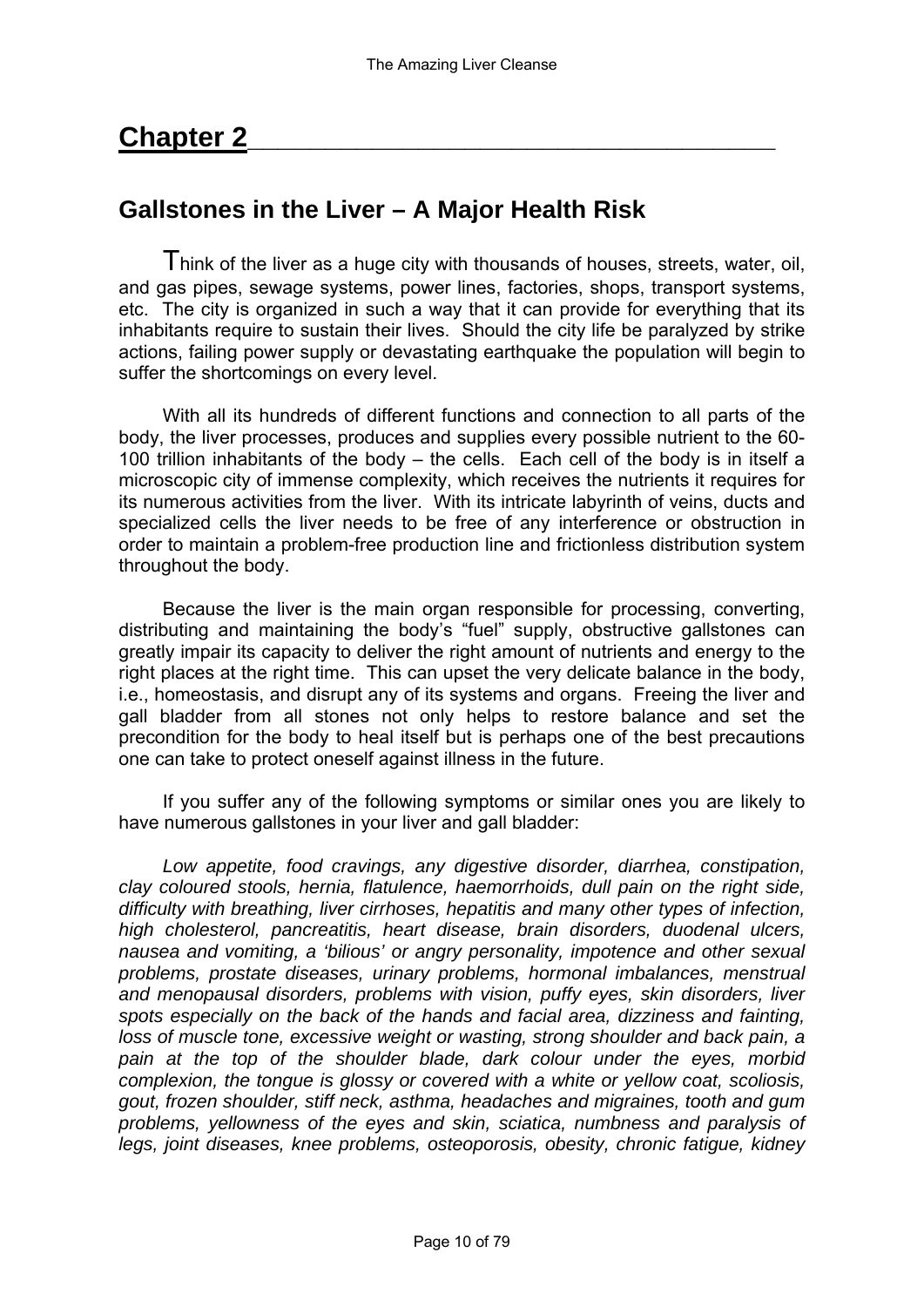# Chapter 2

## Gallstones in the Liver – A Major Health Risk

Think of the liver as a huge city with thousands of houses, streets, water, oil, and gas pipes, sewage systems, power lines, factories, shops, transport systems, etc. The city is organized in such a way that it can provide for everything that its inhabitants require to sustain their lives. Should the city life be paralyzed by strike actions, failing power supply or devastating earthquake the population will begin to suffer the shortcomings on every level.

With all its hundreds of different functions and connection to all parts of the body, the liver processes, produces and supplies every possible nutrient to the 60-100 trillion inhabitants of the body – the cells. Each cell of the body is in itself a microscopic city of immense complexity, which receives the nutrients it requires for its numerous activities from the liver. With its intricate labyrinth of veins, ducts and specialized cells the liver needs to be free of any interference or obstruction in order to maintain a problem-free production line and frictionless distribution system throughout the body.

Because the liver is the main organ responsible for processing, converting, distributing and maintaining the body's "fuel" supply, obstructive gallstones can greatly impair its capacity to deliver the right amount of nutrients and energy to the right places at the right time. This can upset the very delicate balance in the body, i.e., homeostasis, and disrupt any of its systems and organs. Freeing the liver and gall bladder from all stones not only helps to restore balance and set the precondition for the body to heal itself but is perhaps one of the best precautions one can take to protect oneself against illness in the future.

If you suffer any of the following symptoms or similar ones you are likely to have numerous gallstones in your liver and gall bladder:

*Low appetite, food cravings, any digestive disorder, diarrhea, constipation, clay coloured stools, hernia, flatulence, haemorrhoids, dull pain on the right side, difficulty with breathing, liver cirrhoses, hepatitis and many other types of infection, high cholesterol, pancreatitis, heart disease, brain disorders, duodenal ulcers, nausea and vomiting, a 'bilious' or angry personality, impotence and other sexual problems, prostate diseases, urinary problems, hormonal imbalances, menstrual and menopausal disorders, problems with vision, puffy eyes, skin disorders, liver spots especially on the back of the hands and facial area, dizziness and fainting, loss of muscle tone, excessive weight or wasting, strong shoulder and back pain, a pain at the top of the shoulder blade, dark colour under the eyes, morbid complexion, the tongue is glossy or covered with a white or yellow coat, scoliosis, gout, frozen shoulder, stiff neck, asthma, headaches and migraines, tooth and gum problems, yellowness of the eyes and skin, sciatica, numbness and paralysis of legs, joint diseases, knee problems, osteoporosis, obesity, chronic fatigue, kidney*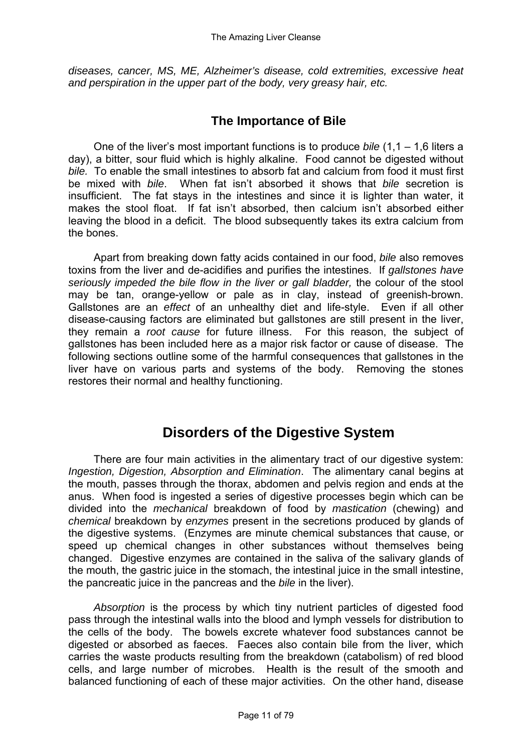*diseases, cancer, MS, ME, Alzheimer's disease, cold extremities, excessive heat and perspiration in the upper part of the body, very greasy hair, etc.*

## The Importance of Bile

One of the liver's most important functions is to produce *bile* (1,1 – 1,6 liters a day), a bitter, sour fluid which is highly alkaline. Food cannot be digested without *bile.* To enable the small intestines to absorb fat and calcium from food it must first be mixed with *bile*. When fat isn't absorbed it shows that *bile* secretion is insufficient. The fat stays in the intestines and since it is lighter than water, it makes the stool float. If fat isn't absorbed, then calcium isn't absorbed either leaving the blood in a deficit. The blood subsequently takes its extra calcium from the bones.

Apart from breaking down fatty acids contained in our food, *bile* also removes toxins from the liver and de-acidifies and purifies the intestines. If *gallstones have seriously impeded the bile flow in the liver or gall bladder,* the colour of the stool may be tan, orange-yellow or pale as in clay, instead of greenish-brown. Gallstones are an *effect* of an unhealthy diet and life-style. Even if all other disease-causing factors are eliminated but gallstones are still present in the liver, they remain a *root cause* for future illness. For this reason, the subject of gallstones has been included here as a major risk factor or cause of disease. The following sections outline some of the harmful consequences that gallstones in the liver have on various parts and systems of the body. Removing the stones restores their normal and healthy functioning.

# Disorders of the Digestive System

There are four main activities in the alimentary tract of our digestive system: *Ingestion, Digestion, Absorption and Elimination*. The alimentary canal begins at the mouth, passes through the thorax, abdomen and pelvis region and ends at the anus. When food is ingested a series of digestive processes begin which can be divided into the *mechanical* breakdown of food by *mastication* (chewing) and *chemical* breakdown by *enzymes* present in the secretions produced by glands of the digestive systems. (Enzymes are minute chemical substances that cause, or speed up chemical changes in other substances without themselves being changed. Digestive enzymes are contained in the saliva of the salivary glands of the mouth, the gastric juice in the stomach, the intestinal juice in the small intestine, the pancreatic juice in the pancreas and the *bile* in the liver).

*Absorption* is the process by which tiny nutrient particles of digested food pass through the intestinal walls into the blood and lymph vessels for distribution to the cells of the body. The bowels excrete whatever food substances cannot be digested or absorbed as faeces. Faeces also contain bile from the liver, which carries the waste products resulting from the breakdown (catabolism) of red blood cells, and large number of microbes. Health is the result of the smooth and balanced functioning of each of these major activities. On the other hand, disease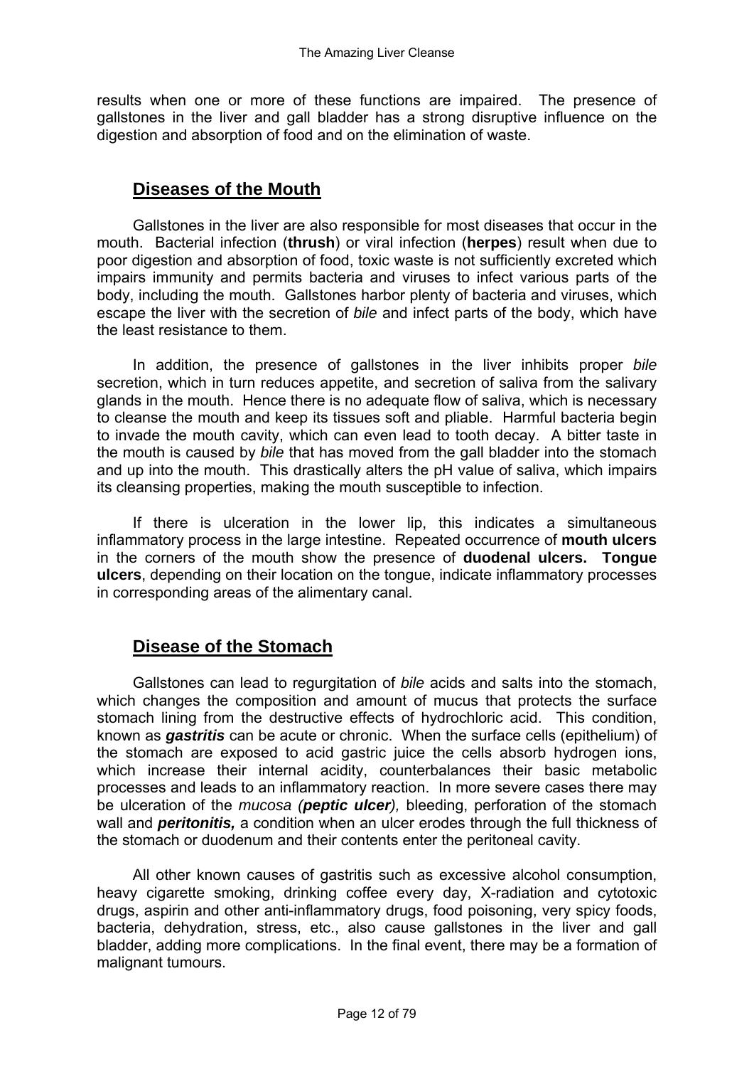results when one or more of these functions are impaired. The presence of gallstones in the liver and gall bladder has a strong disruptive influence on the digestion and absorption of food and on the elimination of waste.

## Diseases of the Mouth

Gallstones in the liver are also responsible for most diseases that occur in the mouth. Bacterial infection (**thrush**) or viral infection (**herpes**) result when due to poor digestion and absorption of food, toxic waste is not sufficiently excreted which impairs immunity and permits bacteria and viruses to infect various parts of the body, including the mouth. Gallstones harbor plenty of bacteria and viruses, which escape the liver with the secretion of *bile* and infect parts of the body, which have the least resistance to them.

In addition, the presence of gallstones in the liver inhibits proper *bile* secretion, which in turn reduces appetite, and secretion of saliva from the salivary glands in the mouth. Hence there is no adequate flow of saliva, which is necessary to cleanse the mouth and keep its tissues soft and pliable. Harmful bacteria begin to invade the mouth cavity, which can even lead to tooth decay. A bitter taste in the mouth is caused by *bile* that has moved from the gall bladder into the stomach and up into the mouth. This drastically alters the pH value of saliva, which impairs its cleansing properties, making the mouth susceptible to infection.

If there is ulceration in the lower lip, this indicates a simultaneous inflammatory process in the large intestine. Repeated occurrence of **mouth ulcers** in the corners of the mouth show the presence of **duodenal ulcers. Tongue ulcers**, depending on their location on the tongue, indicate inflammatory processes in corresponding areas of the alimentary canal.

## Disease of the Stomach

Gallstones can lead to regurgitation of *bile* acids and salts into the stomach, which changes the composition and amount of mucus that protects the surface stomach lining from the destructive effects of hydrochloric acid. This condition, known as ***gastritis*** can be acute or chronic. When the surface cells (epithelium) of the stomach are exposed to acid gastric juice the cells absorb hydrogen ions, which increase their internal acidity, counterbalances their basic metabolic processes and leads to an inflammatory reaction. In more severe cases there may be ulceration of the *mucosa (**peptic ulcer**),* bleeding, perforation of the stomach wall and ***peritonitis,*** a condition when an ulcer erodes through the full thickness of the stomach or duodenum and their contents enter the peritoneal cavity.

All other known causes of gastritis such as excessive alcohol consumption, heavy cigarette smoking, drinking coffee every day, X-radiation and cytotoxic drugs, aspirin and other anti-inflammatory drugs, food poisoning, very spicy foods, bacteria, dehydration, stress, etc., also cause gallstones in the liver and gall bladder, adding more complications. In the final event, there may be a formation of malignant tumours.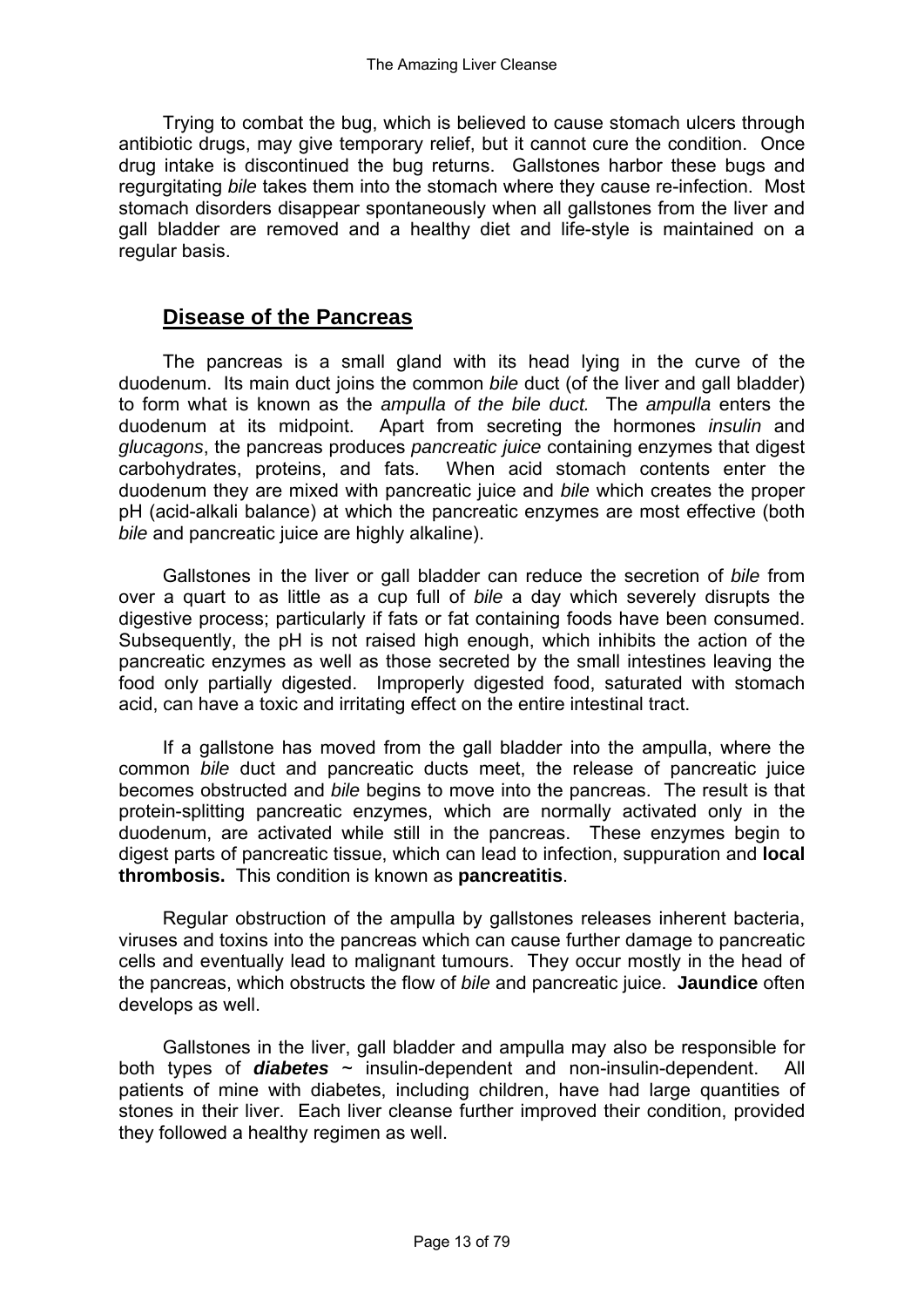Trying to combat the bug, which is believed to cause stomach ulcers through antibiotic drugs, may give temporary relief, but it cannot cure the condition. Once drug intake is discontinued the bug returns. Gallstones harbor these bugs and regurgitating *bile* takes them into the stomach where they cause re-infection. Most stomach disorders disappear spontaneously when all gallstones from the liver and gall bladder are removed and a healthy diet and life-style is maintained on a regular basis.

## Disease of the Pancreas

The pancreas is a small gland with its head lying in the curve of the duodenum. Its main duct joins the common *bile* duct (of the liver and gall bladder) to form what is known as the *ampulla of the bile duct.* The *ampulla* enters the duodenum at its midpoint. Apart from secreting the hormones *insulin* and *glucagons*, the pancreas produces *pancreatic juice* containing enzymes that digest carbohydrates, proteins, and fats. When acid stomach contents enter the duodenum they are mixed with pancreatic juice and *bile* which creates the proper pH (acid-alkali balance) at which the pancreatic enzymes are most effective (both *bile* and pancreatic juice are highly alkaline).

Gallstones in the liver or gall bladder can reduce the secretion of *bile* from over a quart to as little as a cup full of *bile* a day which severely disrupts the digestive process; particularly if fats or fat containing foods have been consumed. Subsequently, the pH is not raised high enough, which inhibits the action of the pancreatic enzymes as well as those secreted by the small intestines leaving the food only partially digested. Improperly digested food, saturated with stomach acid, can have a toxic and irritating effect on the entire intestinal tract.

If a gallstone has moved from the gall bladder into the ampulla, where the common *bile* duct and pancreatic ducts meet, the release of pancreatic juice becomes obstructed and *bile* begins to move into the pancreas. The result is that protein-splitting pancreatic enzymes, which are normally activated only in the duodenum, are activated while still in the pancreas. These enzymes begin to digest parts of pancreatic tissue, which can lead to infection, suppuration and **local thrombosis.** This condition is known as **pancreatitis**.

Regular obstruction of the ampulla by gallstones releases inherent bacteria, viruses and toxins into the pancreas which can cause further damage to pancreatic cells and eventually lead to malignant tumours. They occur mostly in the head of the pancreas, which obstructs the flow of *bile* and pancreatic juice. **Jaundice** often develops as well.

Gallstones in the liver, gall bladder and ampulla may also be responsible for both types of ***diabetes*** ~ insulin-dependent and non-insulin-dependent. All patients of mine with diabetes, including children, have had large quantities of stones in their liver. Each liver cleanse further improved their condition, provided they followed a healthy regimen as well.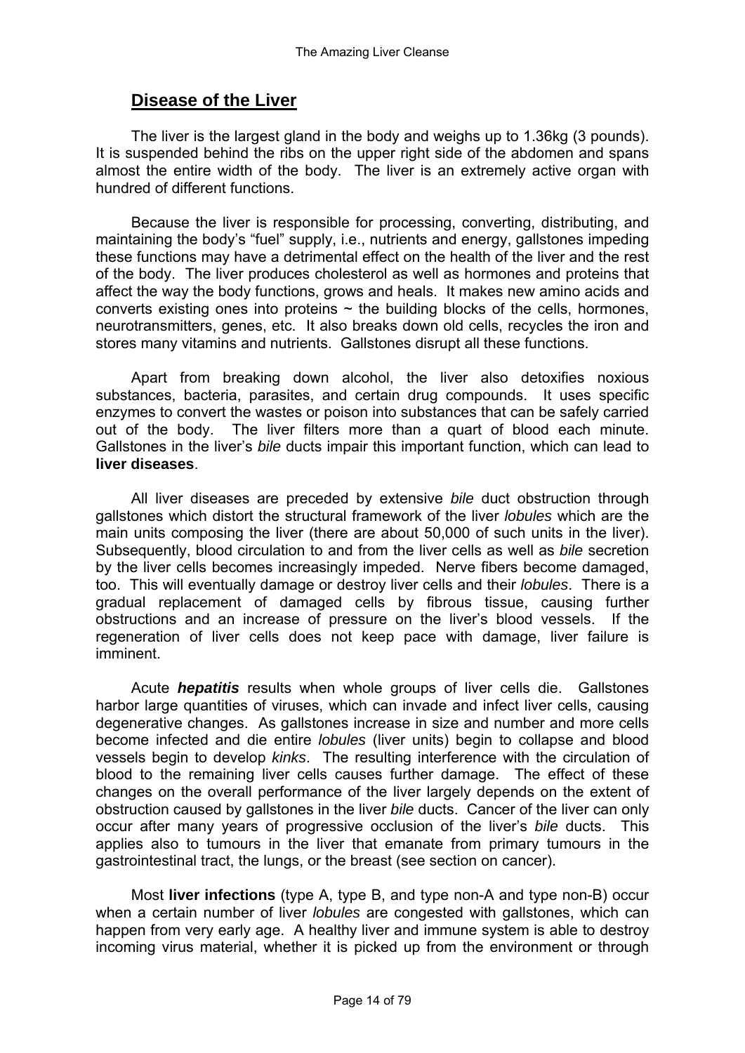## Disease of the Liver

The liver is the largest gland in the body and weighs up to 1.36kg (3 pounds). It is suspended behind the ribs on the upper right side of the abdomen and spans almost the entire width of the body. The liver is an extremely active organ with hundred of different functions.

Because the liver is responsible for processing, converting, distributing, and maintaining the body's "fuel" supply, i.e., nutrients and energy, gallstones impeding these functions may have a detrimental effect on the health of the liver and the rest of the body. The liver produces cholesterol as well as hormones and proteins that affect the way the body functions, grows and heals. It makes new amino acids and converts existing ones into proteins ~ the building blocks of the cells, hormones, neurotransmitters, genes, etc. It also breaks down old cells, recycles the iron and stores many vitamins and nutrients. Gallstones disrupt all these functions.

Apart from breaking down alcohol, the liver also detoxifies noxious substances, bacteria, parasites, and certain drug compounds. It uses specific enzymes to convert the wastes or poison into substances that can be safely carried out of the body. The liver filters more than a quart of blood each minute. Gallstones in the liver's *bile* ducts impair this important function, which can lead to **liver diseases**.

All liver diseases are preceded by extensive *bile* duct obstruction through gallstones which distort the structural framework of the liver *lobules* which are the main units composing the liver (there are about 50,000 of such units in the liver). Subsequently, blood circulation to and from the liver cells as well as *bile* secretion by the liver cells becomes increasingly impeded. Nerve fibers become damaged, too. This will eventually damage or destroy liver cells and their *lobules*. There is a gradual replacement of damaged cells by fibrous tissue, causing further obstructions and an increase of pressure on the liver's blood vessels. If the regeneration of liver cells does not keep pace with damage, liver failure is imminent.

Acute ***hepatitis*** results when whole groups of liver cells die. Gallstones harbor large quantities of viruses, which can invade and infect liver cells, causing degenerative changes. As gallstones increase in size and number and more cells become infected and die entire *lobules* (liver units) begin to collapse and blood vessels begin to develop *kinks*. The resulting interference with the circulation of blood to the remaining liver cells causes further damage. The effect of these changes on the overall performance of the liver largely depends on the extent of obstruction caused by gallstones in the liver *bile* ducts. Cancer of the liver can only occur after many years of progressive occlusion of the liver's *bile* ducts. This applies also to tumours in the liver that emanate from primary tumours in the gastrointestinal tract, the lungs, or the breast (see section on cancer).

Most **liver infections** (type A, type B, and type non-A and type non-B) occur when a certain number of liver *lobules* are congested with gallstones, which can happen from very early age. A healthy liver and immune system is able to destroy incoming virus material, whether it is picked up from the environment or through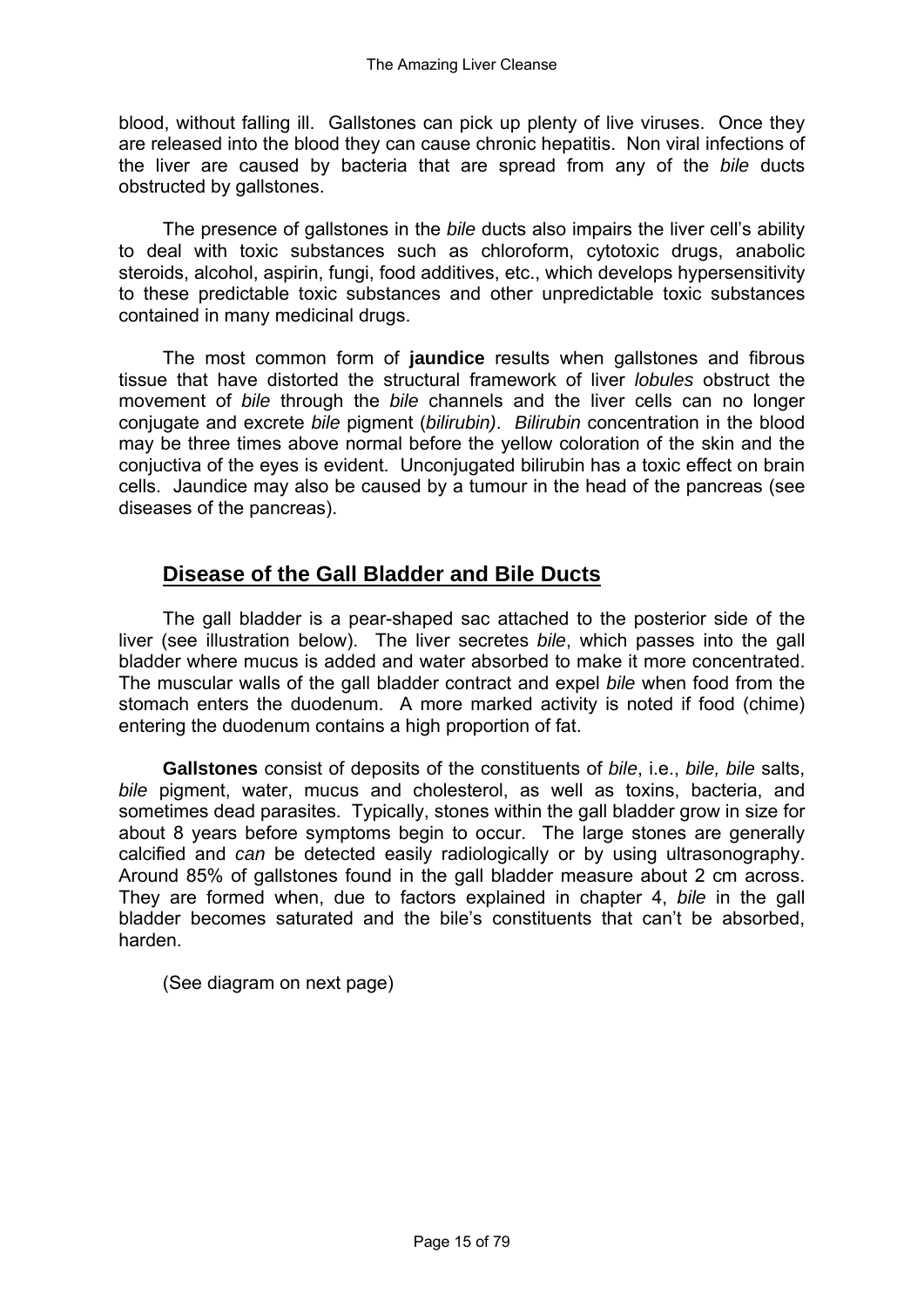blood, without falling ill. Gallstones can pick up plenty of live viruses. Once they are released into the blood they can cause chronic hepatitis. Non viral infections of the liver are caused by bacteria that are spread from any of the *bile* ducts obstructed by gallstones.

The presence of gallstones in the *bile* ducts also impairs the liver cell's ability to deal with toxic substances such as chloroform, cytotoxic drugs, anabolic steroids, alcohol, aspirin, fungi, food additives, etc., which develops hypersensitivity to these predictable toxic substances and other unpredictable toxic substances contained in many medicinal drugs.

The most common form of **jaundice** results when gallstones and fibrous tissue that have distorted the structural framework of liver *lobules* obstruct the movement of *bile* through the *bile* channels and the liver cells can no longer conjugate and excrete *bile* pigment (*bilirubin)*. *Bilirubin* concentration in the blood may be three times above normal before the yellow coloration of the skin and the conjuctiva of the eyes is evident. Unconjugated bilirubin has a toxic effect on brain cells. Jaundice may also be caused by a tumour in the head of the pancreas (see diseases of the pancreas).

## Disease of the Gall Bladder and Bile Ducts

The gall bladder is a pear-shaped sac attached to the posterior side of the liver (see illustration below). The liver secretes *bile*, which passes into the gall bladder where mucus is added and water absorbed to make it more concentrated. The muscular walls of the gall bladder contract and expel *bile* when food from the stomach enters the duodenum. A more marked activity is noted if food (chime) entering the duodenum contains a high proportion of fat.

**Gallstones** consist of deposits of the constituents of *bile*, i.e., *bile, bile* salts, *bile* pigment, water, mucus and cholesterol, as well as toxins, bacteria, and sometimes dead parasites. Typically, stones within the gall bladder grow in size for about 8 years before symptoms begin to occur. The large stones are generally calcified and *can* be detected easily radiologically or by using ultrasonography. Around 85% of gallstones found in the gall bladder measure about 2 cm across. They are formed when, due to factors explained in chapter 4, *bile* in the gall bladder becomes saturated and the bile's constituents that can't be absorbed, harden.

(See diagram on next page)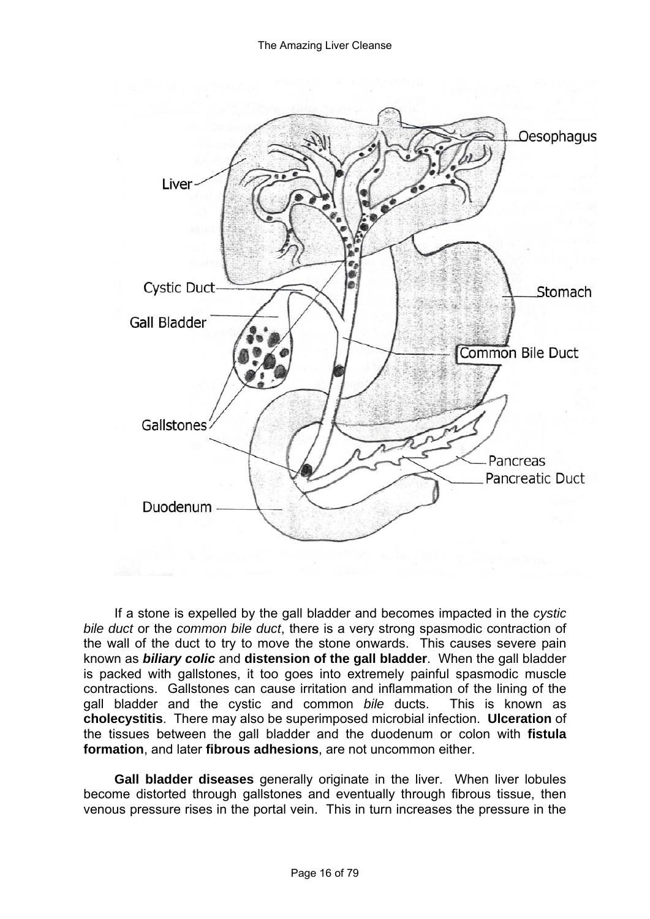If a stone is expelled by the gall bladder and becomes impacted in the *cystic bile duct* or the *common bile duct*, there is a very strong spasmodic contraction of the wall of the duct to try to move the stone onwards. This causes severe pain known as ***biliary colic*** and **distension of the gall bladder**. When the gall bladder is packed with gallstones, it too goes into extremely painful spasmodic muscle contractions. Gallstones can cause irritation and inflammation of the lining of the gall bladder and the cystic and common *bile* ducts. This is known as **cholecystitis**. There may also be superimposed microbial infection. **Ulceration** of the tissues between the gall bladder and the duodenum or colon with **fistula formation**, and later **fibrous adhesions**, are not uncommon either.

**Gall bladder diseases** generally originate in the liver. When liver lobules become distorted through gallstones and eventually through fibrous tissue, then venous pressure rises in the portal vein. This in turn increases the pressure in the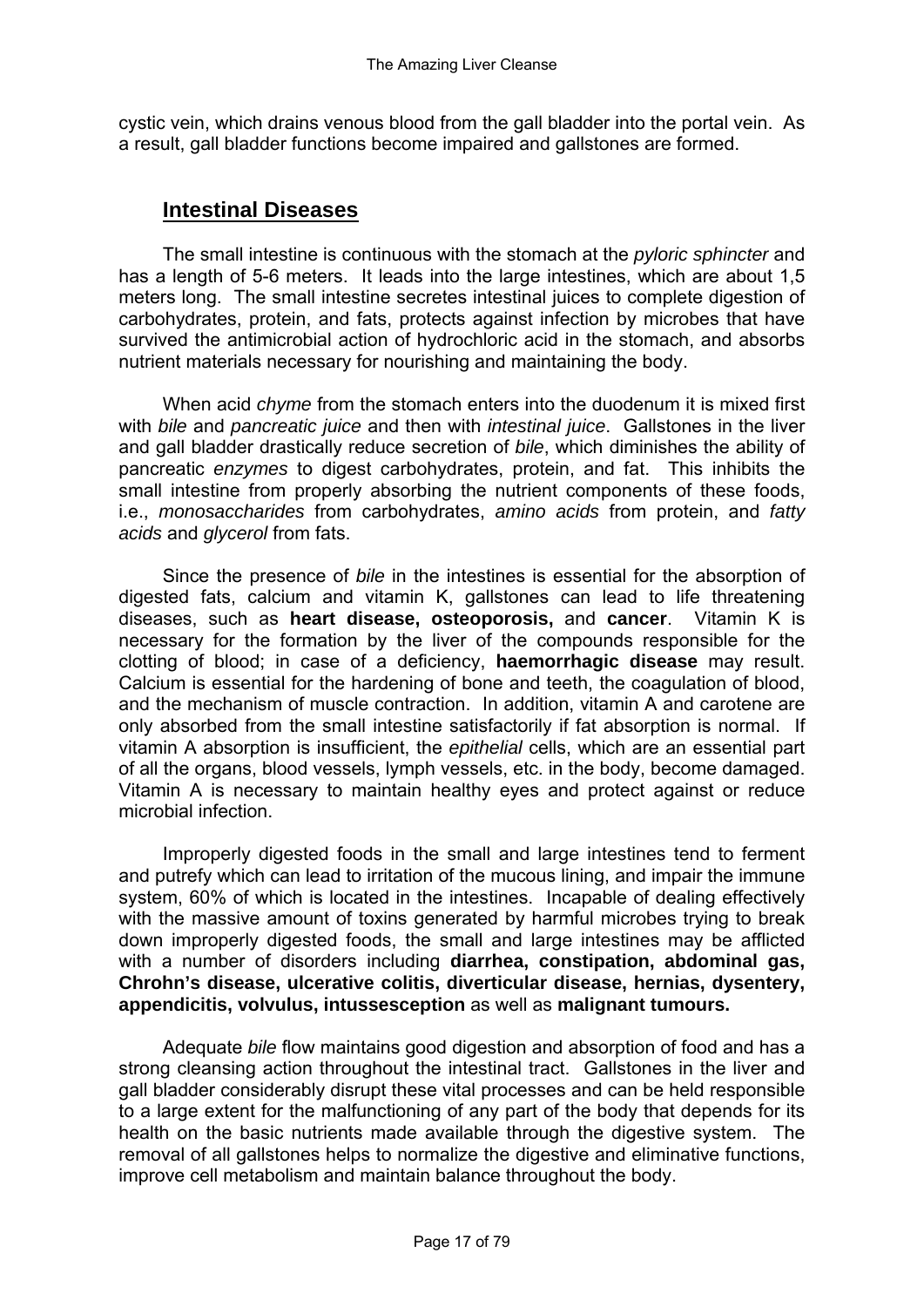cystic vein, which drains venous blood from the gall bladder into the portal vein. As a result, gall bladder functions become impaired and gallstones are formed.

## Intestinal Diseases

The small intestine is continuous with the stomach at the *pyloric sphincter* and has a length of 5-6 meters. It leads into the large intestines, which are about 1,5 meters long. The small intestine secretes intestinal juices to complete digestion of carbohydrates, protein, and fats, protects against infection by microbes that have survived the antimicrobial action of hydrochloric acid in the stomach, and absorbs nutrient materials necessary for nourishing and maintaining the body.

When acid *chyme* from the stomach enters into the duodenum it is mixed first with *bile* and *pancreatic juice* and then with *intestinal juice*. Gallstones in the liver and gall bladder drastically reduce secretion of *bile*, which diminishes the ability of pancreatic *enzymes* to digest carbohydrates, protein, and fat. This inhibits the small intestine from properly absorbing the nutrient components of these foods, i.e., *monosaccharides* from carbohydrates, *amino acids* from protein, and *fatty acids* and *glycerol* from fats.

Since the presence of *bile* in the intestines is essential for the absorption of digested fats, calcium and vitamin K, gallstones can lead to life threatening diseases, such as **heart disease, osteoporosis,** and **cancer**. Vitamin K is necessary for the formation by the liver of the compounds responsible for the clotting of blood; in case of a deficiency, **haemorrhagic disease** may result. Calcium is essential for the hardening of bone and teeth, the coagulation of blood, and the mechanism of muscle contraction. In addition, vitamin A and carotene are only absorbed from the small intestine satisfactorily if fat absorption is normal. If vitamin A absorption is insufficient, the *epithelial* cells, which are an essential part of all the organs, blood vessels, lymph vessels, etc. in the body, become damaged. Vitamin A is necessary to maintain healthy eyes and protect against or reduce microbial infection.

Improperly digested foods in the small and large intestines tend to ferment and putrefy which can lead to irritation of the mucous lining, and impair the immune system, 60% of which is located in the intestines. Incapable of dealing effectively with the massive amount of toxins generated by harmful microbes trying to break down improperly digested foods, the small and large intestines may be afflicted with a number of disorders including **diarrhea, constipation, abdominal gas, Chrohn's disease, ulcerative colitis, diverticular disease, hernias, dysentery, appendicitis, volvulus, intussesception** as well as **malignant tumours.**

Adequate *bile* flow maintains good digestion and absorption of food and has a strong cleansing action throughout the intestinal tract. Gallstones in the liver and gall bladder considerably disrupt these vital processes and can be held responsible to a large extent for the malfunctioning of any part of the body that depends for its health on the basic nutrients made available through the digestive system. The removal of all gallstones helps to normalize the digestive and eliminative functions, improve cell metabolism and maintain balance throughout the body.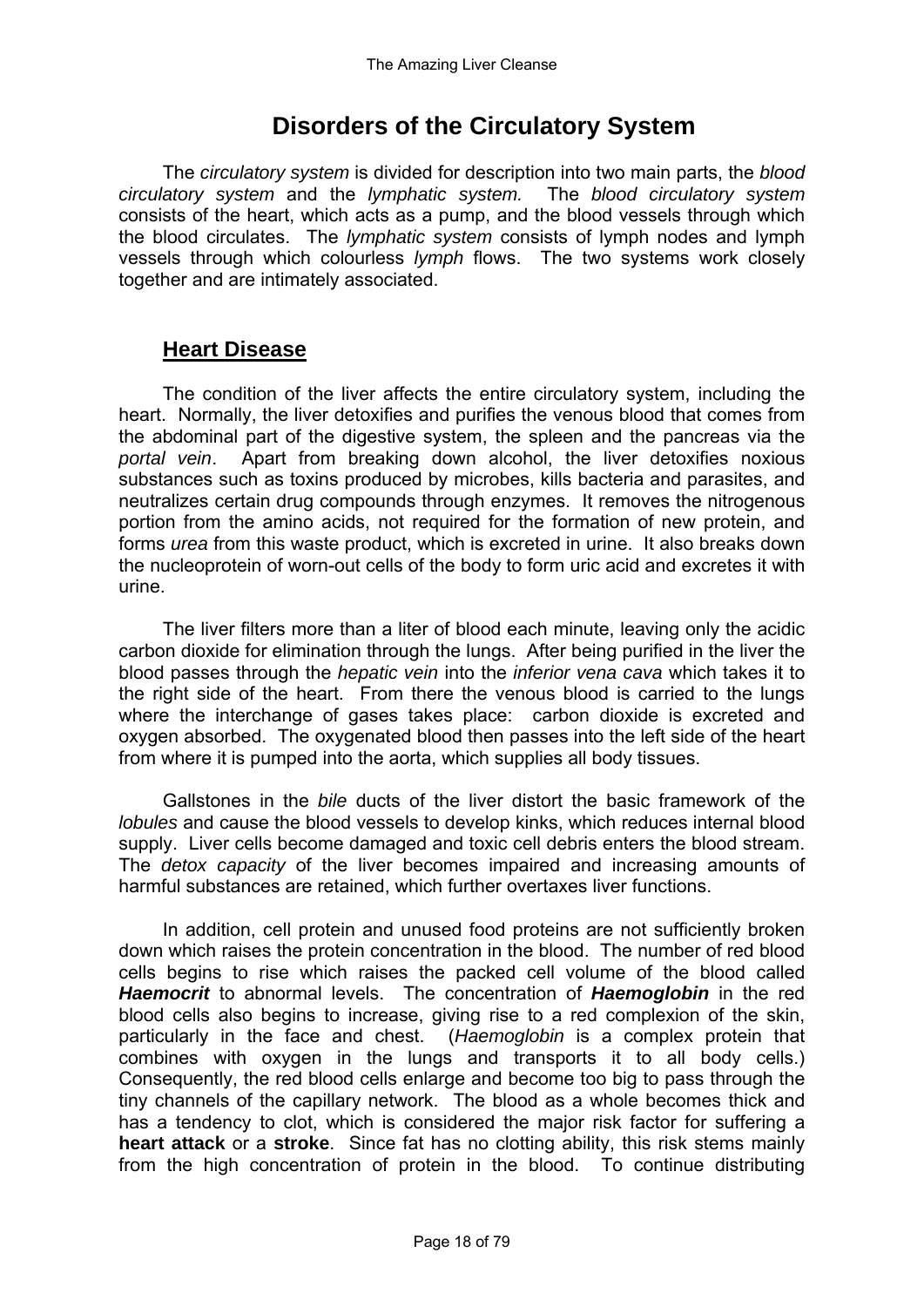# Disorders of the Circulatory System

The *circulatory system* is divided for description into two main parts, the *blood circulatory system* and the *lymphatic system.* The *blood circulatory system* consists of the heart, which acts as a pump, and the blood vessels through which the blood circulates. The *lymphatic system* consists of lymph nodes and lymph vessels through which colourless *lymph* flows. The two systems work closely together and are intimately associated.

## Heart Disease

The condition of the liver affects the entire circulatory system, including the heart. Normally, the liver detoxifies and purifies the venous blood that comes from the abdominal part of the digestive system, the spleen and the pancreas via the *portal vein*. Apart from breaking down alcohol, the liver detoxifies noxious substances such as toxins produced by microbes, kills bacteria and parasites, and neutralizes certain drug compounds through enzymes. It removes the nitrogenous portion from the amino acids, not required for the formation of new protein, and forms *urea* from this waste product, which is excreted in urine. It also breaks down the nucleoprotein of worn-out cells of the body to form uric acid and excretes it with urine.

The liver filters more than a liter of blood each minute, leaving only the acidic carbon dioxide for elimination through the lungs. After being purified in the liver the blood passes through the *hepatic vein* into the *inferior vena cava* which takes it to the right side of the heart. From there the venous blood is carried to the lungs where the interchange of gases takes place: carbon dioxide is excreted and oxygen absorbed. The oxygenated blood then passes into the left side of the heart from where it is pumped into the aorta, which supplies all body tissues.

Gallstones in the *bile* ducts of the liver distort the basic framework of the *lobules* and cause the blood vessels to develop kinks, which reduces internal blood supply. Liver cells become damaged and toxic cell debris enters the blood stream. The *detox capacity* of the liver becomes impaired and increasing amounts of harmful substances are retained, which further overtaxes liver functions.

In addition, cell protein and unused food proteins are not sufficiently broken down which raises the protein concentration in the blood. The number of red blood cells begins to rise which raises the packed cell volume of the blood called ***Haemocrit*** to abnormal levels. The concentration of ***Haemoglobin*** in the red blood cells also begins to increase, giving rise to a red complexion of the skin, particularly in the face and chest. (*Haemoglobin* is a complex protein that combines with oxygen in the lungs and transports it to all body cells.) Consequently, the red blood cells enlarge and become too big to pass through the tiny channels of the capillary network. The blood as a whole becomes thick and has a tendency to clot, which is considered the major risk factor for suffering a **heart attack** or a **stroke**. Since fat has no clotting ability, this risk stems mainly from the high concentration of protein in the blood. To continue distributing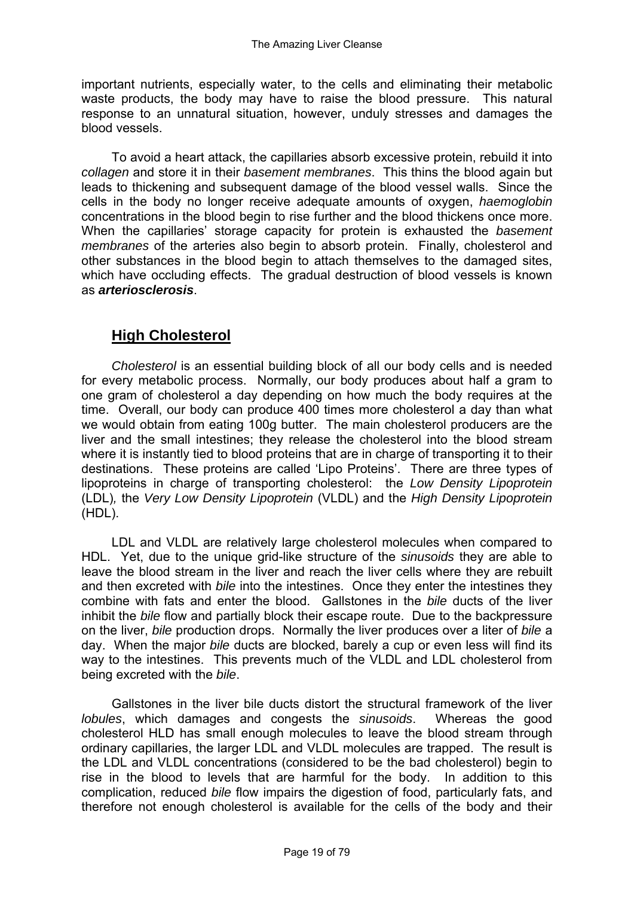important nutrients, especially water, to the cells and eliminating their metabolic waste products, the body may have to raise the blood pressure. This natural response to an unnatural situation, however, unduly stresses and damages the blood vessels.

To avoid a heart attack, the capillaries absorb excessive protein, rebuild it into *collagen* and store it in their *basement membranes*. This thins the blood again but leads to thickening and subsequent damage of the blood vessel walls. Since the cells in the body no longer receive adequate amounts of oxygen, *haemoglobin* concentrations in the blood begin to rise further and the blood thickens once more. When the capillaries' storage capacity for protein is exhausted the *basement membranes* of the arteries also begin to absorb protein. Finally, cholesterol and other substances in the blood begin to attach themselves to the damaged sites, which have occluding effects. The gradual destruction of blood vessels is known as ***arteriosclerosis***.

## High Cholesterol

*Cholesterol* is an essential building block of all our body cells and is needed for every metabolic process. Normally, our body produces about half a gram to one gram of cholesterol a day depending on how much the body requires at the time. Overall, our body can produce 400 times more cholesterol a day than what we would obtain from eating 100g butter. The main cholesterol producers are the liver and the small intestines; they release the cholesterol into the blood stream where it is instantly tied to blood proteins that are in charge of transporting it to their destinations. These proteins are called 'Lipo Proteins'. There are three types of lipoproteins in charge of transporting cholesterol: the *Low Density Lipoprotein* (LDL)*,* the *Very Low Density Lipoprotein* (VLDL) and the *High Density Lipoprotein* (HDL).

LDL and VLDL are relatively large cholesterol molecules when compared to HDL. Yet, due to the unique grid-like structure of the *sinusoids* they are able to leave the blood stream in the liver and reach the liver cells where they are rebuilt and then excreted with *bile* into the intestines. Once they enter the intestines they combine with fats and enter the blood. Gallstones in the *bile* ducts of the liver inhibit the *bile* flow and partially block their escape route. Due to the backpressure on the liver, *bile* production drops. Normally the liver produces over a liter of *bile* a day. When the major *bile* ducts are blocked, barely a cup or even less will find its way to the intestines. This prevents much of the VLDL and LDL cholesterol from being excreted with the *bile*.

Gallstones in the liver bile ducts distort the structural framework of the liver *lobules*, which damages and congests the *sinusoids*. Whereas the good cholesterol HLD has small enough molecules to leave the blood stream through ordinary capillaries, the larger LDL and VLDL molecules are trapped. The result is the LDL and VLDL concentrations (considered to be the bad cholesterol) begin to rise in the blood to levels that are harmful for the body. In addition to this complication, reduced *bile* flow impairs the digestion of food, particularly fats, and therefore not enough cholesterol is available for the cells of the body and their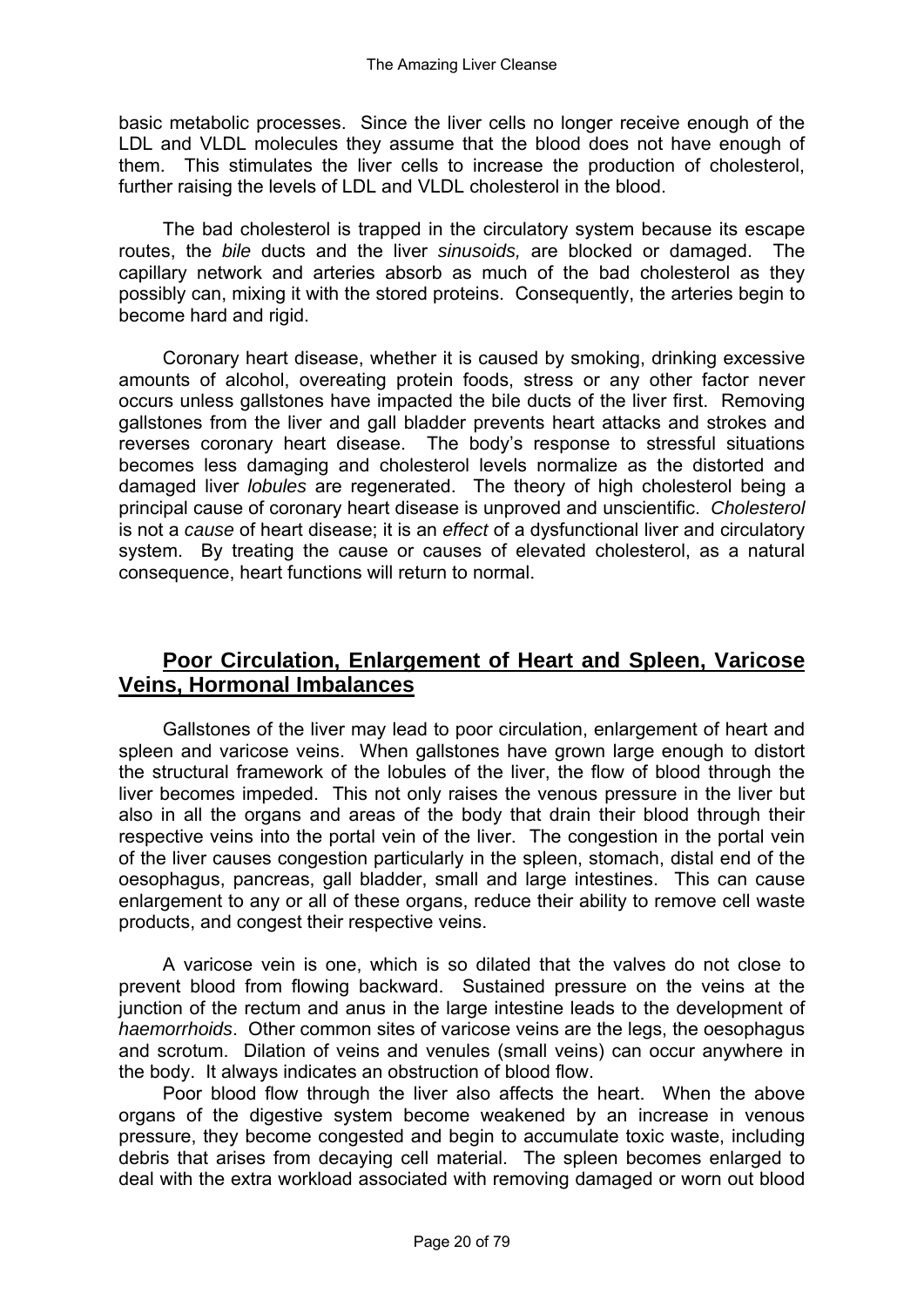basic metabolic processes. Since the liver cells no longer receive enough of the LDL and VLDL molecules they assume that the blood does not have enough of them. This stimulates the liver cells to increase the production of cholesterol, further raising the levels of LDL and VLDL cholesterol in the blood.

The bad cholesterol is trapped in the circulatory system because its escape routes, the *bile* ducts and the liver *sinusoids,* are blocked or damaged. The capillary network and arteries absorb as much of the bad cholesterol as they possibly can, mixing it with the stored proteins. Consequently, the arteries begin to become hard and rigid.

Coronary heart disease, whether it is caused by smoking, drinking excessive amounts of alcohol, overeating protein foods, stress or any other factor never occurs unless gallstones have impacted the bile ducts of the liver first. Removing gallstones from the liver and gall bladder prevents heart attacks and strokes and reverses coronary heart disease. The body's response to stressful situations becomes less damaging and cholesterol levels normalize as the distorted and damaged liver *lobules* are regenerated. The theory of high cholesterol being a principal cause of coronary heart disease is unproved and unscientific. *Cholesterol* is not a *cause* of heart disease; it is an *effect* of a dysfunctional liver and circulatory system. By treating the cause or causes of elevated cholesterol, as a natural consequence, heart functions will return to normal.

## Poor Circulation, Enlargement of Heart and Spleen, Varicose Veins, Hormonal Imbalances

Gallstones of the liver may lead to poor circulation, enlargement of heart and spleen and varicose veins. When gallstones have grown large enough to distort the structural framework of the lobules of the liver, the flow of blood through the liver becomes impeded. This not only raises the venous pressure in the liver but also in all the organs and areas of the body that drain their blood through their respective veins into the portal vein of the liver. The congestion in the portal vein of the liver causes congestion particularly in the spleen, stomach, distal end of the oesophagus, pancreas, gall bladder, small and large intestines. This can cause enlargement to any or all of these organs, reduce their ability to remove cell waste products, and congest their respective veins.

A varicose vein is one, which is so dilated that the valves do not close to prevent blood from flowing backward. Sustained pressure on the veins at the junction of the rectum and anus in the large intestine leads to the development of *haemorrhoids*. Other common sites of varicose veins are the legs, the oesophagus and scrotum. Dilation of veins and venules (small veins) can occur anywhere in the body. It always indicates an obstruction of blood flow.

Poor blood flow through the liver also affects the heart. When the above organs of the digestive system become weakened by an increase in venous pressure, they become congested and begin to accumulate toxic waste, including debris that arises from decaying cell material. The spleen becomes enlarged to deal with the extra workload associated with removing damaged or worn out blood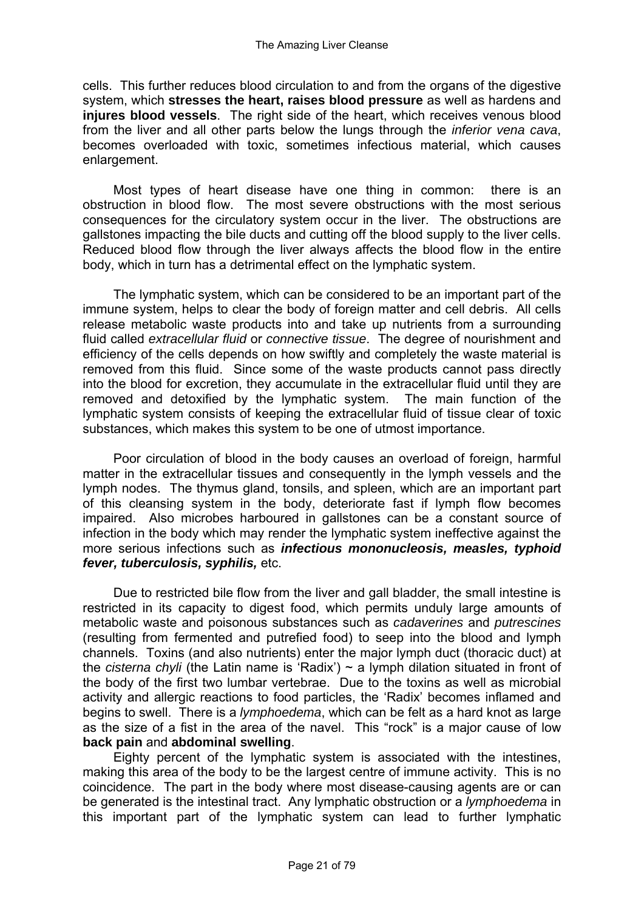cells. This further reduces blood circulation to and from the organs of the digestive system, which **stresses the heart, raises blood pressure** as well as hardens and **injures blood vessels**. The right side of the heart, which receives venous blood from the liver and all other parts below the lungs through the *inferior vena cava*, becomes overloaded with toxic, sometimes infectious material, which causes enlargement.

Most types of heart disease have one thing in common: there is an obstruction in blood flow. The most severe obstructions with the most serious consequences for the circulatory system occur in the liver. The obstructions are gallstones impacting the bile ducts and cutting off the blood supply to the liver cells. Reduced blood flow through the liver always affects the blood flow in the entire body, which in turn has a detrimental effect on the lymphatic system.

The lymphatic system, which can be considered to be an important part of the immune system, helps to clear the body of foreign matter and cell debris. All cells release metabolic waste products into and take up nutrients from a surrounding fluid called *extracellular fluid* or *connective tissue*. The degree of nourishment and efficiency of the cells depends on how swiftly and completely the waste material is removed from this fluid. Since some of the waste products cannot pass directly into the blood for excretion, they accumulate in the extracellular fluid until they are removed and detoxified by the lymphatic system. The main function of the lymphatic system consists of keeping the extracellular fluid of tissue clear of toxic substances, which makes this system to be one of utmost importance.

Poor circulation of blood in the body causes an overload of foreign, harmful matter in the extracellular tissues and consequently in the lymph vessels and the lymph nodes. The thymus gland, tonsils, and spleen, which are an important part of this cleansing system in the body, deteriorate fast if lymph flow becomes impaired. Also microbes harboured in gallstones can be a constant source of infection in the body which may render the lymphatic system ineffective against the more serious infections such as ***infectious mononucleosis, measles, typhoid fever, tuberculosis, syphilis,*** etc.

Due to restricted bile flow from the liver and gall bladder, the small intestine is restricted in its capacity to digest food, which permits unduly large amounts of metabolic waste and poisonous substances such as *cadaverines* and *putrescines* (resulting from fermented and putrefied food) to seep into the blood and lymph channels. Toxins (and also nutrients) enter the major lymph duct (thoracic duct) at the *cisterna chyli* (the Latin name is 'Radix') ~ a lymph dilation situated in front of the body of the first two lumbar vertebrae. Due to the toxins as well as microbial activity and allergic reactions to food particles, the 'Radix' becomes inflamed and begins to swell. There is a *lymphoedema*, which can be felt as a hard knot as large as the size of a fist in the area of the navel. This "rock" is a major cause of low **back pain** and **abdominal swelling**.

Eighty percent of the lymphatic system is associated with the intestines, making this area of the body to be the largest centre of immune activity. This is no coincidence. The part in the body where most disease-causing agents are or can be generated is the intestinal tract. Any lymphatic obstruction or a *lymphoedema* in this important part of the lymphatic system can lead to further lymphatic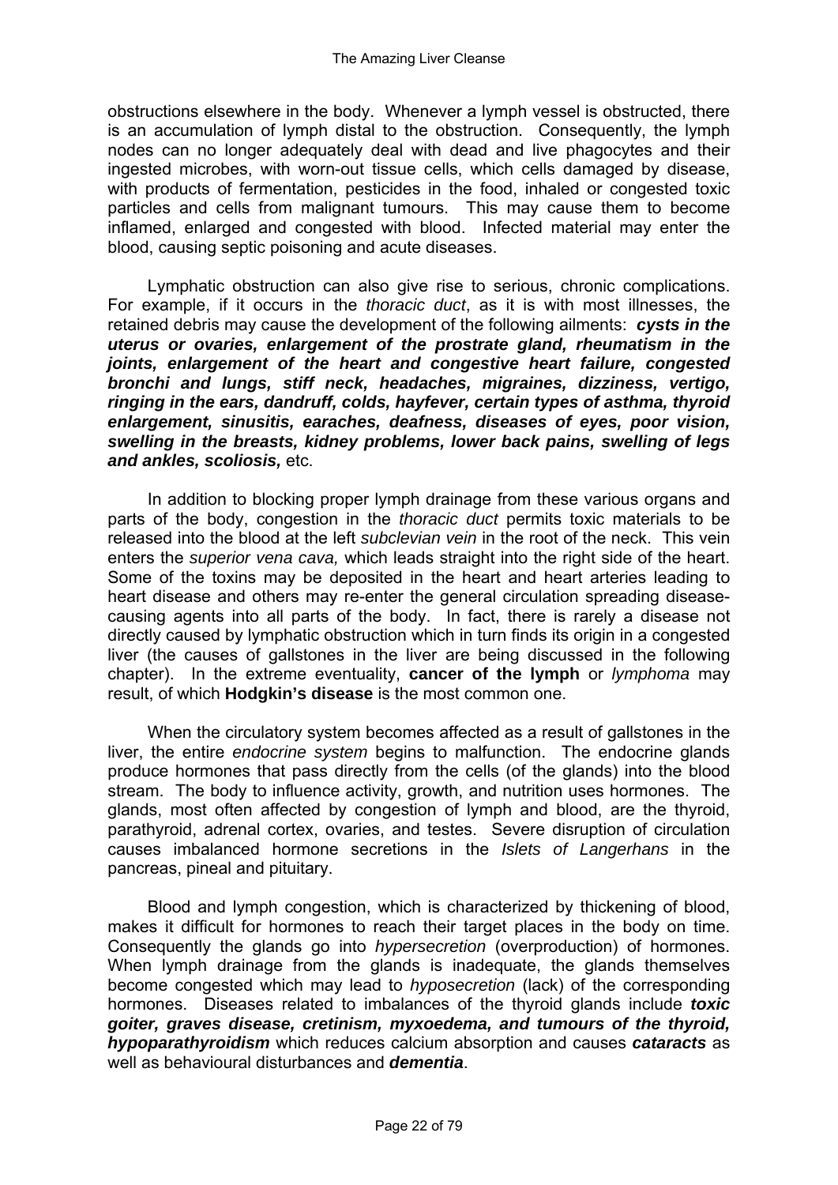obstructions elsewhere in the body. Whenever a lymph vessel is obstructed, there is an accumulation of lymph distal to the obstruction. Consequently, the lymph nodes can no longer adequately deal with dead and live phagocytes and their ingested microbes, with worn-out tissue cells, which cells damaged by disease, with products of fermentation, pesticides in the food, inhaled or congested toxic particles and cells from malignant tumours. This may cause them to become inflamed, enlarged and congested with blood. Infected material may enter the blood, causing septic poisoning and acute diseases.

Lymphatic obstruction can also give rise to serious, chronic complications. For example, if it occurs in the *thoracic duct*, as it is with most illnesses, the retained debris may cause the development of the following ailments: ***cysts in the uterus or ovaries, enlargement of the prostrate gland, rheumatism in the joints, enlargement of the heart and congestive heart failure, congested bronchi and lungs, stiff neck, headaches, migraines, dizziness, vertigo, ringing in the ears, dandruff, colds, hayfever, certain types of asthma, thyroid enlargement, sinusitis, earaches, deafness, diseases of eyes, poor vision, swelling in the breasts, kidney problems, lower back pains, swelling of legs and ankles, scoliosis,*** etc.

In addition to blocking proper lymph drainage from these various organs and parts of the body, congestion in the *thoracic duct* permits toxic materials to be released into the blood at the left *subclevian vein* in the root of the neck. This vein enters the *superior vena cava,* which leads straight into the right side of the heart. Some of the toxins may be deposited in the heart and heart arteries leading to heart disease and others may re-enter the general circulation spreading disease-causing agents into all parts of the body. In fact, there is rarely a disease not directly caused by lymphatic obstruction which in turn finds its origin in a congested liver (the causes of gallstones in the liver are being discussed in the following chapter). In the extreme eventuality, **cancer of the lymph** or *lymphoma* may result, of which **Hodgkin's disease** is the most common one.

When the circulatory system becomes affected as a result of gallstones in the liver, the entire *endocrine system* begins to malfunction. The endocrine glands produce hormones that pass directly from the cells (of the glands) into the blood stream. The body to influence activity, growth, and nutrition uses hormones. The glands, most often affected by congestion of lymph and blood, are the thyroid, parathyroid, adrenal cortex, ovaries, and testes. Severe disruption of circulation causes imbalanced hormone secretions in the *Islets of Langerhans* in the pancreas, pineal and pituitary.

Blood and lymph congestion, which is characterized by thickening of blood, makes it difficult for hormones to reach their target places in the body on time. Consequently the glands go into *hypersecretion* (overproduction) of hormones. When lymph drainage from the glands is inadequate, the glands themselves become congested which may lead to *hyposecretion* (lack) of the corresponding hormones. Diseases related to imbalances of the thyroid glands include ***toxic goiter, graves disease, cretinism, myxoedema, and tumours of the thyroid, hypoparathyroidism*** which reduces calcium absorption and causes ***cataracts*** as well as behavioural disturbances and ***dementia***.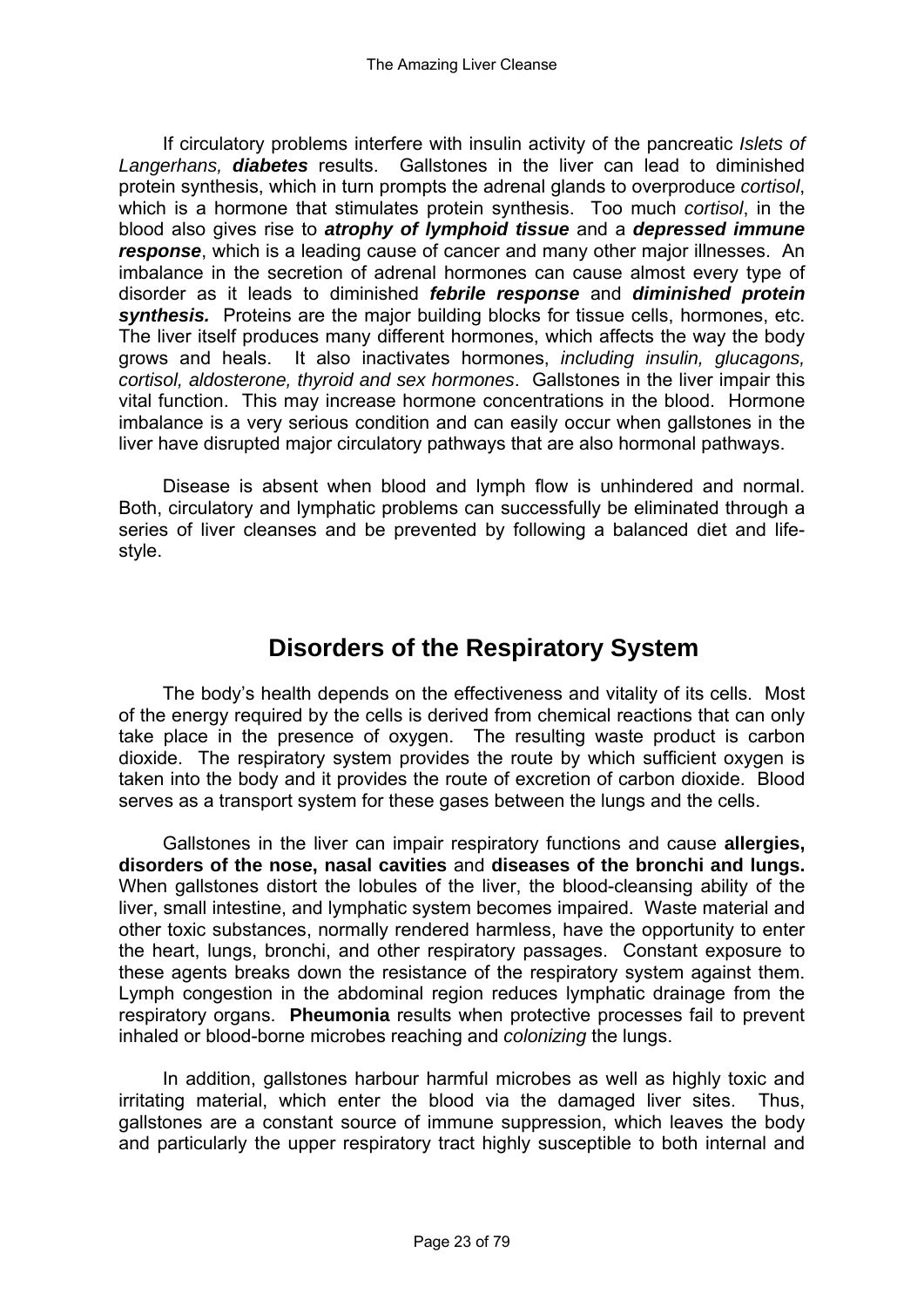If circulatory problems interfere with insulin activity of the pancreatic *Islets of Langerhans,* ***diabetes*** results. Gallstones in the liver can lead to diminished protein synthesis, which in turn prompts the adrenal glands to overproduce *cortisol*, which is a hormone that stimulates protein synthesis. Too much *cortisol*, in the blood also gives rise to ***atrophy of lymphoid tissue*** and a ***depressed immune response***, which is a leading cause of cancer and many other major illnesses. An imbalance in the secretion of adrenal hormones can cause almost every type of disorder as it leads to diminished ***febrile response*** and ***diminished protein synthesis.*** Proteins are the major building blocks for tissue cells, hormones, etc. The liver itself produces many different hormones, which affects the way the body grows and heals. It also inactivates hormones, *including insulin, glucagons, cortisol, aldosterone, thyroid and sex hormones*. Gallstones in the liver impair this vital function. This may increase hormone concentrations in the blood. Hormone imbalance is a very serious condition and can easily occur when gallstones in the liver have disrupted major circulatory pathways that are also hormonal pathways.

Disease is absent when blood and lymph flow is unhindered and normal. Both, circulatory and lymphatic problems can successfully be eliminated through a series of liver cleanses and be prevented by following a balanced diet and life-style.

## Disorders of the Respiratory System

The body's health depends on the effectiveness and vitality of its cells. Most of the energy required by the cells is derived from chemical reactions that can only take place in the presence of oxygen. The resulting waste product is carbon dioxide. The respiratory system provides the route by which sufficient oxygen is taken into the body and it provides the route of excretion of carbon dioxide. Blood serves as a transport system for these gases between the lungs and the cells.

Gallstones in the liver can impair respiratory functions and cause **allergies, disorders of the nose, nasal cavities** and **diseases of the bronchi and lungs.** When gallstones distort the lobules of the liver, the blood-cleansing ability of the liver, small intestine, and lymphatic system becomes impaired. Waste material and other toxic substances, normally rendered harmless, have the opportunity to enter the heart, lungs, bronchi, and other respiratory passages. Constant exposure to these agents breaks down the resistance of the respiratory system against them. Lymph congestion in the abdominal region reduces lymphatic drainage from the respiratory organs. **Pheumonia** results when protective processes fail to prevent inhaled or blood-borne microbes reaching and *colonizing* the lungs.

In addition, gallstones harbour harmful microbes as well as highly toxic and irritating material, which enter the blood via the damaged liver sites. Thus, gallstones are a constant source of immune suppression, which leaves the body and particularly the upper respiratory tract highly susceptible to both internal and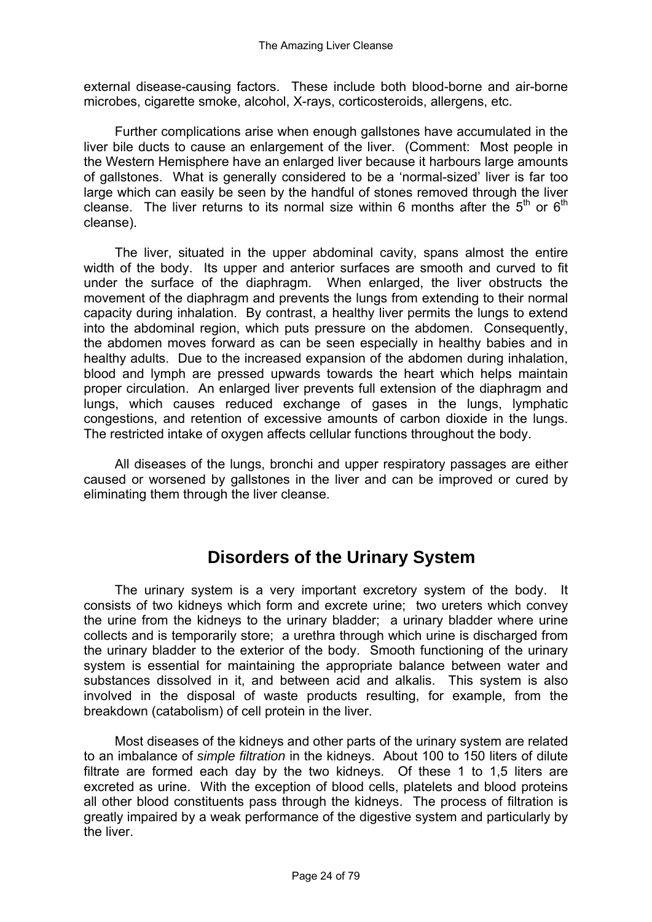external disease-causing factors. These include both blood-borne and air-borne microbes, cigarette smoke, alcohol, X-rays, corticosteroids, allergens, etc.

Further complications arise when enough gallstones have accumulated in the liver bile ducts to cause an enlargement of the liver. (Comment: Most people in the Western Hemisphere have an enlarged liver because it harbours large amounts of gallstones. What is generally considered to be a 'normal-sized' liver is far too large which can easily be seen by the handful of stones removed through the liver cleanse. The liver returns to its normal size within 6 months after the $5^{th}$ or $6^{th}$ cleanse).

The liver, situated in the upper abdominal cavity, spans almost the entire width of the body. Its upper and anterior surfaces are smooth and curved to fit under the surface of the diaphragm. When enlarged, the liver obstructs the movement of the diaphragm and prevents the lungs from extending to their normal capacity during inhalation. By contrast, a healthy liver permits the lungs to extend into the abdominal region, which puts pressure on the abdomen. Consequently, the abdomen moves forward as can be seen especially in healthy babies and in healthy adults. Due to the increased expansion of the abdomen during inhalation, blood and lymph are pressed upwards towards the heart which helps maintain proper circulation. An enlarged liver prevents full extension of the diaphragm and lungs, which causes reduced exchange of gases in the lungs, lymphatic congestions, and retention of excessive amounts of carbon dioxide in the lungs. The restricted intake of oxygen affects cellular functions throughout the body.

All diseases of the lungs, bronchi and upper respiratory passages are either caused or worsened by gallstones in the liver and can be improved or cured by eliminating them through the liver cleanse.

## Disorders of the Urinary System

The urinary system is a very important excretory system of the body. It consists of two kidneys which form and excrete urine; two ureters which convey the urine from the kidneys to the urinary bladder; a urinary bladder where urine collects and is temporarily store; a urethra through which urine is discharged from the urinary bladder to the exterior of the body. Smooth functioning of the urinary system is essential for maintaining the appropriate balance between water and substances dissolved in it, and between acid and alkalis. This system is also involved in the disposal of waste products resulting, for example, from the breakdown (catabolism) of cell protein in the liver.

Most diseases of the kidneys and other parts of the urinary system are related to an imbalance of *simple filtration* in the kidneys. About 100 to 150 liters of dilute filtrate are formed each day by the two kidneys. Of these 1 to 1,5 liters are excreted as urine. With the exception of blood cells, platelets and blood proteins all other blood constituents pass through the kidneys. The process of filtration is greatly impaired by a weak performance of the digestive system and particularly by the liver.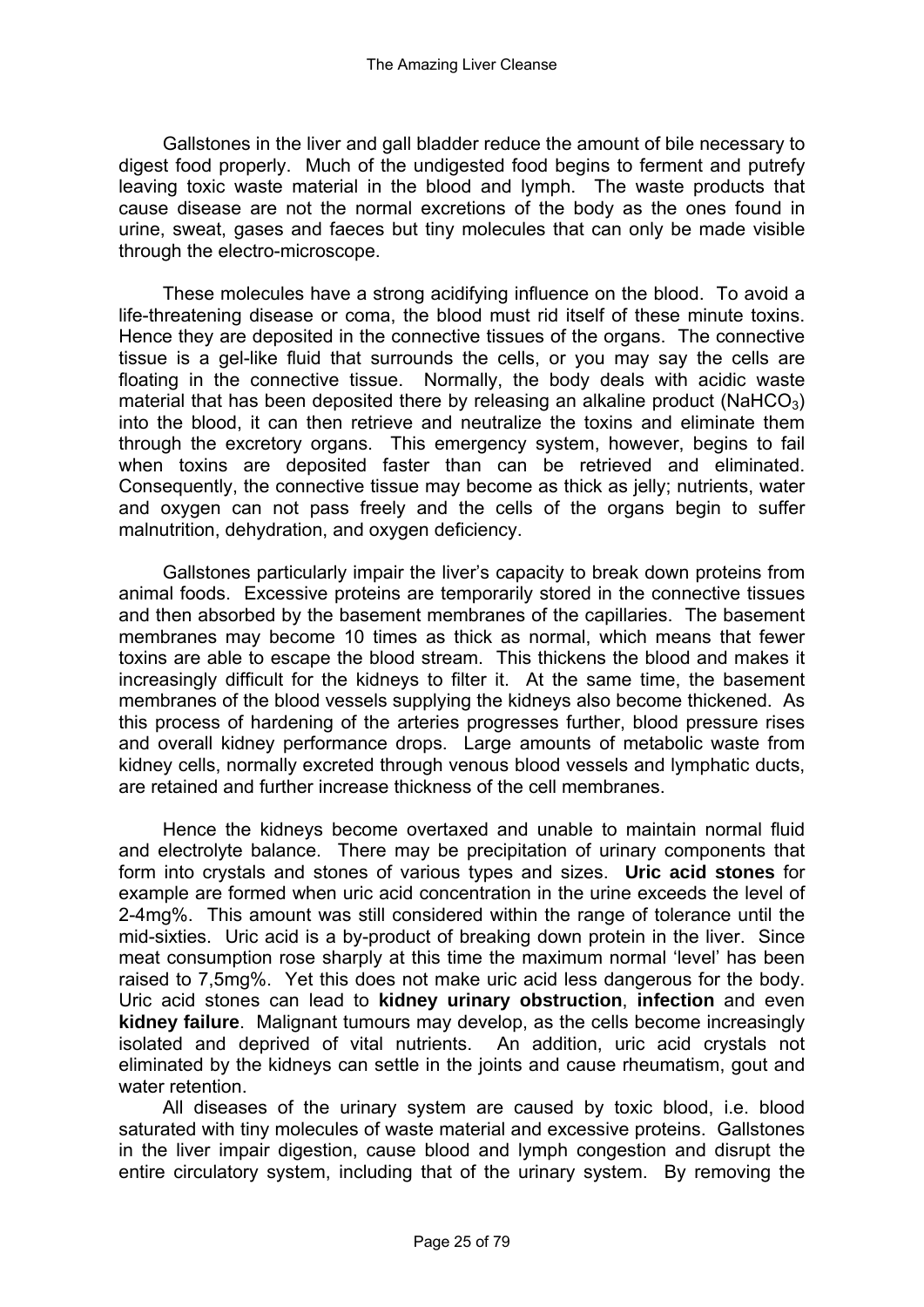Gallstones in the liver and gall bladder reduce the amount of bile necessary to digest food properly. Much of the undigested food begins to ferment and putrefy leaving toxic waste material in the blood and lymph. The waste products that cause disease are not the normal excretions of the body as the ones found in urine, sweat, gases and faeces but tiny molecules that can only be made visible through the electro-microscope.

These molecules have a strong acidifying influence on the blood. To avoid a life-threatening disease or coma, the blood must rid itself of these minute toxins. Hence they are deposited in the connective tissues of the organs. The connective tissue is a gel-like fluid that surrounds the cells, or you may say the cells are floating in the connective tissue. Normally, the body deals with acidic waste material that has been deposited there by releasing an alkaline product ($NaHCO_3$) into the blood, it can then retrieve and neutralize the toxins and eliminate them through the excretory organs. This emergency system, however, begins to fail when toxins are deposited faster than can be retrieved and eliminated. Consequently, the connective tissue may become as thick as jelly; nutrients, water and oxygen can not pass freely and the cells of the organs begin to suffer malnutrition, dehydration, and oxygen deficiency.

Gallstones particularly impair the liver's capacity to break down proteins from animal foods. Excessive proteins are temporarily stored in the connective tissues and then absorbed by the basement membranes of the capillaries. The basement membranes may become 10 times as thick as normal, which means that fewer toxins are able to escape the blood stream. This thickens the blood and makes it increasingly difficult for the kidneys to filter it. At the same time, the basement membranes of the blood vessels supplying the kidneys also become thickened. As this process of hardening of the arteries progresses further, blood pressure rises and overall kidney performance drops. Large amounts of metabolic waste from kidney cells, normally excreted through venous blood vessels and lymphatic ducts, are retained and further increase thickness of the cell membranes.

Hence the kidneys become overtaxed and unable to maintain normal fluid and electrolyte balance. There may be precipitation of urinary components that form into crystals and stones of various types and sizes. **Uric acid stones** for example are formed when uric acid concentration in the urine exceeds the level of 2-4mg%. This amount was still considered within the range of tolerance until the mid-sixties. Uric acid is a by-product of breaking down protein in the liver. Since meat consumption rose sharply at this time the maximum normal 'level' has been raised to 7,5mg%. Yet this does not make uric acid less dangerous for the body. Uric acid stones can lead to **kidney urinary obstruction**, **infection** and even **kidney failure**. Malignant tumours may develop, as the cells become increasingly isolated and deprived of vital nutrients. An addition, uric acid crystals not eliminated by the kidneys can settle in the joints and cause rheumatism, gout and water retention.

All diseases of the urinary system are caused by toxic blood, i.e. blood saturated with tiny molecules of waste material and excessive proteins. Gallstones in the liver impair digestion, cause blood and lymph congestion and disrupt the entire circulatory system, including that of the urinary system. By removing the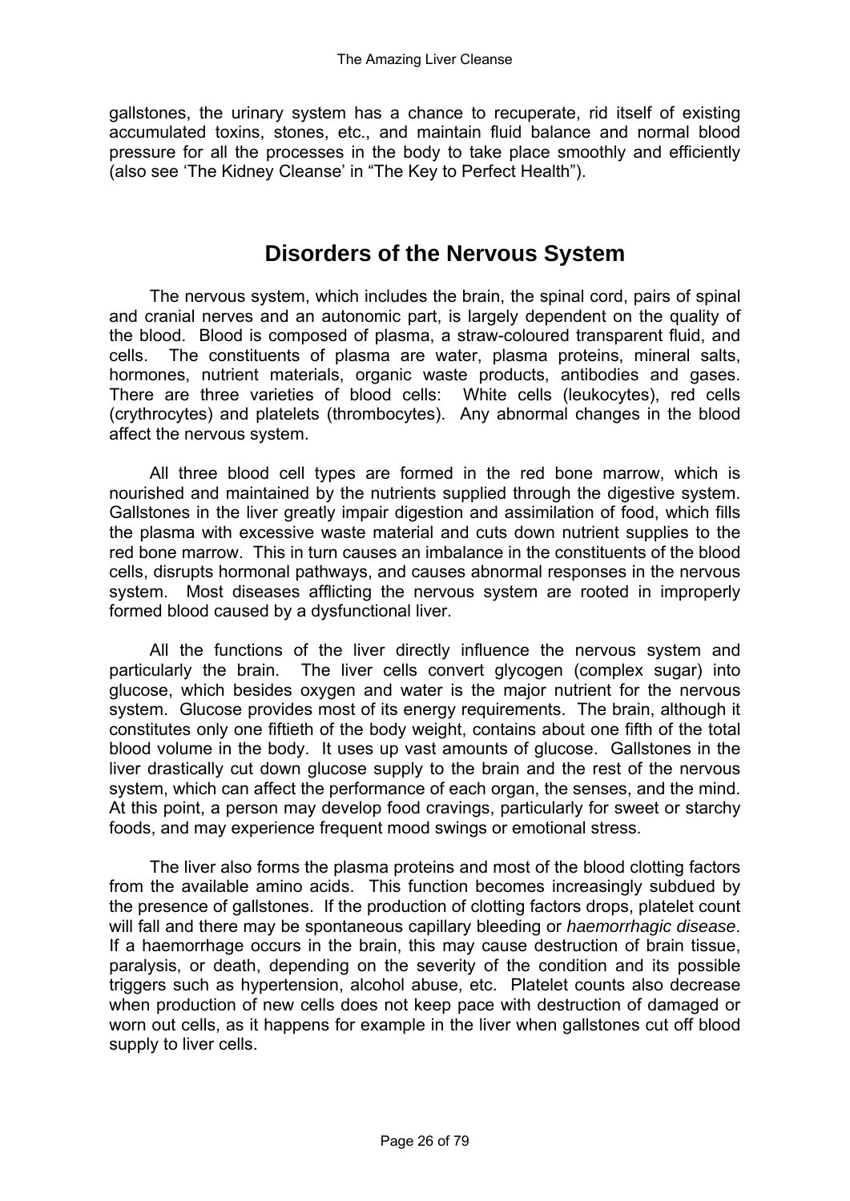gallstones, the urinary system has a chance to recuperate, rid itself of existing accumulated toxins, stones, etc., and maintain fluid balance and normal blood pressure for all the processes in the body to take place smoothly and efficiently (also see 'The Kidney Cleanse' in "The Key to Perfect Health").

## Disorders of the Nervous System

The nervous system, which includes the brain, the spinal cord, pairs of spinal and cranial nerves and an autonomic part, is largely dependent on the quality of the blood. Blood is composed of plasma, a straw-coloured transparent fluid, and cells. The constituents of plasma are water, plasma proteins, mineral salts, hormones, nutrient materials, organic waste products, antibodies and gases. There are three varieties of blood cells: White cells (leukocytes), red cells (crythrocytes) and platelets (thrombocytes). Any abnormal changes in the blood affect the nervous system.

All three blood cell types are formed in the red bone marrow, which is nourished and maintained by the nutrients supplied through the digestive system. Gallstones in the liver greatly impair digestion and assimilation of food, which fills the plasma with excessive waste material and cuts down nutrient supplies to the red bone marrow. This in turn causes an imbalance in the constituents of the blood cells, disrupts hormonal pathways, and causes abnormal responses in the nervous system. Most diseases afflicting the nervous system are rooted in improperly formed blood caused by a dysfunctional liver.

All the functions of the liver directly influence the nervous system and particularly the brain. The liver cells convert glycogen (complex sugar) into glucose, which besides oxygen and water is the major nutrient for the nervous system. Glucose provides most of its energy requirements. The brain, although it constitutes only one fiftieth of the body weight, contains about one fifth of the total blood volume in the body. It uses up vast amounts of glucose. Gallstones in the liver drastically cut down glucose supply to the brain and the rest of the nervous system, which can affect the performance of each organ, the senses, and the mind. At this point, a person may develop food cravings, particularly for sweet or starchy foods, and may experience frequent mood swings or emotional stress.

The liver also forms the plasma proteins and most of the blood clotting factors from the available amino acids. This function becomes increasingly subdued by the presence of gallstones. If the production of clotting factors drops, platelet count will fall and there may be spontaneous capillary bleeding or *haemorrhagic disease*. If a haemorrhage occurs in the brain, this may cause destruction of brain tissue, paralysis, or death, depending on the severity of the condition and its possible triggers such as hypertension, alcohol abuse, etc. Platelet counts also decrease when production of new cells does not keep pace with destruction of damaged or worn out cells, as it happens for example in the liver when gallstones cut off blood supply to liver cells.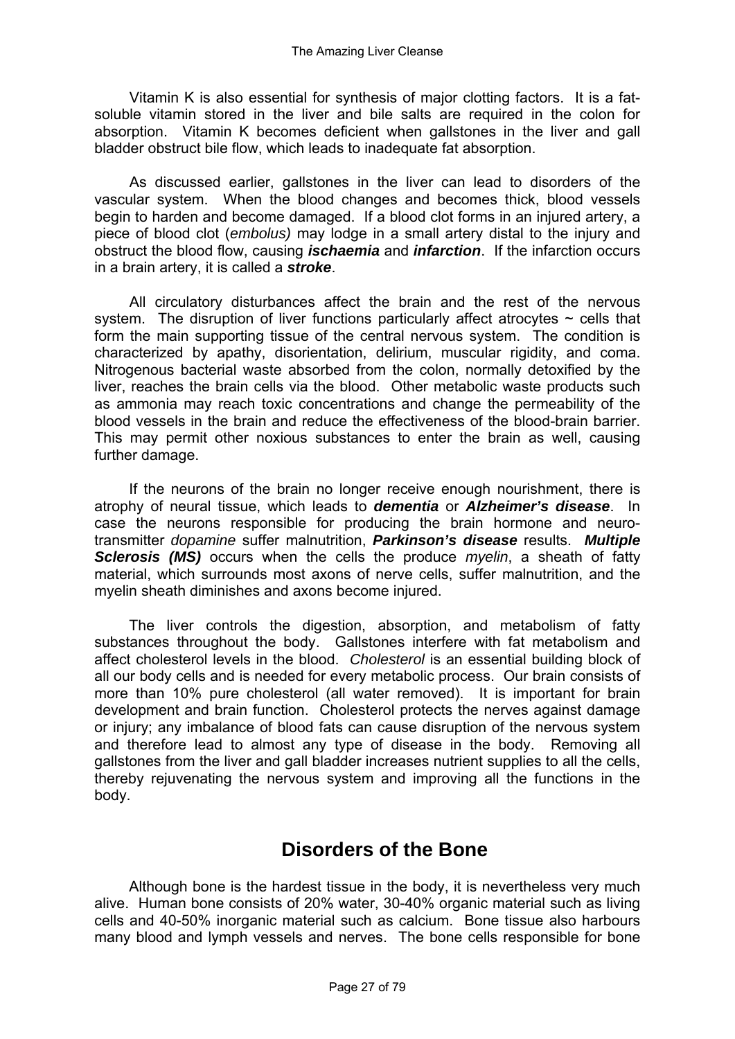Vitamin K is also essential for synthesis of major clotting factors. It is a fat-soluble vitamin stored in the liver and bile salts are required in the colon for absorption. Vitamin K becomes deficient when gallstones in the liver and gall bladder obstruct bile flow, which leads to inadequate fat absorption.

As discussed earlier, gallstones in the liver can lead to disorders of the vascular system. When the blood changes and becomes thick, blood vessels begin to harden and become damaged. If a blood clot forms in an injured artery, a piece of blood clot (*embolus)* may lodge in a small artery distal to the injury and obstruct the blood flow, causing ***ischaemia*** and ***infarction***. If the infarction occurs in a brain artery, it is called a ***stroke***.

All circulatory disturbances affect the brain and the rest of the nervous system. The disruption of liver functions particularly affect atrocytes ~ cells that form the main supporting tissue of the central nervous system. The condition is characterized by apathy, disorientation, delirium, muscular rigidity, and coma. Nitrogenous bacterial waste absorbed from the colon, normally detoxified by the liver, reaches the brain cells via the blood. Other metabolic waste products such as ammonia may reach toxic concentrations and change the permeability of the blood vessels in the brain and reduce the effectiveness of the blood-brain barrier. This may permit other noxious substances to enter the brain as well, causing further damage.

If the neurons of the brain no longer receive enough nourishment, there is atrophy of neural tissue, which leads to ***dementia*** or ***Alzheimer's disease***. In case the neurons responsible for producing the brain hormone and neuro-transmitter *dopamine* suffer malnutrition, ***Parkinson's disease*** results. ***Multiple Sclerosis (MS)*** occurs when the cells the produce *myelin*, a sheath of fatty material, which surrounds most axons of nerve cells, suffer malnutrition, and the myelin sheath diminishes and axons become injured.

The liver controls the digestion, absorption, and metabolism of fatty substances throughout the body. Gallstones interfere with fat metabolism and affect cholesterol levels in the blood. *Cholesterol* is an essential building block of all our body cells and is needed for every metabolic process. Our brain consists of more than 10% pure cholesterol (all water removed). It is important for brain development and brain function. Cholesterol protects the nerves against damage or injury; any imbalance of blood fats can cause disruption of the nervous system and therefore lead to almost any type of disease in the body. Removing all gallstones from the liver and gall bladder increases nutrient supplies to all the cells, thereby rejuvenating the nervous system and improving all the functions in the body.

## Disorders of the Bone

Although bone is the hardest tissue in the body, it is nevertheless very much alive. Human bone consists of 20% water, 30-40% organic material such as living cells and 40-50% inorganic material such as calcium. Bone tissue also harbours many blood and lymph vessels and nerves. The bone cells responsible for bone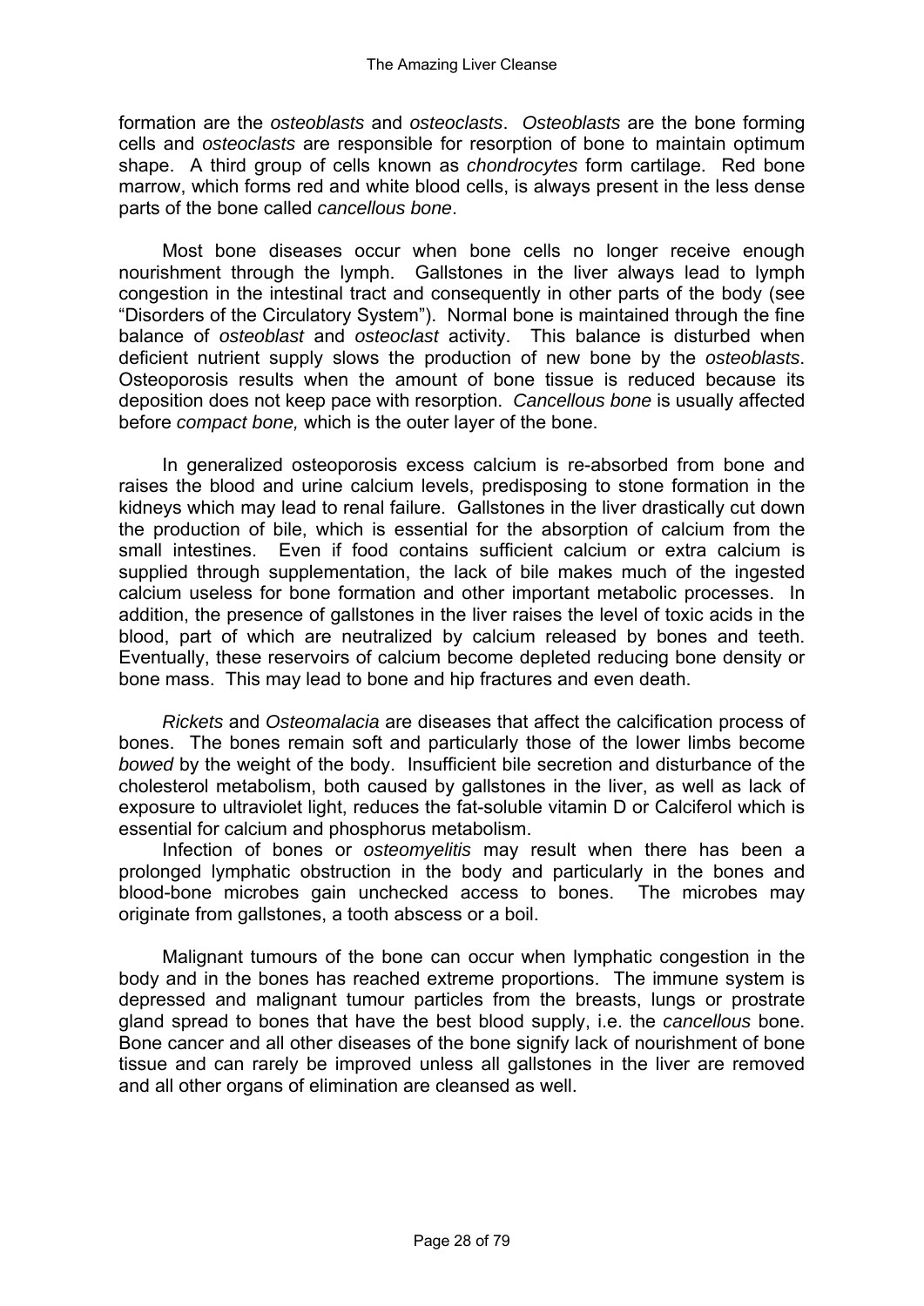formation are the *osteoblasts* and *osteoclasts*. *Osteoblasts* are the bone forming cells and *osteoclasts* are responsible for resorption of bone to maintain optimum shape. A third group of cells known as *chondrocytes* form cartilage. Red bone marrow, which forms red and white blood cells, is always present in the less dense parts of the bone called *cancellous bone*.

Most bone diseases occur when bone cells no longer receive enough nourishment through the lymph. Gallstones in the liver always lead to lymph congestion in the intestinal tract and consequently in other parts of the body (see "Disorders of the Circulatory System"). Normal bone is maintained through the fine balance of *osteoblast* and *osteoclast* activity. This balance is disturbed when deficient nutrient supply slows the production of new bone by the *osteoblasts*. Osteoporosis results when the amount of bone tissue is reduced because its deposition does not keep pace with resorption. *Cancellous bone* is usually affected before *compact bone,* which is the outer layer of the bone.

In generalized osteoporosis excess calcium is re-absorbed from bone and raises the blood and urine calcium levels, predisposing to stone formation in the kidneys which may lead to renal failure. Gallstones in the liver drastically cut down the production of bile, which is essential for the absorption of calcium from the small intestines. Even if food contains sufficient calcium or extra calcium is supplied through supplementation, the lack of bile makes much of the ingested calcium useless for bone formation and other important metabolic processes. In addition, the presence of gallstones in the liver raises the level of toxic acids in the blood, part of which are neutralized by calcium released by bones and teeth. Eventually, these reservoirs of calcium become depleted reducing bone density or bone mass. This may lead to bone and hip fractures and even death.

*Rickets* and *Osteomalacia* are diseases that affect the calcification process of bones. The bones remain soft and particularly those of the lower limbs become *bowed* by the weight of the body. Insufficient bile secretion and disturbance of the cholesterol metabolism, both caused by gallstones in the liver, as well as lack of exposure to ultraviolet light, reduces the fat-soluble vitamin D or Calciferol which is essential for calcium and phosphorus metabolism.

Infection of bones or *osteomyelitis* may result when there has been a prolonged lymphatic obstruction in the body and particularly in the bones and blood-bone microbes gain unchecked access to bones. The microbes may originate from gallstones, a tooth abscess or a boil.

Malignant tumours of the bone can occur when lymphatic congestion in the body and in the bones has reached extreme proportions. The immune system is depressed and malignant tumour particles from the breasts, lungs or prostrate gland spread to bones that have the best blood supply, i.e. the *cancellous* bone. Bone cancer and all other diseases of the bone signify lack of nourishment of bone tissue and can rarely be improved unless all gallstones in the liver are removed and all other organs of elimination are cleansed as well.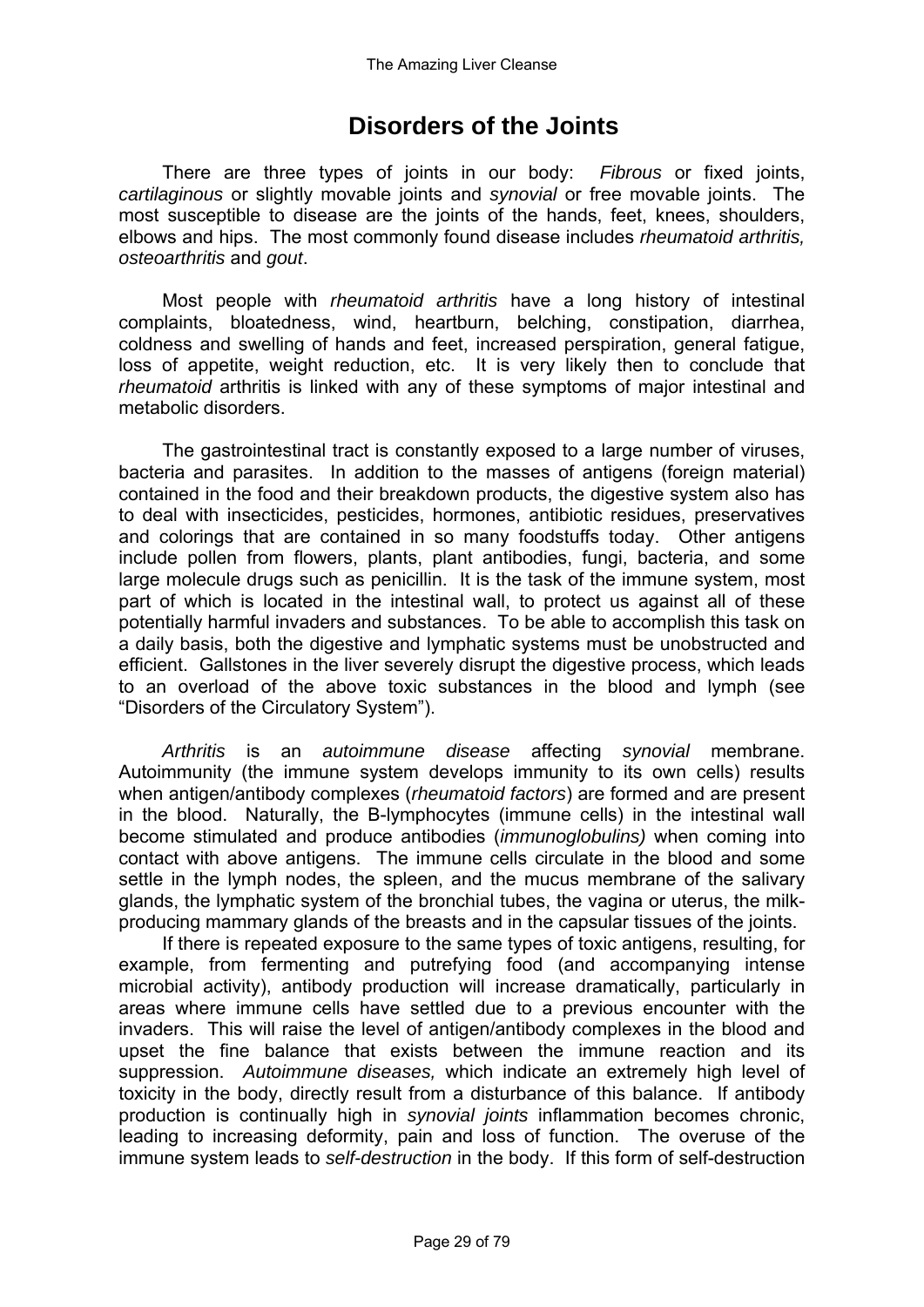# Disorders of the Joints

There are three types of joints in our body: *Fibrous* or fixed joints, *cartilaginous* or slightly movable joints and *synovial* or free movable joints. The most susceptible to disease are the joints of the hands, feet, knees, shoulders, elbows and hips. The most commonly found disease includes *rheumatoid arthritis, osteoarthritis* and *gout*.

Most people with *rheumatoid arthritis* have a long history of intestinal complaints, bloatedness, wind, heartburn, belching, constipation, diarrhea, coldness and swelling of hands and feet, increased perspiration, general fatigue, loss of appetite, weight reduction, etc. It is very likely then to conclude that *rheumatoid* arthritis is linked with any of these symptoms of major intestinal and metabolic disorders.

The gastrointestinal tract is constantly exposed to a large number of viruses, bacteria and parasites. In addition to the masses of antigens (foreign material) contained in the food and their breakdown products, the digestive system also has to deal with insecticides, pesticides, hormones, antibiotic residues, preservatives and colorings that are contained in so many foodstuffs today. Other antigens include pollen from flowers, plants, plant antibodies, fungi, bacteria, and some large molecule drugs such as penicillin. It is the task of the immune system, most part of which is located in the intestinal wall, to protect us against all of these potentially harmful invaders and substances. To be able to accomplish this task on a daily basis, both the digestive and lymphatic systems must be unobstructed and efficient. Gallstones in the liver severely disrupt the digestive process, which leads to an overload of the above toxic substances in the blood and lymph (see "Disorders of the Circulatory System").

*Arthritis* is an *autoimmune disease* affecting *synovial* membrane. Autoimmunity (the immune system develops immunity to its own cells) results when antigen/antibody complexes (*rheumatoid factors*) are formed and are present in the blood. Naturally, the B-lymphocytes (immune cells) in the intestinal wall become stimulated and produce antibodies (*immunoglobulins)* when coming into contact with above antigens. The immune cells circulate in the blood and some settle in the lymph nodes, the spleen, and the mucus membrane of the salivary glands, the lymphatic system of the bronchial tubes, the vagina or uterus, the milk-producing mammary glands of the breasts and in the capsular tissues of the joints.

If there is repeated exposure to the same types of toxic antigens, resulting, for example, from fermenting and putrefying food (and accompanying intense microbial activity), antibody production will increase dramatically, particularly in areas where immune cells have settled due to a previous encounter with the invaders. This will raise the level of antigen/antibody complexes in the blood and upset the fine balance that exists between the immune reaction and its suppression. *Autoimmune diseases,* which indicate an extremely high level of toxicity in the body, directly result from a disturbance of this balance. If antibody production is continually high in *synovial joints* inflammation becomes chronic, leading to increasing deformity, pain and loss of function. The overuse of the immune system leads to *self-destruction* in the body. If this form of self-destruction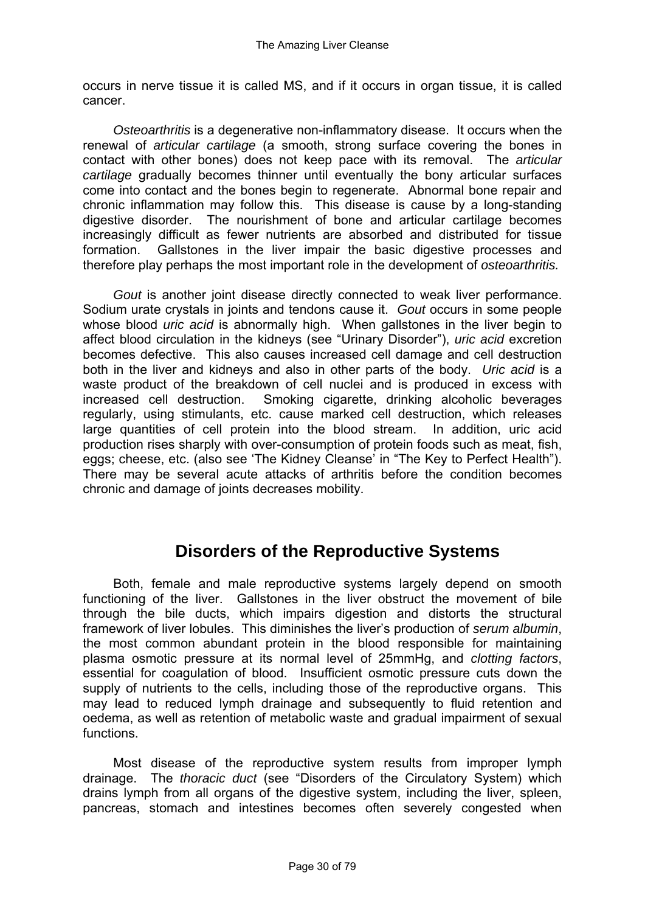occurs in nerve tissue it is called MS, and if it occurs in organ tissue, it is called cancer.

*Osteoarthritis* is a degenerative non-inflammatory disease. It occurs when the renewal of *articular cartilage* (a smooth, strong surface covering the bones in contact with other bones) does not keep pace with its removal. The *articular cartilage* gradually becomes thinner until eventually the bony articular surfaces come into contact and the bones begin to regenerate. Abnormal bone repair and chronic inflammation may follow this. This disease is cause by a long-standing digestive disorder. The nourishment of bone and articular cartilage becomes increasingly difficult as fewer nutrients are absorbed and distributed for tissue formation. Gallstones in the liver impair the basic digestive processes and therefore play perhaps the most important role in the development of *osteoarthritis.*

*Gout* is another joint disease directly connected to weak liver performance. Sodium urate crystals in joints and tendons cause it. *Gout* occurs in some people whose blood *uric acid* is abnormally high. When gallstones in the liver begin to affect blood circulation in the kidneys (see "Urinary Disorder"), *uric acid* excretion becomes defective. This also causes increased cell damage and cell destruction both in the liver and kidneys and also in other parts of the body. *Uric acid* is a waste product of the breakdown of cell nuclei and is produced in excess with increased cell destruction. Smoking cigarette, drinking alcoholic beverages regularly, using stimulants, etc. cause marked cell destruction, which releases large quantities of cell protein into the blood stream. In addition, uric acid production rises sharply with over-consumption of protein foods such as meat, fish, eggs; cheese, etc. (also see 'The Kidney Cleanse' in "The Key to Perfect Health"). There may be several acute attacks of arthritis before the condition becomes chronic and damage of joints decreases mobility.

## Disorders of the Reproductive Systems

Both, female and male reproductive systems largely depend on smooth functioning of the liver. Gallstones in the liver obstruct the movement of bile through the bile ducts, which impairs digestion and distorts the structural framework of liver lobules. This diminishes the liver's production of *serum albumin*, the most common abundant protein in the blood responsible for maintaining plasma osmotic pressure at its normal level of 25mmHg, and *clotting factors*, essential for coagulation of blood. Insufficient osmotic pressure cuts down the supply of nutrients to the cells, including those of the reproductive organs. This may lead to reduced lymph drainage and subsequently to fluid retention and oedema, as well as retention of metabolic waste and gradual impairment of sexual functions.

Most disease of the reproductive system results from improper lymph drainage. The *thoracic duct* (see "Disorders of the Circulatory System) which drains lymph from all organs of the digestive system, including the liver, spleen, pancreas, stomach and intestines becomes often severely congested when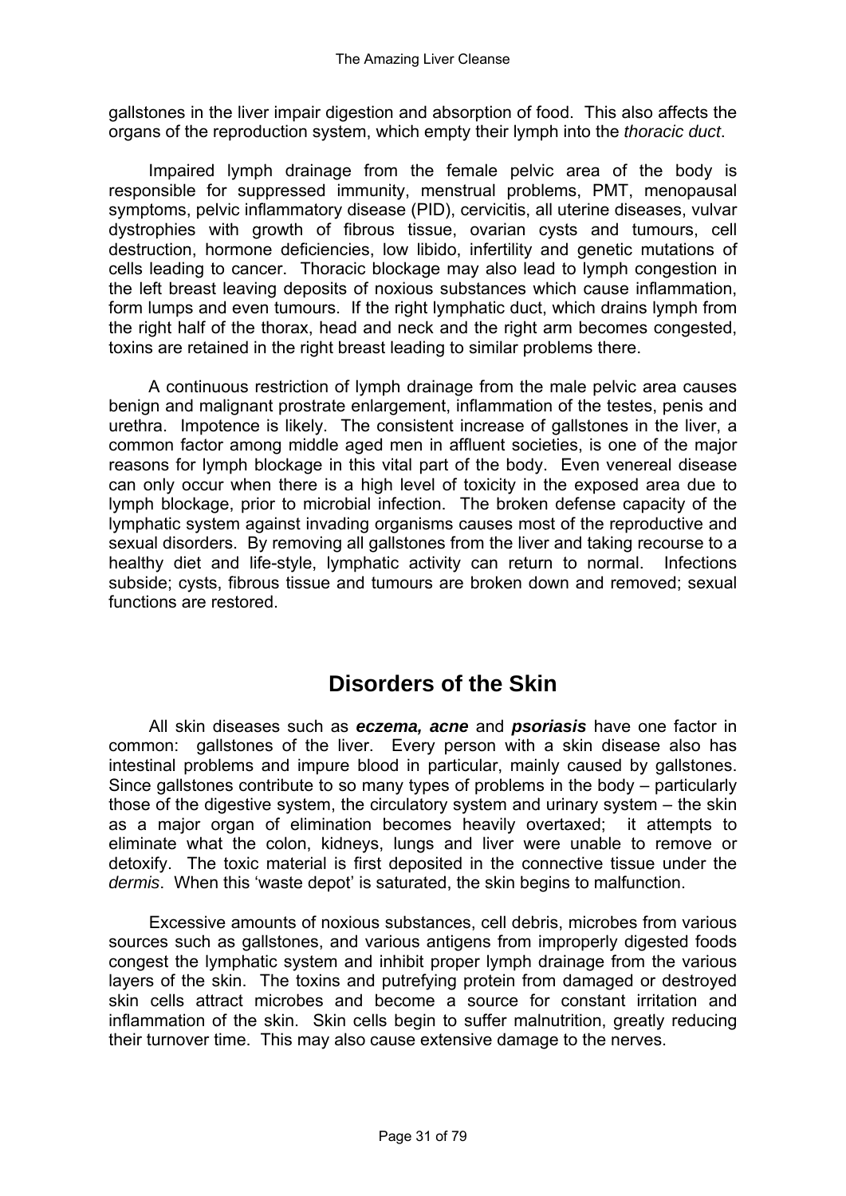gallstones in the liver impair digestion and absorption of food. This also affects the organs of the reproduction system, which empty their lymph into the *thoracic duct*.

Impaired lymph drainage from the female pelvic area of the body is responsible for suppressed immunity, menstrual problems, PMT, menopausal symptoms, pelvic inflammatory disease (PID), cervicitis, all uterine diseases, vulvar dystrophies with growth of fibrous tissue, ovarian cysts and tumours, cell destruction, hormone deficiencies, low libido, infertility and genetic mutations of cells leading to cancer. Thoracic blockage may also lead to lymph congestion in the left breast leaving deposits of noxious substances which cause inflammation, form lumps and even tumours. If the right lymphatic duct, which drains lymph from the right half of the thorax, head and neck and the right arm becomes congested, toxins are retained in the right breast leading to similar problems there.

A continuous restriction of lymph drainage from the male pelvic area causes benign and malignant prostrate enlargement, inflammation of the testes, penis and urethra. Impotence is likely. The consistent increase of gallstones in the liver, a common factor among middle aged men in affluent societies, is one of the major reasons for lymph blockage in this vital part of the body. Even venereal disease can only occur when there is a high level of toxicity in the exposed area due to lymph blockage, prior to microbial infection. The broken defense capacity of the lymphatic system against invading organisms causes most of the reproductive and sexual disorders. By removing all gallstones from the liver and taking recourse to a healthy diet and life-style, lymphatic activity can return to normal. Infections subside; cysts, fibrous tissue and tumours are broken down and removed; sexual functions are restored.

## Disorders of the Skin

All skin diseases such as ***eczema, acne*** and ***psoriasis*** have one factor in common: gallstones of the liver. Every person with a skin disease also has intestinal problems and impure blood in particular, mainly caused by gallstones. Since gallstones contribute to so many types of problems in the body – particularly those of the digestive system, the circulatory system and urinary system – the skin as a major organ of elimination becomes heavily overtaxed; it attempts to eliminate what the colon, kidneys, lungs and liver were unable to remove or detoxify. The toxic material is first deposited in the connective tissue under the *dermis*. When this 'waste depot' is saturated, the skin begins to malfunction.

Excessive amounts of noxious substances, cell debris, microbes from various sources such as gallstones, and various antigens from improperly digested foods congest the lymphatic system and inhibit proper lymph drainage from the various layers of the skin. The toxins and putrefying protein from damaged or destroyed skin cells attract microbes and become a source for constant irritation and inflammation of the skin. Skin cells begin to suffer malnutrition, greatly reducing their turnover time. This may also cause extensive damage to the nerves.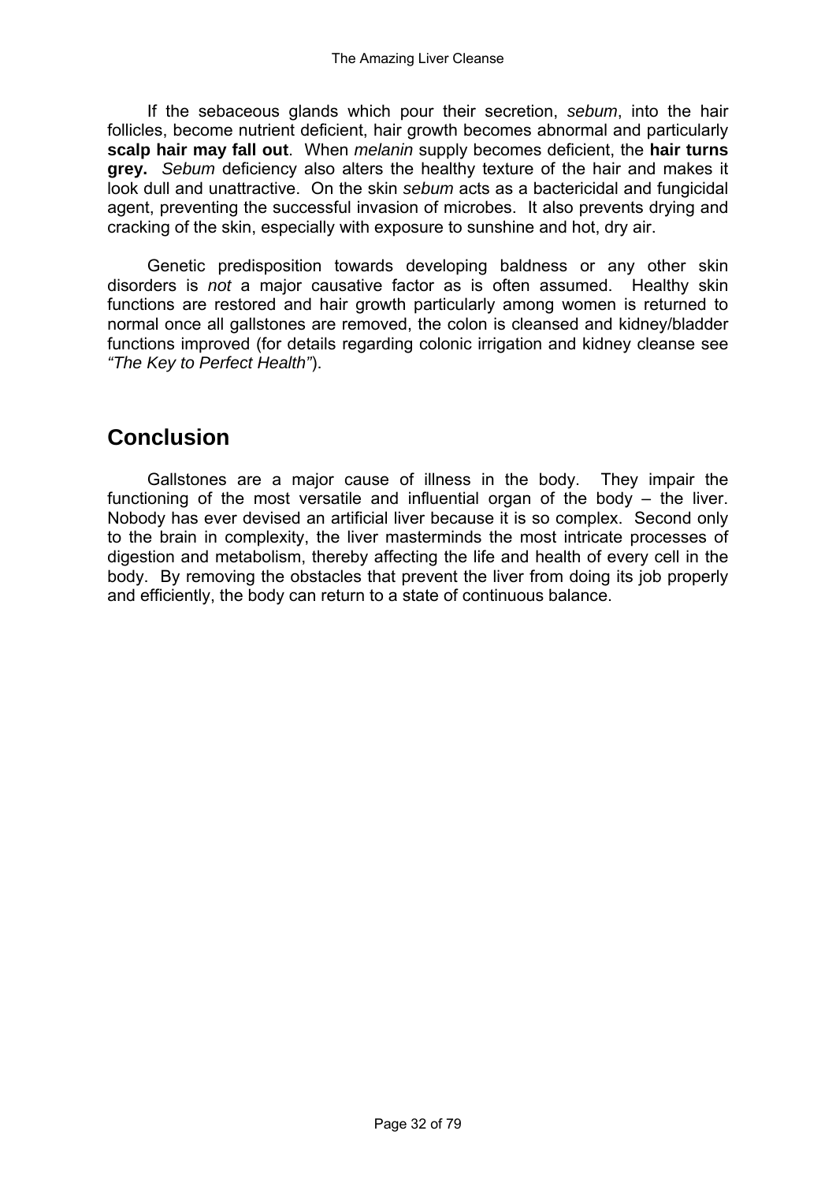If the sebaceous glands which pour their secretion, *sebum*, into the hair follicles, become nutrient deficient, hair growth becomes abnormal and particularly **scalp hair may fall out**. When *melanin* supply becomes deficient, the **hair turns grey.** *Sebum* deficiency also alters the healthy texture of the hair and makes it look dull and unattractive. On the skin *sebum* acts as a bactericidal and fungicidal agent, preventing the successful invasion of microbes. It also prevents drying and cracking of the skin, especially with exposure to sunshine and hot, dry air.

Genetic predisposition towards developing baldness or any other skin disorders is *not* a major causative factor as is often assumed. Healthy skin functions are restored and hair growth particularly among women is returned to normal once all gallstones are removed, the colon is cleansed and kidney/bladder functions improved (for details regarding colonic irrigation and kidney cleanse see *"The Key to Perfect Health"*).

## Conclusion

Gallstones are a major cause of illness in the body. They impair the functioning of the most versatile and influential organ of the body – the liver. Nobody has ever devised an artificial liver because it is so complex. Second only to the brain in complexity, the liver masterminds the most intricate processes of digestion and metabolism, thereby affecting the life and health of every cell in the body. By removing the obstacles that prevent the liver from doing its job properly and efficiently, the body can return to a state of continuous balance.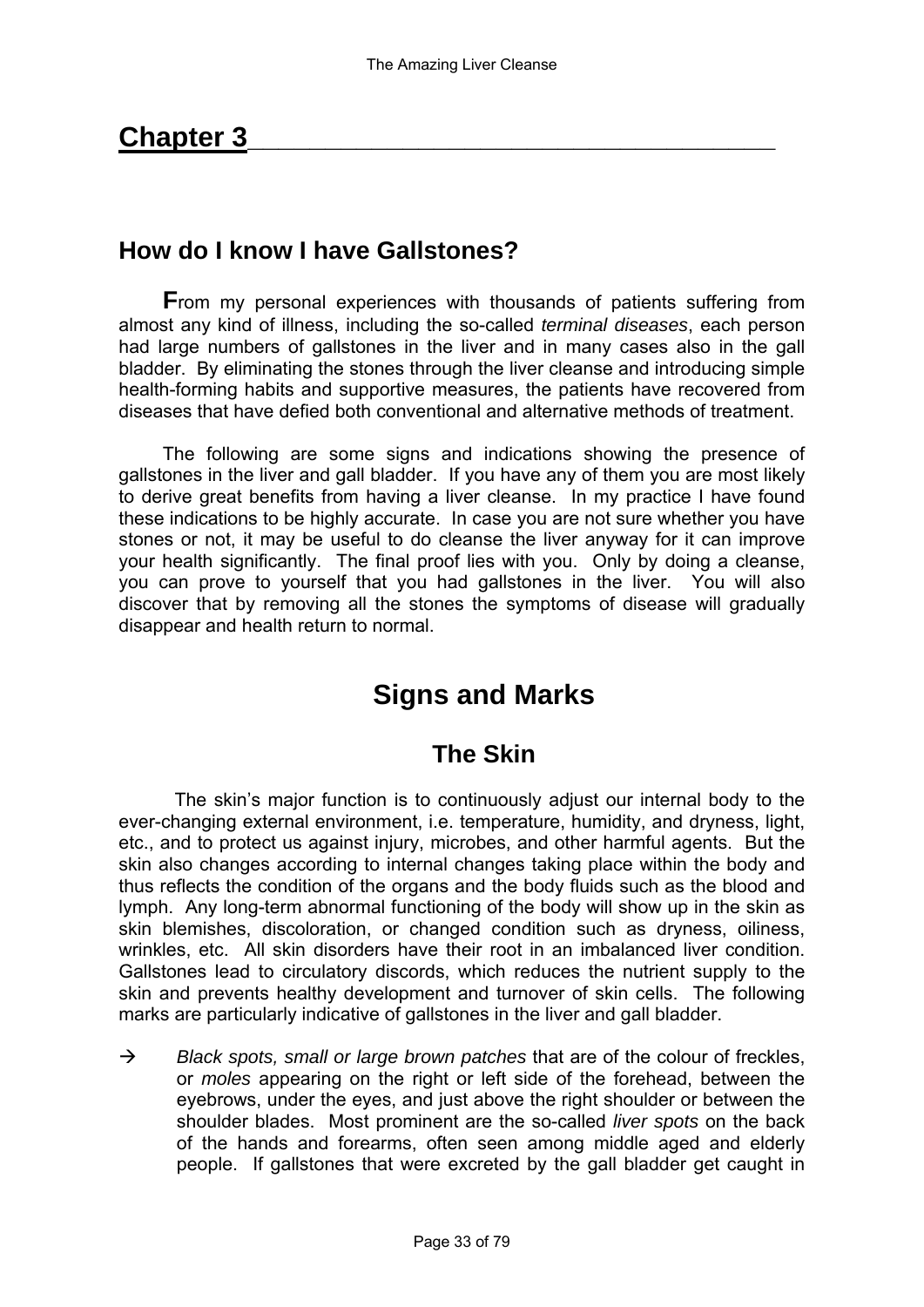# Chapter 3

## How do I know I have Gallstones?

**F**rom my personal experiences with thousands of patients suffering from almost any kind of illness, including the so-called *terminal diseases*, each person had large numbers of gallstones in the liver and in many cases also in the gall bladder. By eliminating the stones through the liver cleanse and introducing simple health-forming habits and supportive measures, the patients have recovered from diseases that have defied both conventional and alternative methods of treatment.

The following are some signs and indications showing the presence of gallstones in the liver and gall bladder. If you have any of them you are most likely to derive great benefits from having a liver cleanse. In my practice I have found these indications to be highly accurate. In case you are not sure whether you have stones or not, it may be useful to do cleanse the liver anyway for it can improve your health significantly. The final proof lies with you. Only by doing a cleanse, you can prove to yourself that you had gallstones in the liver. You will also discover that by removing all the stones the symptoms of disease will gradually disappear and health return to normal.

## Signs and Marks

### The Skin

The skin's major function is to continuously adjust our internal body to the ever-changing external environment, i.e. temperature, humidity, and dryness, light, etc., and to protect us against injury, microbes, and other harmful agents. But the skin also changes according to internal changes taking place within the body and thus reflects the condition of the organs and the body fluids such as the blood and lymph. Any long-term abnormal functioning of the body will show up in the skin as skin blemishes, discoloration, or changed condition such as dryness, oiliness, wrinkles, etc. All skin disorders have their root in an imbalanced liver condition. Gallstones lead to circulatory discords, which reduces the nutrient supply to the skin and prevents healthy development and turnover of skin cells. The following marks are particularly indicative of gallstones in the liver and gall bladder.

→ *Black spots, small or large brown patches* that are of the colour of freckles, or *moles* appearing on the right or left side of the forehead, between the eyebrows, under the eyes, and just above the right shoulder or between the shoulder blades. Most prominent are the so-called *liver spots* on the back of the hands and forearms, often seen among middle aged and elderly people. If gallstones that were excreted by the gall bladder get caught in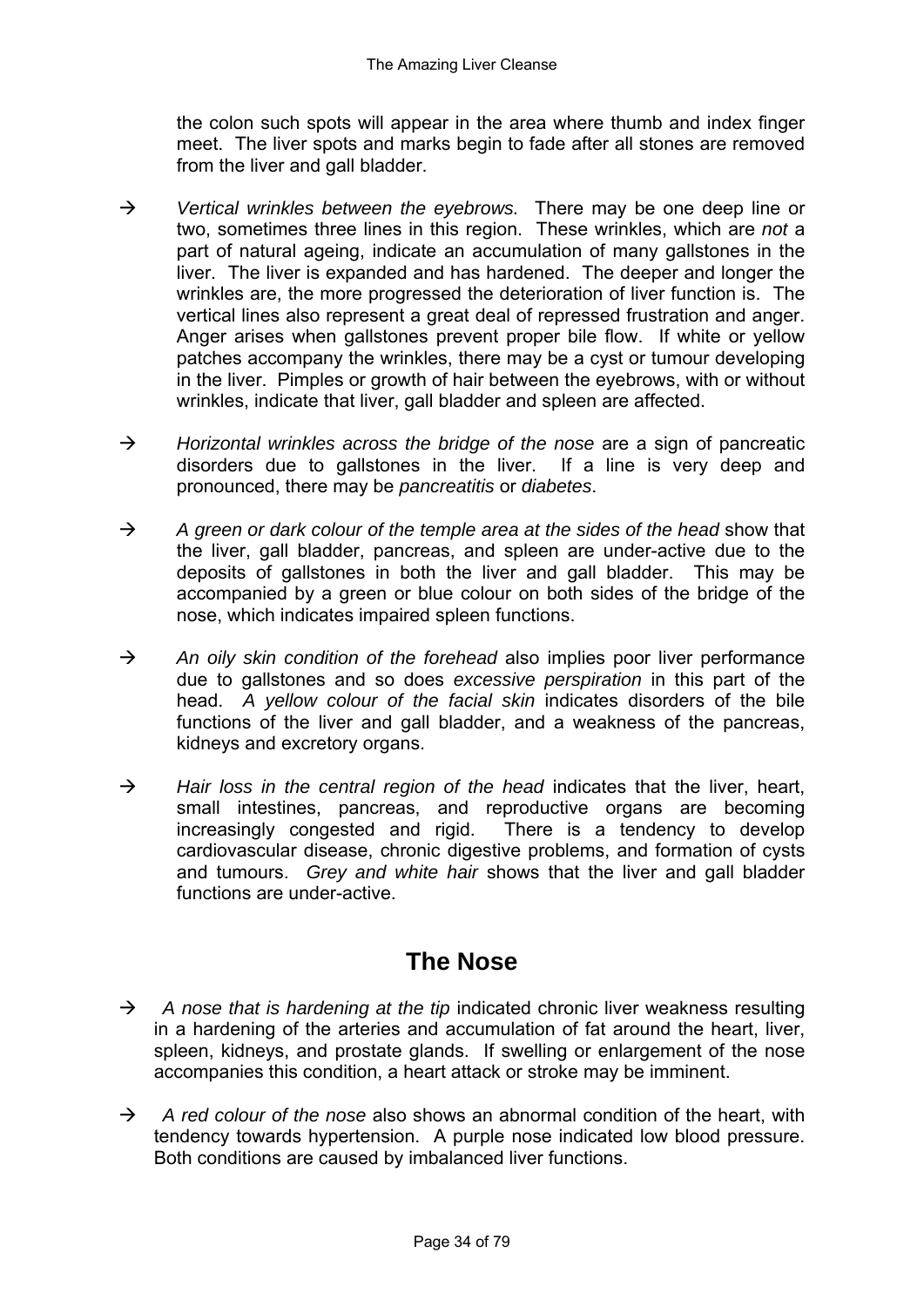the colon such spots will appear in the area where thumb and index finger meet. The liver spots and marks begin to fade after all stones are removed from the liver and gall bladder.

→ *Vertical wrinkles between the eyebrows.* There may be one deep line or two, sometimes three lines in this region. These wrinkles, which are *not* a part of natural ageing, indicate an accumulation of many gallstones in the liver. The liver is expanded and has hardened. The deeper and longer the wrinkles are, the more progressed the deterioration of liver function is. The vertical lines also represent a great deal of repressed frustration and anger. Anger arises when gallstones prevent proper bile flow. If white or yellow patches accompany the wrinkles, there may be a cyst or tumour developing in the liver. Pimples or growth of hair between the eyebrows, with or without wrinkles, indicate that liver, gall bladder and spleen are affected.

→ *Horizontal wrinkles across the bridge of the nose* are a sign of pancreatic disorders due to gallstones in the liver. If a line is very deep and pronounced, there may be *pancreatitis* or *diabetes*.

→ *A green or dark colour of the temple area at the sides of the head* show that the liver, gall bladder, pancreas, and spleen are under-active due to the deposits of gallstones in both the liver and gall bladder. This may be accompanied by a green or blue colour on both sides of the bridge of the nose, which indicates impaired spleen functions.

→ *An oily skin condition of the forehead* also implies poor liver performance due to gallstones and so does *excessive perspiration* in this part of the head. *A yellow colour of the facial skin* indicates disorders of the bile functions of the liver and gall bladder, and a weakness of the pancreas, kidneys and excretory organs.

→ *Hair loss in the central region of the head* indicates that the liver, heart, small intestines, pancreas, and reproductive organs are becoming increasingly congested and rigid. There is a tendency to develop cardiovascular disease, chronic digestive problems, and formation of cysts and tumours. *Grey and white hair* shows that the liver and gall bladder functions are under-active.

## The Nose

→ *A nose that is hardening at the tip* indicated chronic liver weakness resulting in a hardening of the arteries and accumulation of fat around the heart, liver, spleen, kidneys, and prostate glands. If swelling or enlargement of the nose accompanies this condition, a heart attack or stroke may be imminent.

→ *A red colour of the nose* also shows an abnormal condition of the heart, with tendency towards hypertension. A purple nose indicated low blood pressure. Both conditions are caused by imbalanced liver functions.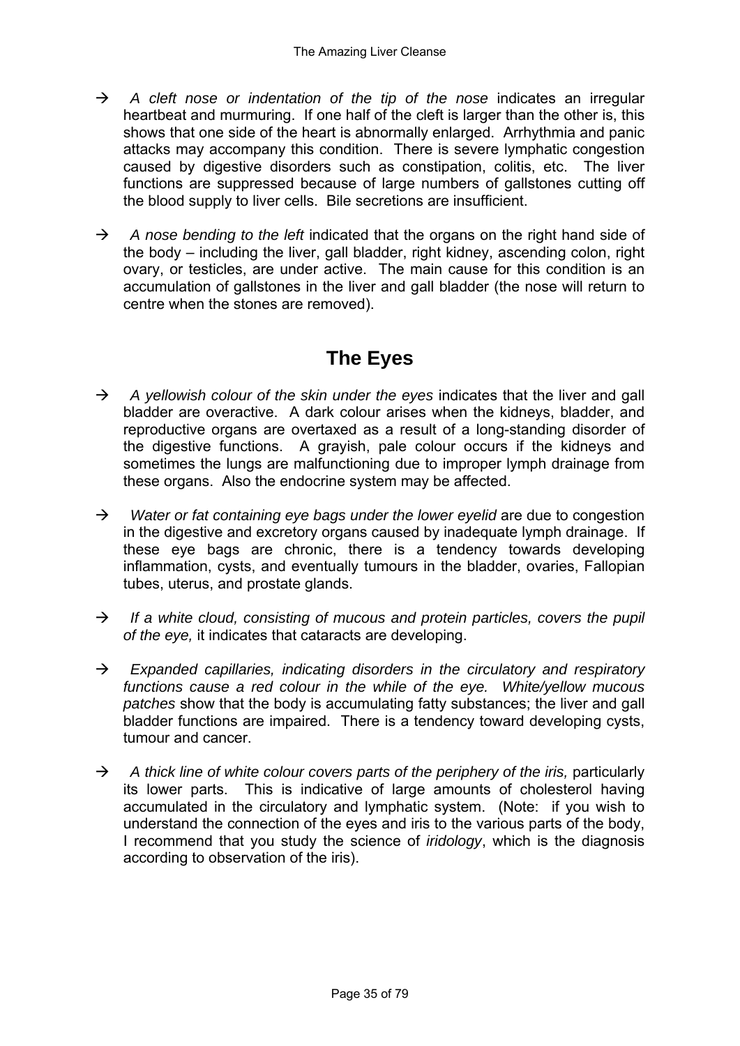- → *A cleft nose or indentation of the tip of the nose* indicates an irregular heartbeat and murmuring. If one half of the cleft is larger than the other is, this shows that one side of the heart is abnormally enlarged. Arrhythmia and panic attacks may accompany this condition. There is severe lymphatic congestion caused by digestive disorders such as constipation, colitis, etc. The liver functions are suppressed because of large numbers of gallstones cutting off the blood supply to liver cells. Bile secretions are insufficient.

- → *A nose bending to the left* indicated that the organs on the right hand side of the body – including the liver, gall bladder, right kidney, ascending colon, right ovary, or testicles, are under active. The main cause for this condition is an accumulation of gallstones in the liver and gall bladder (the nose will return to centre when the stones are removed).

## The Eyes

- → *A yellowish colour of the skin under the eyes* indicates that the liver and gall bladder are overactive. A dark colour arises when the kidneys, bladder, and reproductive organs are overtaxed as a result of a long-standing disorder of the digestive functions. A grayish, pale colour occurs if the kidneys and sometimes the lungs are malfunctioning due to improper lymph drainage from these organs. Also the endocrine system may be affected.

- → *Water or fat containing eye bags under the lower eyelid* are due to congestion in the digestive and excretory organs caused by inadequate lymph drainage. If these eye bags are chronic, there is a tendency towards developing inflammation, cysts, and eventually tumours in the bladder, ovaries, Fallopian tubes, uterus, and prostate glands.

- → *If a white cloud, consisting of mucous and protein particles, covers the pupil of the eye,* it indicates that cataracts are developing.

- → *Expanded capillaries, indicating disorders in the circulatory and respiratory functions cause a red colour in the while of the eye. White/yellow mucous patches* show that the body is accumulating fatty substances; the liver and gall bladder functions are impaired. There is a tendency toward developing cysts, tumour and cancer.

- → *A thick line of white colour covers parts of the periphery of the iris,* particularly its lower parts. This is indicative of large amounts of cholesterol having accumulated in the circulatory and lymphatic system. (Note: if you wish to understand the connection of the eyes and iris to the various parts of the body, I recommend that you study the science of *iridology*, which is the diagnosis according to observation of the iris).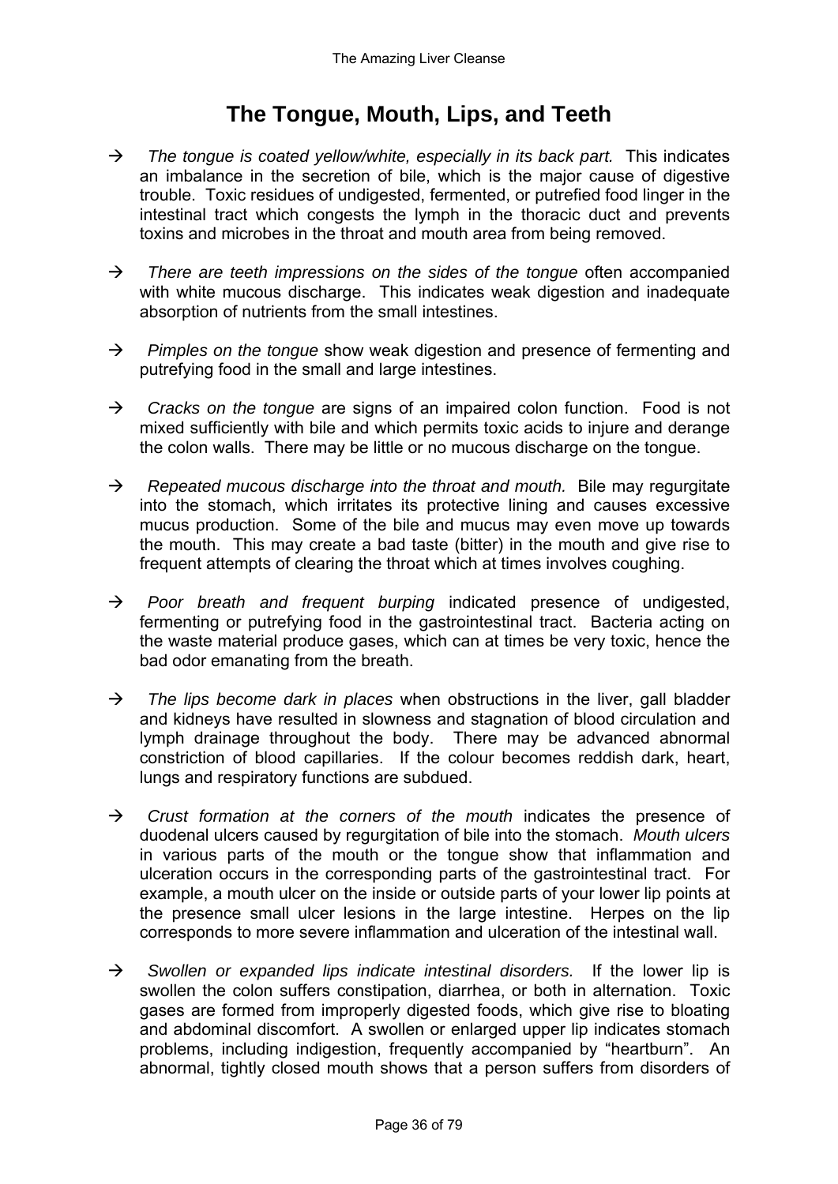# The Tongue, Mouth, Lips, and Teeth

→ *The tongue is coated yellow/white, especially in its back part.* This indicates an imbalance in the secretion of bile, which is the major cause of digestive trouble. Toxic residues of undigested, fermented, or putrefied food linger in the intestinal tract which congests the lymph in the thoracic duct and prevents toxins and microbes in the throat and mouth area from being removed.

→ *There are teeth impressions on the sides of the tongue* often accompanied with white mucous discharge. This indicates weak digestion and inadequate absorption of nutrients from the small intestines.

→ *Pimples on the tongue* show weak digestion and presence of fermenting and putrefying food in the small and large intestines.

→ *Cracks on the tongue* are signs of an impaired colon function. Food is not mixed sufficiently with bile and which permits toxic acids to injure and derange the colon walls. There may be little or no mucous discharge on the tongue.

→ *Repeated mucous discharge into the throat and mouth.* Bile may regurgitate into the stomach, which irritates its protective lining and causes excessive mucus production. Some of the bile and mucus may even move up towards the mouth. This may create a bad taste (bitter) in the mouth and give rise to frequent attempts of clearing the throat which at times involves coughing.

→ *Poor breath and frequent burping* indicated presence of undigested, fermenting or putrefying food in the gastrointestinal tract. Bacteria acting on the waste material produce gases, which can at times be very toxic, hence the bad odor emanating from the breath.

→ *The lips become dark in places* when obstructions in the liver, gall bladder and kidneys have resulted in slowness and stagnation of blood circulation and lymph drainage throughout the body. There may be advanced abnormal constriction of blood capillaries. If the colour becomes reddish dark, heart, lungs and respiratory functions are subdued.

→ *Crust formation at the corners of the mouth* indicates the presence of duodenal ulcers caused by regurgitation of bile into the stomach. *Mouth ulcers* in various parts of the mouth or the tongue show that inflammation and ulceration occurs in the corresponding parts of the gastrointestinal tract. For example, a mouth ulcer on the inside or outside parts of your lower lip points at the presence small ulcer lesions in the large intestine. Herpes on the lip corresponds to more severe inflammation and ulceration of the intestinal wall.

→ *Swollen or expanded lips indicate intestinal disorders.* If the lower lip is swollen the colon suffers constipation, diarrhea, or both in alternation. Toxic gases are formed from improperly digested foods, which give rise to bloating and abdominal discomfort. A swollen or enlarged upper lip indicates stomach problems, including indigestion, frequently accompanied by "heartburn". An abnormal, tightly closed mouth shows that a person suffers from disorders of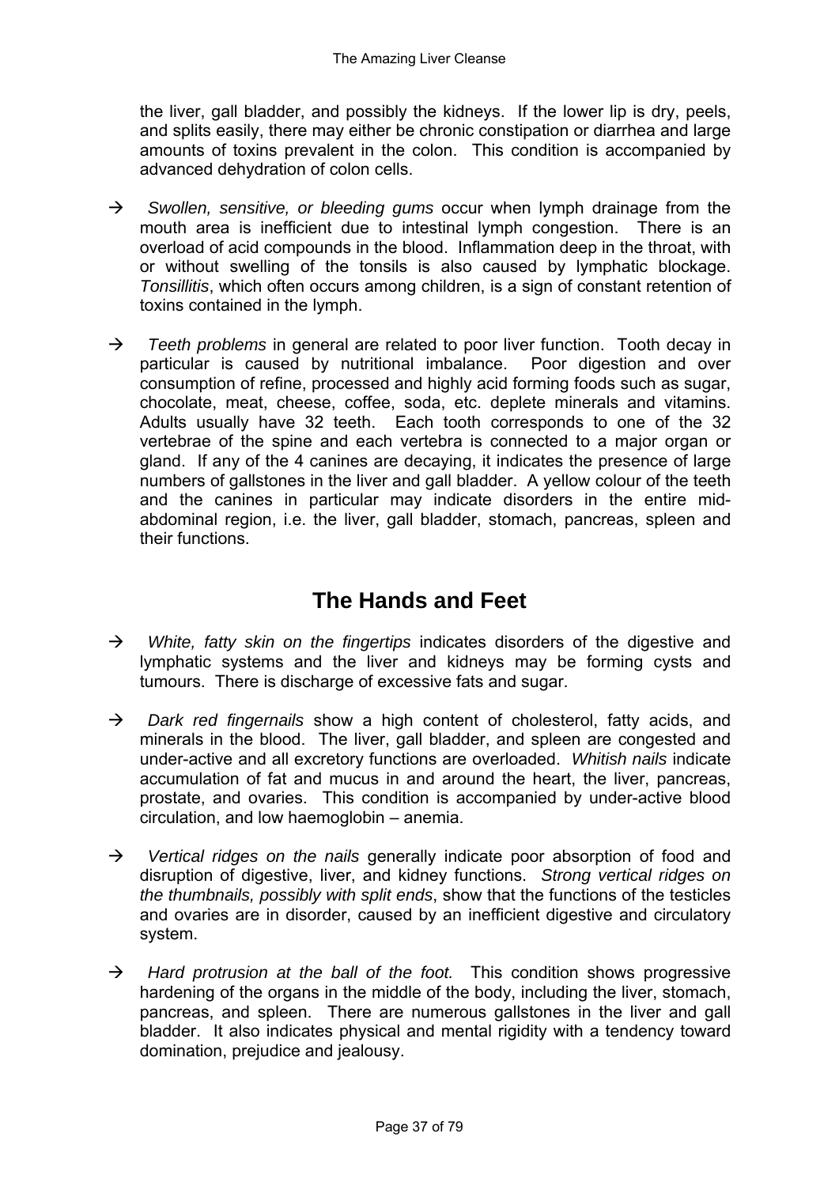the liver, gall bladder, and possibly the kidneys. If the lower lip is dry, peels, and splits easily, there may either be chronic constipation or diarrhea and large amounts of toxins prevalent in the colon. This condition is accompanied by advanced dehydration of colon cells.

→ *Swollen, sensitive, or bleeding gums* occur when lymph drainage from the mouth area is inefficient due to intestinal lymph congestion. There is an overload of acid compounds in the blood. Inflammation deep in the throat, with or without swelling of the tonsils is also caused by lymphatic blockage. *Tonsillitis*, which often occurs among children, is a sign of constant retention of toxins contained in the lymph.

→ *Teeth problems* in general are related to poor liver function. Tooth decay in particular is caused by nutritional imbalance. Poor digestion and over consumption of refine, processed and highly acid forming foods such as sugar, chocolate, meat, cheese, coffee, soda, etc. deplete minerals and vitamins. Adults usually have 32 teeth. Each tooth corresponds to one of the 32 vertebrae of the spine and each vertebra is connected to a major organ or gland. If any of the 4 canines are decaying, it indicates the presence of large numbers of gallstones in the liver and gall bladder. A yellow colour of the teeth and the canines in particular may indicate disorders in the entire mid-abdominal region, i.e. the liver, gall bladder, stomach, pancreas, spleen and their functions.

## The Hands and Feet

→ *White, fatty skin on the fingertips* indicates disorders of the digestive and lymphatic systems and the liver and kidneys may be forming cysts and tumours. There is discharge of excessive fats and sugar.

→ *Dark red fingernails* show a high content of cholesterol, fatty acids, and minerals in the blood. The liver, gall bladder, and spleen are congested and under-active and all excretory functions are overloaded. *Whitish nails* indicate accumulation of fat and mucus in and around the heart, the liver, pancreas, prostate, and ovaries. This condition is accompanied by under-active blood circulation, and low haemoglobin – anemia.

→ *Vertical ridges on the nails* generally indicate poor absorption of food and disruption of digestive, liver, and kidney functions. *Strong vertical ridges on the thumbnails, possibly with split ends*, show that the functions of the testicles and ovaries are in disorder, caused by an inefficient digestive and circulatory system.

→ *Hard protrusion at the ball of the foot.* This condition shows progressive hardening of the organs in the middle of the body, including the liver, stomach, pancreas, and spleen. There are numerous gallstones in the liver and gall bladder. It also indicates physical and mental rigidity with a tendency toward domination, prejudice and jealousy.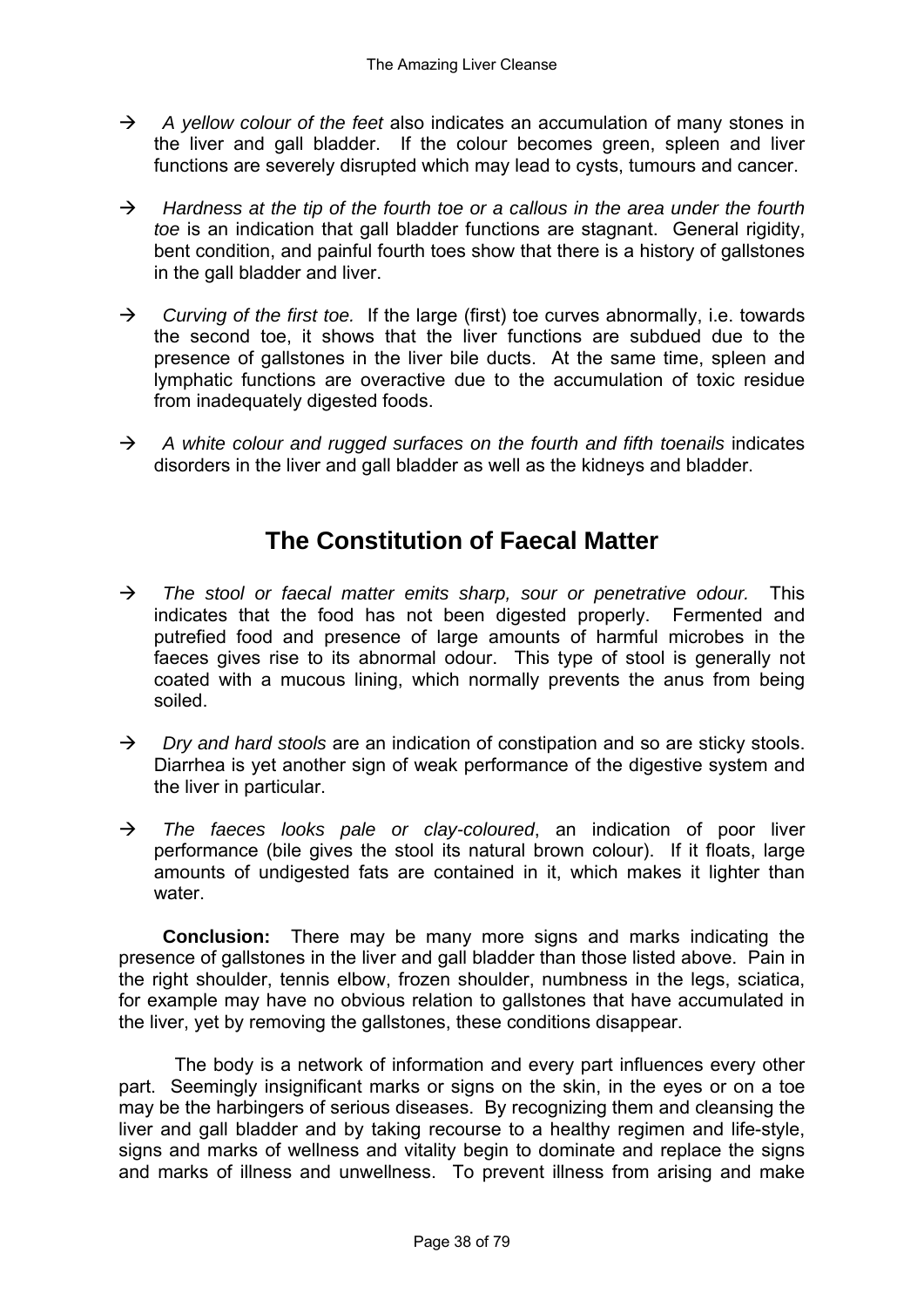- → *A yellow colour of the feet* also indicates an accumulation of many stones in the liver and gall bladder. If the colour becomes green, spleen and liver functions are severely disrupted which may lead to cysts, tumours and cancer.

- → *Hardness at the tip of the fourth toe or a callous in the area under the fourth toe* is an indication that gall bladder functions are stagnant. General rigidity, bent condition, and painful fourth toes show that there is a history of gallstones in the gall bladder and liver.

- → *Curving of the first toe.* If the large (first) toe curves abnormally, i.e. towards the second toe, it shows that the liver functions are subdued due to the presence of gallstones in the liver bile ducts. At the same time, spleen and lymphatic functions are overactive due to the accumulation of toxic residue from inadequately digested foods.

- → *A white colour and rugged surfaces on the fourth and fifth toenails* indicates disorders in the liver and gall bladder as well as the kidneys and bladder.

## The Constitution of Faecal Matter

- → *The stool or faecal matter emits sharp, sour or penetrative odour.* This indicates that the food has not been digested properly. Fermented and putrefied food and presence of large amounts of harmful microbes in the faeces gives rise to its abnormal odour. This type of stool is generally not coated with a mucous lining, which normally prevents the anus from being soiled.

- → *Dry and hard stools* are an indication of constipation and so are sticky stools. Diarrhea is yet another sign of weak performance of the digestive system and the liver in particular.

- → *The faeces looks pale or clay-coloured*, an indication of poor liver performance (bile gives the stool its natural brown colour). If it floats, large amounts of undigested fats are contained in it, which makes it lighter than water.

**Conclusion:** There may be many more signs and marks indicating the presence of gallstones in the liver and gall bladder than those listed above. Pain in the right shoulder, tennis elbow, frozen shoulder, numbness in the legs, sciatica, for example may have no obvious relation to gallstones that have accumulated in the liver, yet by removing the gallstones, these conditions disappear.

The body is a network of information and every part influences every other part. Seemingly insignificant marks or signs on the skin, in the eyes or on a toe may be the harbingers of serious diseases. By recognizing them and cleansing the liver and gall bladder and by taking recourse to a healthy regimen and life-style, signs and marks of wellness and vitality begin to dominate and replace the signs and marks of illness and unwellness. To prevent illness from arising and make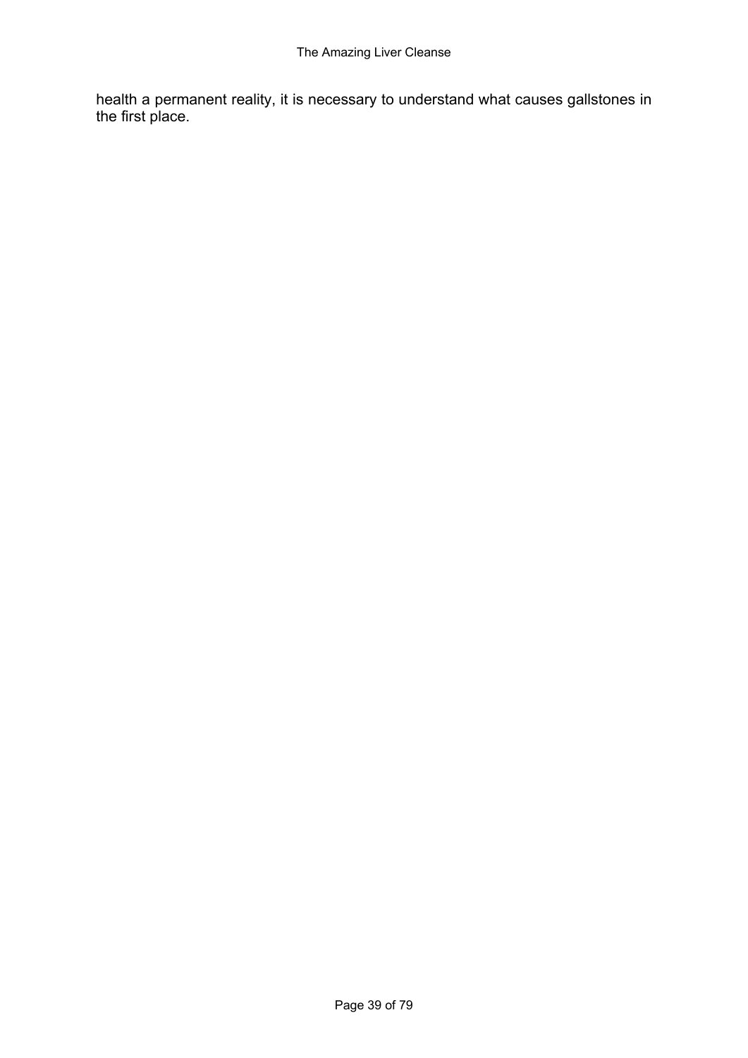health a permanent reality, it is necessary to understand what causes gallstones in the first place.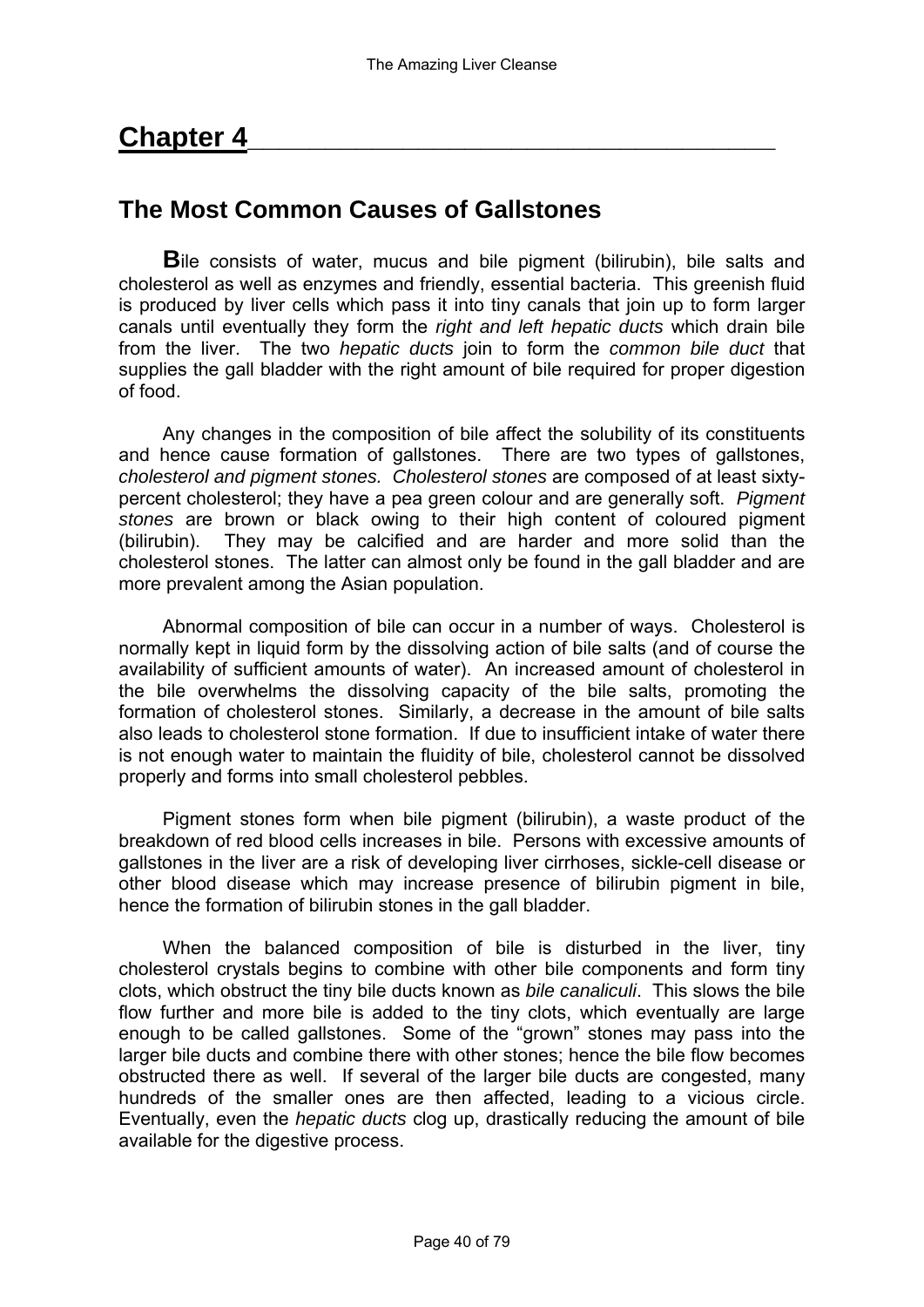# Chapter 4

## The Most Common Causes of Gallstones

**B**ile consists of water, mucus and bile pigment (bilirubin), bile salts and cholesterol as well as enzymes and friendly, essential bacteria. This greenish fluid is produced by liver cells which pass it into tiny canals that join up to form larger canals until eventually they form the *right and left hepatic ducts* which drain bile from the liver. The two *hepatic ducts* join to form the *common bile duct* that supplies the gall bladder with the right amount of bile required for proper digestion of food.

Any changes in the composition of bile affect the solubility of its constituents and hence cause formation of gallstones. There are two types of gallstones, *cholesterol and pigment stones. Cholesterol stones* are composed of at least sixty-percent cholesterol; they have a pea green colour and are generally soft. *Pigment stones* are brown or black owing to their high content of coloured pigment (bilirubin). They may be calcified and are harder and more solid than the cholesterol stones. The latter can almost only be found in the gall bladder and are more prevalent among the Asian population.

Abnormal composition of bile can occur in a number of ways. Cholesterol is normally kept in liquid form by the dissolving action of bile salts (and of course the availability of sufficient amounts of water). An increased amount of cholesterol in the bile overwhelms the dissolving capacity of the bile salts, promoting the formation of cholesterol stones. Similarly, a decrease in the amount of bile salts also leads to cholesterol stone formation. If due to insufficient intake of water there is not enough water to maintain the fluidity of bile, cholesterol cannot be dissolved properly and forms into small cholesterol pebbles.

Pigment stones form when bile pigment (bilirubin), a waste product of the breakdown of red blood cells increases in bile. Persons with excessive amounts of gallstones in the liver are a risk of developing liver cirrhoses, sickle-cell disease or other blood disease which may increase presence of bilirubin pigment in bile, hence the formation of bilirubin stones in the gall bladder.

When the balanced composition of bile is disturbed in the liver, tiny cholesterol crystals begins to combine with other bile components and form tiny clots, which obstruct the tiny bile ducts known as *bile canaliculi*. This slows the bile flow further and more bile is added to the tiny clots, which eventually are large enough to be called gallstones. Some of the "grown" stones may pass into the larger bile ducts and combine there with other stones; hence the bile flow becomes obstructed there as well. If several of the larger bile ducts are congested, many hundreds of the smaller ones are then affected, leading to a vicious circle. Eventually, even the *hepatic ducts* clog up, drastically reducing the amount of bile available for the digestive process.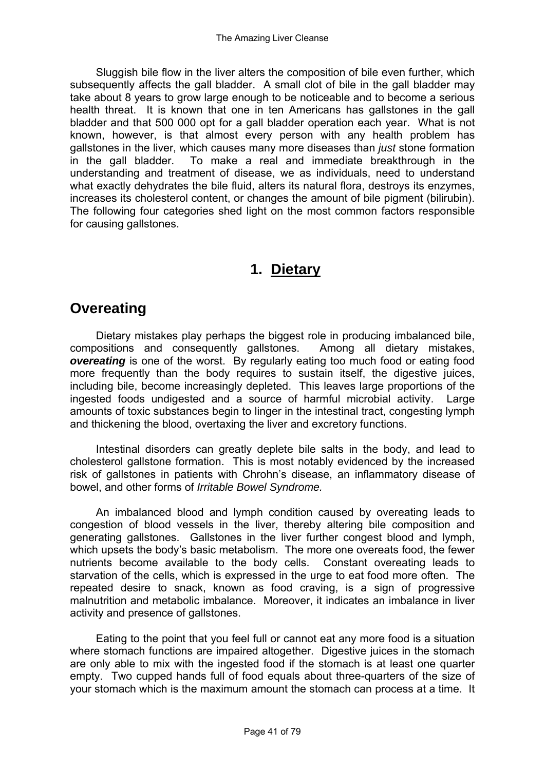Sluggish bile flow in the liver alters the composition of bile even further, which subsequently affects the gall bladder. A small clot of bile in the gall bladder may take about 8 years to grow large enough to be noticeable and to become a serious health threat. It is known that one in ten Americans has gallstones in the gall bladder and that 500 000 opt for a gall bladder operation each year. What is not known, however, is that almost every person with any health problem has gallstones in the liver, which causes many more diseases than *just* stone formation in the gall bladder. To make a real and immediate breakthrough in the understanding and treatment of disease, we as individuals, need to understand what exactly dehydrates the bile fluid, alters its natural flora, destroys its enzymes, increases its cholesterol content, or changes the amount of bile pigment (bilirubin). The following four categories shed light on the most common factors responsible for causing gallstones.

# 1. Dietary

## Overeating

Dietary mistakes play perhaps the biggest role in producing imbalanced bile, compositions and consequently gallstones. Among all dietary mistakes, ***overeating*** is one of the worst. By regularly eating too much food or eating food more frequently than the body requires to sustain itself, the digestive juices, including bile, become increasingly depleted. This leaves large proportions of the ingested foods undigested and a source of harmful microbial activity. Large amounts of toxic substances begin to linger in the intestinal tract, congesting lymph and thickening the blood, overtaxing the liver and excretory functions.

Intestinal disorders can greatly deplete bile salts in the body, and lead to cholesterol gallstone formation. This is most notably evidenced by the increased risk of gallstones in patients with Chrohn's disease, an inflammatory disease of bowel, and other forms of *Irritable Bowel Syndrome.*

An imbalanced blood and lymph condition caused by overeating leads to congestion of blood vessels in the liver, thereby altering bile composition and generating gallstones. Gallstones in the liver further congest blood and lymph, which upsets the body's basic metabolism. The more one overeats food, the fewer nutrients become available to the body cells. Constant overeating leads to starvation of the cells, which is expressed in the urge to eat food more often. The repeated desire to snack, known as food craving, is a sign of progressive malnutrition and metabolic imbalance. Moreover, it indicates an imbalance in liver activity and presence of gallstones.

Eating to the point that you feel full or cannot eat any more food is a situation where stomach functions are impaired altogether. Digestive juices in the stomach are only able to mix with the ingested food if the stomach is at least one quarter empty. Two cupped hands full of food equals about three-quarters of the size of your stomach which is the maximum amount the stomach can process at a time. It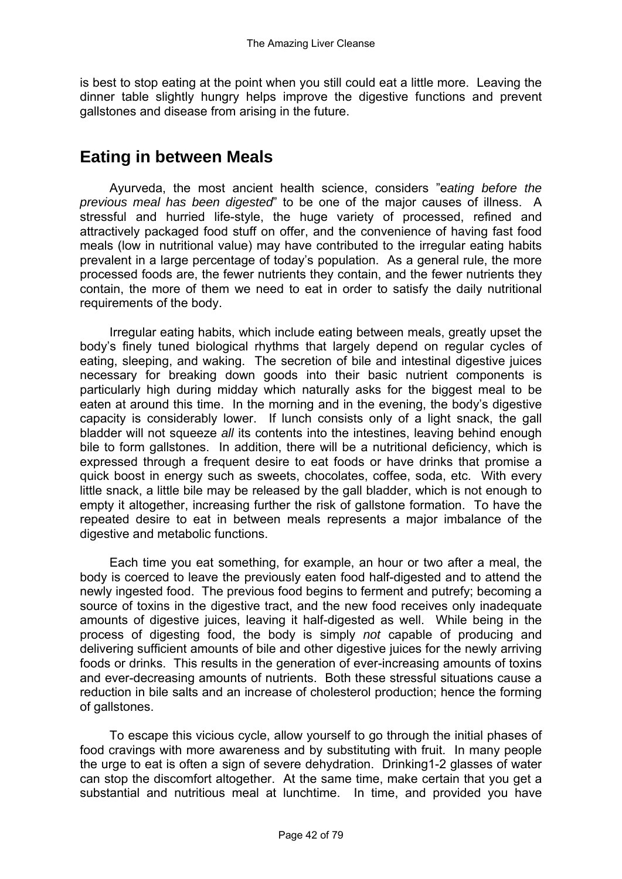is best to stop eating at the point when you still could eat a little more. Leaving the dinner table slightly hungry helps improve the digestive functions and prevent gallstones and disease from arising in the future.

## Eating in between Meals

Ayurveda, the most ancient health science, considers "e*ating before the previous meal has been digested*" to be one of the major causes of illness. A stressful and hurried life-style, the huge variety of processed, refined and attractively packaged food stuff on offer, and the convenience of having fast food meals (low in nutritional value) may have contributed to the irregular eating habits prevalent in a large percentage of today's population. As a general rule, the more processed foods are, the fewer nutrients they contain, and the fewer nutrients they contain, the more of them we need to eat in order to satisfy the daily nutritional requirements of the body.

Irregular eating habits, which include eating between meals, greatly upset the body's finely tuned biological rhythms that largely depend on regular cycles of eating, sleeping, and waking. The secretion of bile and intestinal digestive juices necessary for breaking down goods into their basic nutrient components is particularly high during midday which naturally asks for the biggest meal to be eaten at around this time. In the morning and in the evening, the body's digestive capacity is considerably lower. If lunch consists only of a light snack, the gall bladder will not squeeze *all* its contents into the intestines, leaving behind enough bile to form gallstones. In addition, there will be a nutritional deficiency, which is expressed through a frequent desire to eat foods or have drinks that promise a quick boost in energy such as sweets, chocolates, coffee, soda, etc. With every little snack, a little bile may be released by the gall bladder, which is not enough to empty it altogether, increasing further the risk of gallstone formation. To have the repeated desire to eat in between meals represents a major imbalance of the digestive and metabolic functions.

Each time you eat something, for example, an hour or two after a meal, the body is coerced to leave the previously eaten food half-digested and to attend the newly ingested food. The previous food begins to ferment and putrefy; becoming a source of toxins in the digestive tract, and the new food receives only inadequate amounts of digestive juices, leaving it half-digested as well. While being in the process of digesting food, the body is simply *not* capable of producing and delivering sufficient amounts of bile and other digestive juices for the newly arriving foods or drinks. This results in the generation of ever-increasing amounts of toxins and ever-decreasing amounts of nutrients. Both these stressful situations cause a reduction in bile salts and an increase of cholesterol production; hence the forming of gallstones.

To escape this vicious cycle, allow yourself to go through the initial phases of food cravings with more awareness and by substituting with fruit. In many people the urge to eat is often a sign of severe dehydration. Drinking1-2 glasses of water can stop the discomfort altogether. At the same time, make certain that you get a substantial and nutritious meal at lunchtime. In time, and provided you have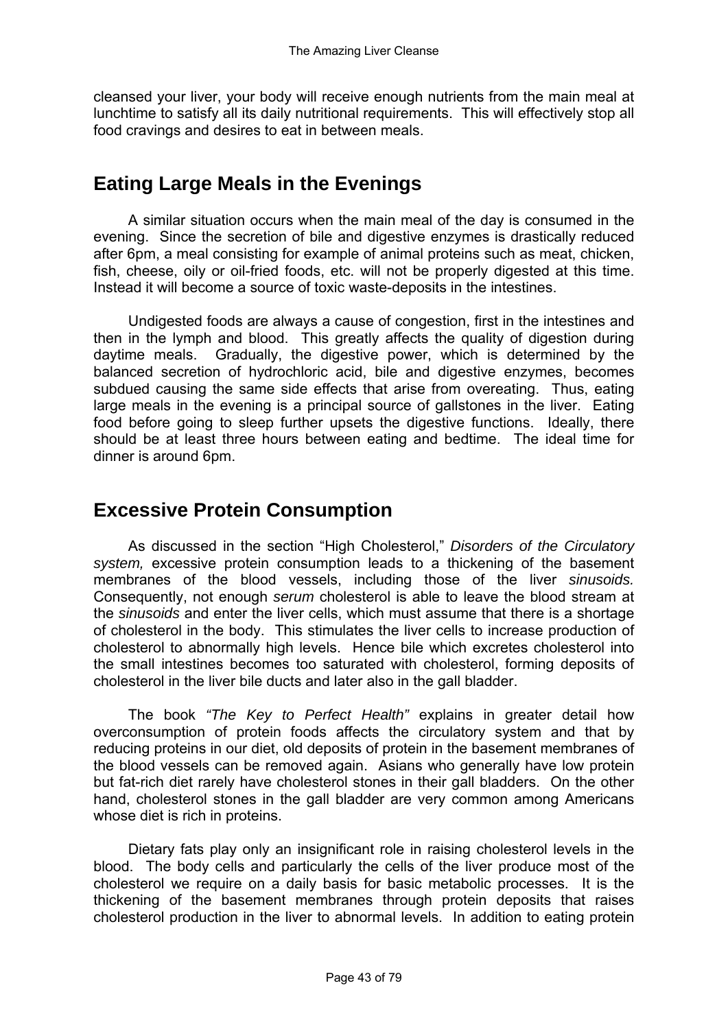cleansed your liver, your body will receive enough nutrients from the main meal at lunchtime to satisfy all its daily nutritional requirements. This will effectively stop all food cravings and desires to eat in between meals.

## Eating Large Meals in the Evenings

A similar situation occurs when the main meal of the day is consumed in the evening. Since the secretion of bile and digestive enzymes is drastically reduced after 6pm, a meal consisting for example of animal proteins such as meat, chicken, fish, cheese, oily or oil-fried foods, etc. will not be properly digested at this time. Instead it will become a source of toxic waste-deposits in the intestines.

Undigested foods are always a cause of congestion, first in the intestines and then in the lymph and blood. This greatly affects the quality of digestion during daytime meals. Gradually, the digestive power, which is determined by the balanced secretion of hydrochloric acid, bile and digestive enzymes, becomes subdued causing the same side effects that arise from overeating. Thus, eating large meals in the evening is a principal source of gallstones in the liver. Eating food before going to sleep further upsets the digestive functions. Ideally, there should be at least three hours between eating and bedtime. The ideal time for dinner is around 6pm.

## Excessive Protein Consumption

As discussed in the section "High Cholesterol," *Disorders of the Circulatory system,* excessive protein consumption leads to a thickening of the basement membranes of the blood vessels, including those of the liver *sinusoids.* Consequently, not enough *serum* cholesterol is able to leave the blood stream at the *sinusoids* and enter the liver cells, which must assume that there is a shortage of cholesterol in the body. This stimulates the liver cells to increase production of cholesterol to abnormally high levels. Hence bile which excretes cholesterol into the small intestines becomes too saturated with cholesterol, forming deposits of cholesterol in the liver bile ducts and later also in the gall bladder.

The book *"The Key to Perfect Health"* explains in greater detail how overconsumption of protein foods affects the circulatory system and that by reducing proteins in our diet, old deposits of protein in the basement membranes of the blood vessels can be removed again. Asians who generally have low protein but fat-rich diet rarely have cholesterol stones in their gall bladders. On the other hand, cholesterol stones in the gall bladder are very common among Americans whose diet is rich in proteins.

Dietary fats play only an insignificant role in raising cholesterol levels in the blood. The body cells and particularly the cells of the liver produce most of the cholesterol we require on a daily basis for basic metabolic processes. It is the thickening of the basement membranes through protein deposits that raises cholesterol production in the liver to abnormal levels. In addition to eating protein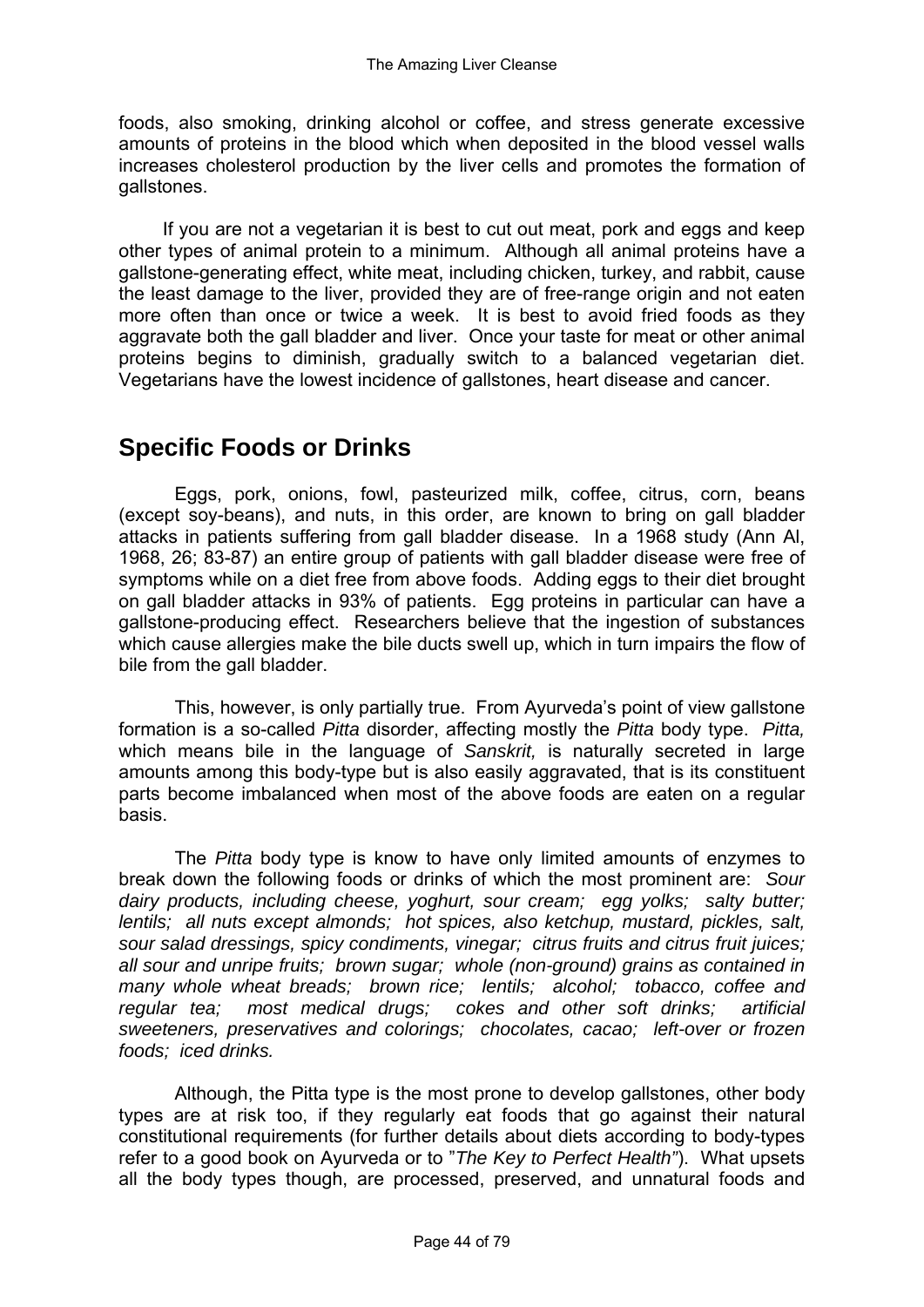foods, also smoking, drinking alcohol or coffee, and stress generate excessive amounts of proteins in the blood which when deposited in the blood vessel walls increases cholesterol production by the liver cells and promotes the formation of gallstones.

If you are not a vegetarian it is best to cut out meat, pork and eggs and keep other types of animal protein to a minimum. Although all animal proteins have a gallstone-generating effect, white meat, including chicken, turkey, and rabbit, cause the least damage to the liver, provided they are of free-range origin and not eaten more often than once or twice a week. It is best to avoid fried foods as they aggravate both the gall bladder and liver. Once your taste for meat or other animal proteins begins to diminish, gradually switch to a balanced vegetarian diet. Vegetarians have the lowest incidence of gallstones, heart disease and cancer.

## Specific Foods or Drinks

Eggs, pork, onions, fowl, pasteurized milk, coffee, citrus, corn, beans (except soy-beans), and nuts, in this order, are known to bring on gall bladder attacks in patients suffering from gall bladder disease. In a 1968 study (Ann Al, 1968, 26; 83-87) an entire group of patients with gall bladder disease were free of symptoms while on a diet free from above foods. Adding eggs to their diet brought on gall bladder attacks in 93% of patients. Egg proteins in particular can have a gallstone-producing effect. Researchers believe that the ingestion of substances which cause allergies make the bile ducts swell up, which in turn impairs the flow of bile from the gall bladder.

This, however, is only partially true. From Ayurveda's point of view gallstone formation is a so-called *Pitta* disorder, affecting mostly the *Pitta* body type. *Pitta,* which means bile in the language of *Sanskrit,* is naturally secreted in large amounts among this body-type but is also easily aggravated, that is its constituent parts become imbalanced when most of the above foods are eaten on a regular basis.

The *Pitta* body type is know to have only limited amounts of enzymes to break down the following foods or drinks of which the most prominent are: *Sour dairy products, including cheese, yoghurt, sour cream; egg yolks; salty butter; lentils; all nuts except almonds; hot spices, also ketchup, mustard, pickles, salt, sour salad dressings, spicy condiments, vinegar; citrus fruits and citrus fruit juices; all sour and unripe fruits; brown sugar; whole (non-ground) grains as contained in many whole wheat breads; brown rice; lentils; alcohol; tobacco, coffee and regular tea; most medical drugs; cokes and other soft drinks; artificial sweeteners, preservatives and colorings; chocolates, cacao; left-over or frozen foods; iced drinks.*

Although, the Pitta type is the most prone to develop gallstones, other body types are at risk too, if they regularly eat foods that go against their natural constitutional requirements (for further details about diets according to body-types refer to a good book on Ayurveda or to "*The Key to Perfect Health"*). What upsets all the body types though, are processed, preserved, and unnatural foods and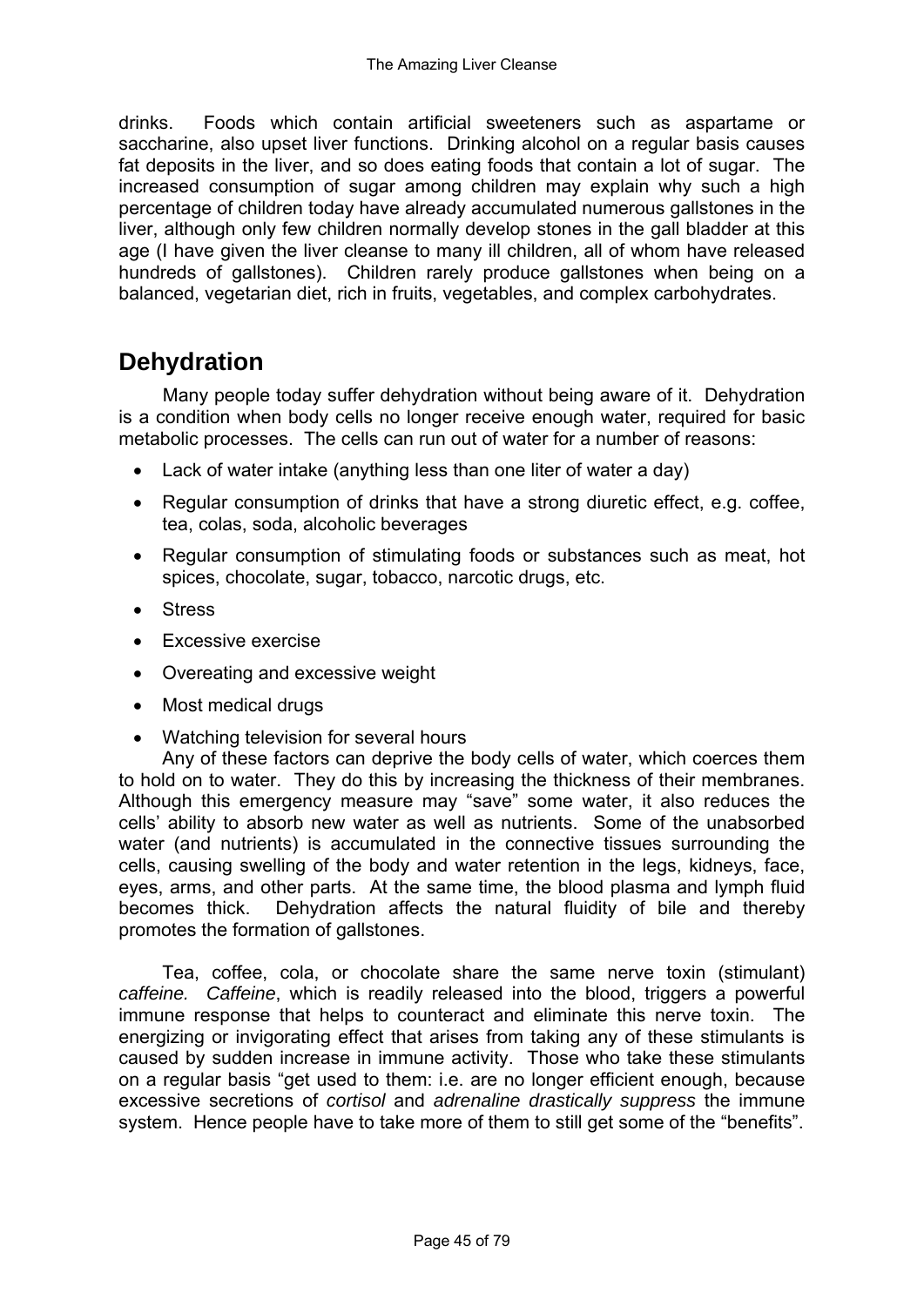drinks. Foods which contain artificial sweeteners such as aspartame or saccharine, also upset liver functions. Drinking alcohol on a regular basis causes fat deposits in the liver, and so does eating foods that contain a lot of sugar. The increased consumption of sugar among children may explain why such a high percentage of children today have already accumulated numerous gallstones in the liver, although only few children normally develop stones in the gall bladder at this age (I have given the liver cleanse to many ill children, all of whom have released hundreds of gallstones). Children rarely produce gallstones when being on a balanced, vegetarian diet, rich in fruits, vegetables, and complex carbohydrates.

## Dehydration

Many people today suffer dehydration without being aware of it. Dehydration is a condition when body cells no longer receive enough water, required for basic metabolic processes. The cells can run out of water for a number of reasons:

- Lack of water intake (anything less than one liter of water a day)
- Regular consumption of drinks that have a strong diuretic effect, e.g. coffee, tea, colas, soda, alcoholic beverages
- Regular consumption of stimulating foods or substances such as meat, hot spices, chocolate, sugar, tobacco, narcotic drugs, etc.
- Stress
- Excessive exercise
- Overeating and excessive weight
- Most medical drugs
- Watching television for several hours

Any of these factors can deprive the body cells of water, which coerces them to hold on to water. They do this by increasing the thickness of their membranes. Although this emergency measure may "save" some water, it also reduces the cells' ability to absorb new water as well as nutrients. Some of the unabsorbed water (and nutrients) is accumulated in the connective tissues surrounding the cells, causing swelling of the body and water retention in the legs, kidneys, face, eyes, arms, and other parts. At the same time, the blood plasma and lymph fluid becomes thick. Dehydration affects the natural fluidity of bile and thereby promotes the formation of gallstones.

Tea, coffee, cola, or chocolate share the same nerve toxin (stimulant) *caffeine. Caffeine*, which is readily released into the blood, triggers a powerful immune response that helps to counteract and eliminate this nerve toxin. The energizing or invigorating effect that arises from taking any of these stimulants is caused by sudden increase in immune activity. Those who take these stimulants on a regular basis "get used to them: i.e. are no longer efficient enough, because excessive secretions of *cortisol* and *adrenaline drastically suppress* the immune system. Hence people have to take more of them to still get some of the "benefits".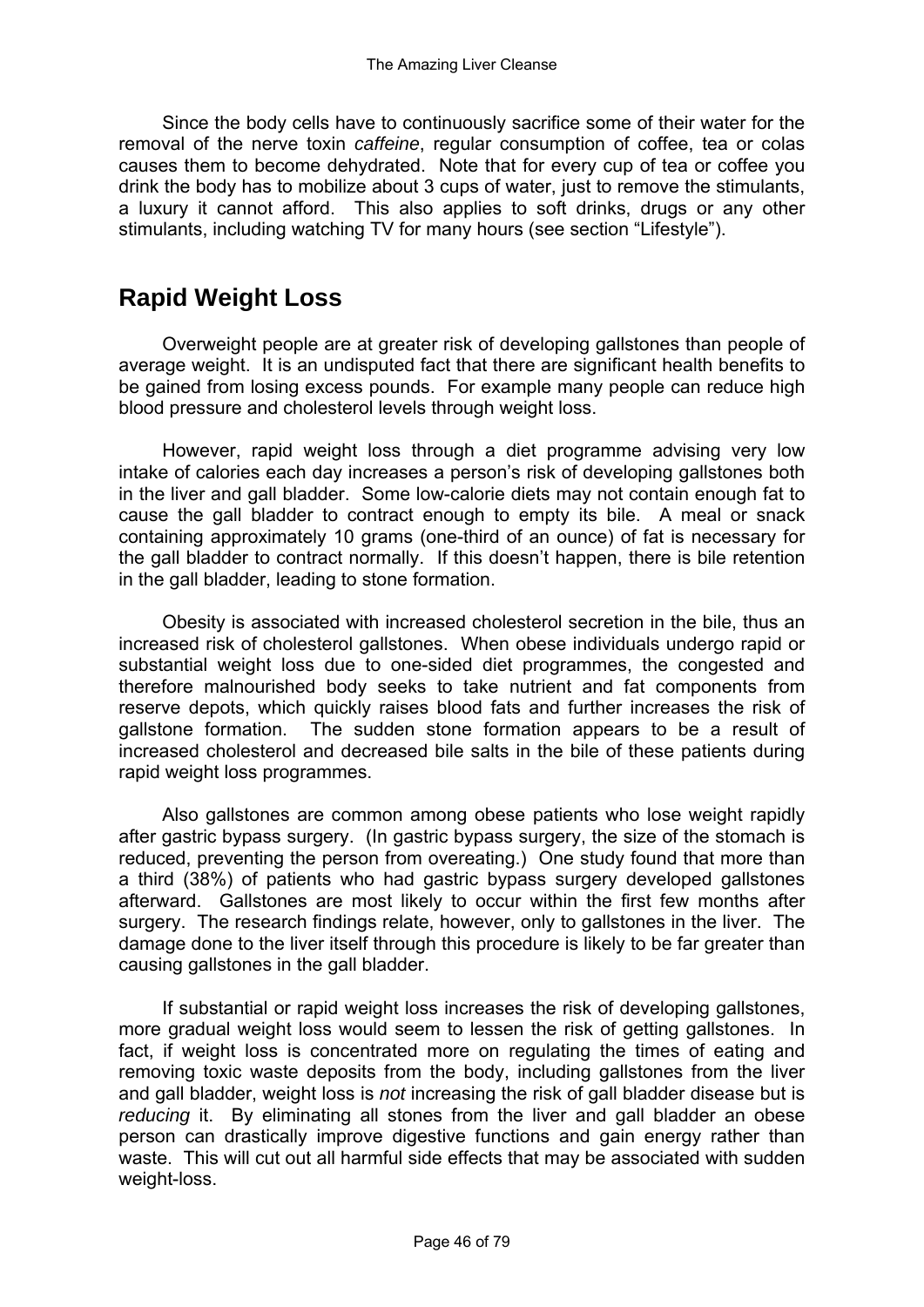Since the body cells have to continuously sacrifice some of their water for the removal of the nerve toxin *caffeine*, regular consumption of coffee, tea or colas causes them to become dehydrated. Note that for every cup of tea or coffee you drink the body has to mobilize about 3 cups of water, just to remove the stimulants, a luxury it cannot afford. This also applies to soft drinks, drugs or any other stimulants, including watching TV for many hours (see section "Lifestyle").

## Rapid Weight Loss

Overweight people are at greater risk of developing gallstones than people of average weight. It is an undisputed fact that there are significant health benefits to be gained from losing excess pounds. For example many people can reduce high blood pressure and cholesterol levels through weight loss.

However, rapid weight loss through a diet programme advising very low intake of calories each day increases a person's risk of developing gallstones both in the liver and gall bladder. Some low-calorie diets may not contain enough fat to cause the gall bladder to contract enough to empty its bile. A meal or snack containing approximately 10 grams (one-third of an ounce) of fat is necessary for the gall bladder to contract normally. If this doesn't happen, there is bile retention in the gall bladder, leading to stone formation.

Obesity is associated with increased cholesterol secretion in the bile, thus an increased risk of cholesterol gallstones. When obese individuals undergo rapid or substantial weight loss due to one-sided diet programmes, the congested and therefore malnourished body seeks to take nutrient and fat components from reserve depots, which quickly raises blood fats and further increases the risk of gallstone formation. The sudden stone formation appears to be a result of increased cholesterol and decreased bile salts in the bile of these patients during rapid weight loss programmes.

Also gallstones are common among obese patients who lose weight rapidly after gastric bypass surgery. (In gastric bypass surgery, the size of the stomach is reduced, preventing the person from overeating.) One study found that more than a third (38%) of patients who had gastric bypass surgery developed gallstones afterward. Gallstones are most likely to occur within the first few months after surgery. The research findings relate, however, only to gallstones in the liver. The damage done to the liver itself through this procedure is likely to be far greater than causing gallstones in the gall bladder.

If substantial or rapid weight loss increases the risk of developing gallstones, more gradual weight loss would seem to lessen the risk of getting gallstones. In fact, if weight loss is concentrated more on regulating the times of eating and removing toxic waste deposits from the body, including gallstones from the liver and gall bladder, weight loss is *not* increasing the risk of gall bladder disease but is *reducing* it. By eliminating all stones from the liver and gall bladder an obese person can drastically improve digestive functions and gain energy rather than waste. This will cut out all harmful side effects that may be associated with sudden weight-loss.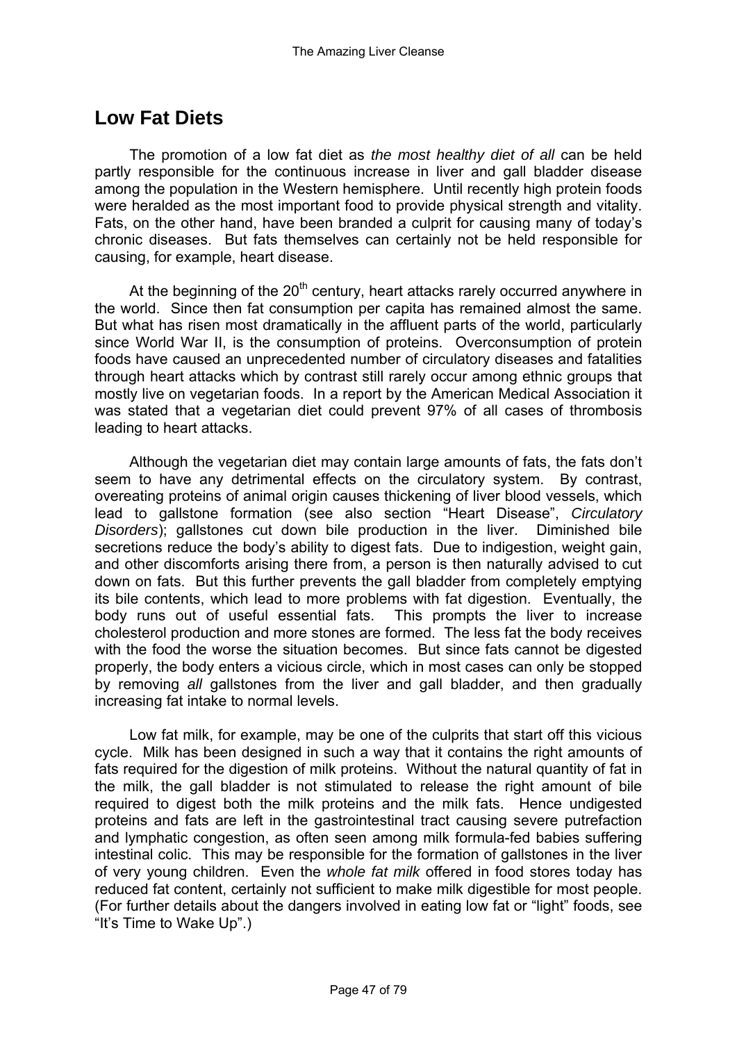## Low Fat Diets

The promotion of a low fat diet as *the most healthy diet of all* can be held partly responsible for the continuous increase in liver and gall bladder disease among the population in the Western hemisphere. Until recently high protein foods were heralded as the most important food to provide physical strength and vitality. Fats, on the other hand, have been branded a culprit for causing many of today's chronic diseases. But fats themselves can certainly not be held responsible for causing, for example, heart disease.

At the beginning of the $20^{th}$ century, heart attacks rarely occurred anywhere in the world. Since then fat consumption per capita has remained almost the same. But what has risen most dramatically in the affluent parts of the world, particularly since World War II, is the consumption of proteins. Overconsumption of protein foods have caused an unprecedented number of circulatory diseases and fatalities through heart attacks which by contrast still rarely occur among ethnic groups that mostly live on vegetarian foods. In a report by the American Medical Association it was stated that a vegetarian diet could prevent 97% of all cases of thrombosis leading to heart attacks.

Although the vegetarian diet may contain large amounts of fats, the fats don't seem to have any detrimental effects on the circulatory system. By contrast, overeating proteins of animal origin causes thickening of liver blood vessels, which lead to gallstone formation (see also section "Heart Disease", *Circulatory Disorders*); gallstones cut down bile production in the liver. Diminished bile secretions reduce the body's ability to digest fats. Due to indigestion, weight gain, and other discomforts arising there from, a person is then naturally advised to cut down on fats. But this further prevents the gall bladder from completely emptying its bile contents, which lead to more problems with fat digestion. Eventually, the body runs out of useful essential fats. This prompts the liver to increase cholesterol production and more stones are formed. The less fat the body receives with the food the worse the situation becomes. But since fats cannot be digested properly, the body enters a vicious circle, which in most cases can only be stopped by removing *all* gallstones from the liver and gall bladder, and then gradually increasing fat intake to normal levels.

Low fat milk, for example, may be one of the culprits that start off this vicious cycle. Milk has been designed in such a way that it contains the right amounts of fats required for the digestion of milk proteins. Without the natural quantity of fat in the milk, the gall bladder is not stimulated to release the right amount of bile required to digest both the milk proteins and the milk fats. Hence undigested proteins and fats are left in the gastrointestinal tract causing severe putrefaction and lymphatic congestion, as often seen among milk formula-fed babies suffering intestinal colic. This may be responsible for the formation of gallstones in the liver of very young children. Even the *whole fat milk* offered in food stores today has reduced fat content, certainly not sufficient to make milk digestible for most people. (For further details about the dangers involved in eating low fat or "light" foods, see "It's Time to Wake Up".)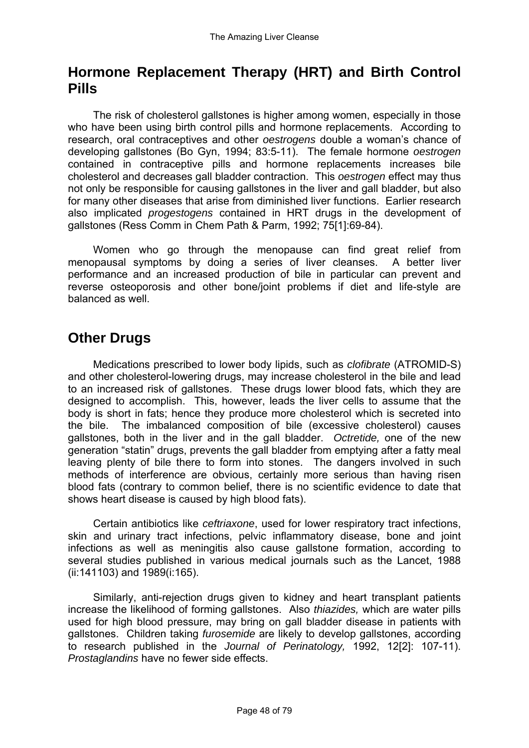## Hormone Replacement Therapy (HRT) and Birth Control Pills

The risk of cholesterol gallstones is higher among women, especially in those who have been using birth control pills and hormone replacements. According to research, oral contraceptives and other *oestrogens* double a woman's chance of developing gallstones (Bo Gyn, 1994; 83:5-11). The female hormone *oestrogen* contained in contraceptive pills and hormone replacements increases bile cholesterol and decreases gall bladder contraction. This *oestrogen* effect may thus not only be responsible for causing gallstones in the liver and gall bladder, but also for many other diseases that arise from diminished liver functions. Earlier research also implicated *progestogens* contained in HRT drugs in the development of gallstones (Ress Comm in Chem Path & Parm, 1992; 75[1]:69-84).

Women who go through the menopause can find great relief from menopausal symptoms by doing a series of liver cleanses. A better liver performance and an increased production of bile in particular can prevent and reverse osteoporosis and other bone/joint problems if diet and life-style are balanced as well.

## Other Drugs

Medications prescribed to lower body lipids, such as *clofibrate* (ATROMID-S) and other cholesterol-lowering drugs, may increase cholesterol in the bile and lead to an increased risk of gallstones. These drugs lower blood fats, which they are designed to accomplish. This, however, leads the liver cells to assume that the body is short in fats; hence they produce more cholesterol which is secreted into the bile. The imbalanced composition of bile (excessive cholesterol) causes gallstones, both in the liver and in the gall bladder. *Octretide,* one of the new generation "statin" drugs, prevents the gall bladder from emptying after a fatty meal leaving plenty of bile there to form into stones. The dangers involved in such methods of interference are obvious, certainly more serious than having risen blood fats (contrary to common belief, there is no scientific evidence to date that shows heart disease is caused by high blood fats).

Certain antibiotics like *ceftriaxone*, used for lower respiratory tract infections, skin and urinary tract infections, pelvic inflammatory disease, bone and joint infections as well as meningitis also cause gallstone formation, according to several studies published in various medical journals such as the Lancet, 1988 (ii:141103) and 1989(i:165).

Similarly, anti-rejection drugs given to kidney and heart transplant patients increase the likelihood of forming gallstones. Also *thiazides,* which are water pills used for high blood pressure, may bring on gall bladder disease in patients with gallstones. Children taking *furosemide* are likely to develop gallstones, according to research published in the *Journal of Perinatology,* 1992, 12[2]: 107-11). *Prostaglandins* have no fewer side effects.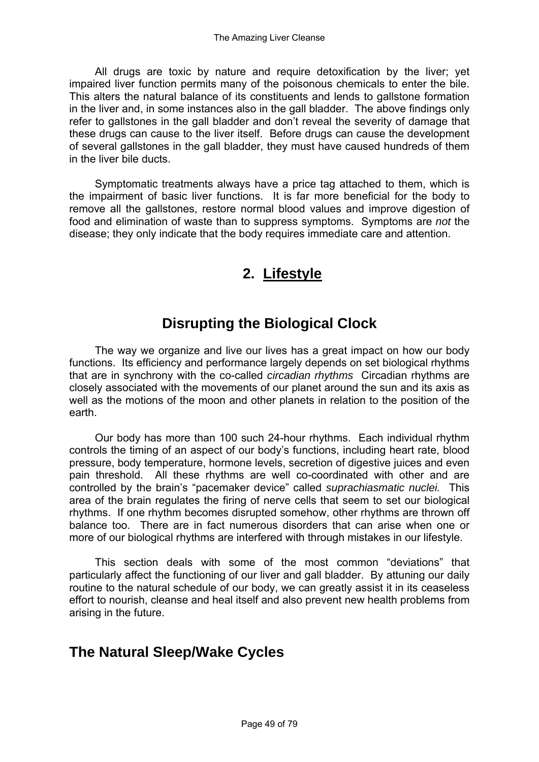All drugs are toxic by nature and require detoxification by the liver; yet impaired liver function permits many of the poisonous chemicals to enter the bile. This alters the natural balance of its constituents and lends to gallstone formation in the liver and, in some instances also in the gall bladder. The above findings only refer to gallstones in the gall bladder and don't reveal the severity of damage that these drugs can cause to the liver itself. Before drugs can cause the development of several gallstones in the gall bladder, they must have caused hundreds of them in the liver bile ducts.

Symptomatic treatments always have a price tag attached to them, which is the impairment of basic liver functions. It is far more beneficial for the body to remove all the gallstones, restore normal blood values and improve digestion of food and elimination of waste than to suppress symptoms. Symptoms are *not* the disease; they only indicate that the body requires immediate care and attention.

# 2. Lifestyle

## Disrupting the Biological Clock

The way we organize and live our lives has a great impact on how our body functions. Its efficiency and performance largely depends on set biological rhythms that are in synchrony with the co-called *circadian rhythms* Circadian rhythms are closely associated with the movements of our planet around the sun and its axis as well as the motions of the moon and other planets in relation to the position of the earth.

Our body has more than 100 such 24-hour rhythms. Each individual rhythm controls the timing of an aspect of our body's functions, including heart rate, blood pressure, body temperature, hormone levels, secretion of digestive juices and even pain threshold. All these rhythms are well co-coordinated with other and are controlled by the brain's "pacemaker device" called *suprachiasmatic nuclei.* This area of the brain regulates the firing of nerve cells that seem to set our biological rhythms. If one rhythm becomes disrupted somehow, other rhythms are thrown off balance too. There are in fact numerous disorders that can arise when one or more of our biological rhythms are interfered with through mistakes in our lifestyle.

This section deals with some of the most common "deviations" that particularly affect the functioning of our liver and gall bladder. By attuning our daily routine to the natural schedule of our body, we can greatly assist it in its ceaseless effort to nourish, cleanse and heal itself and also prevent new health problems from arising in the future.

## The Natural Sleep/Wake Cycles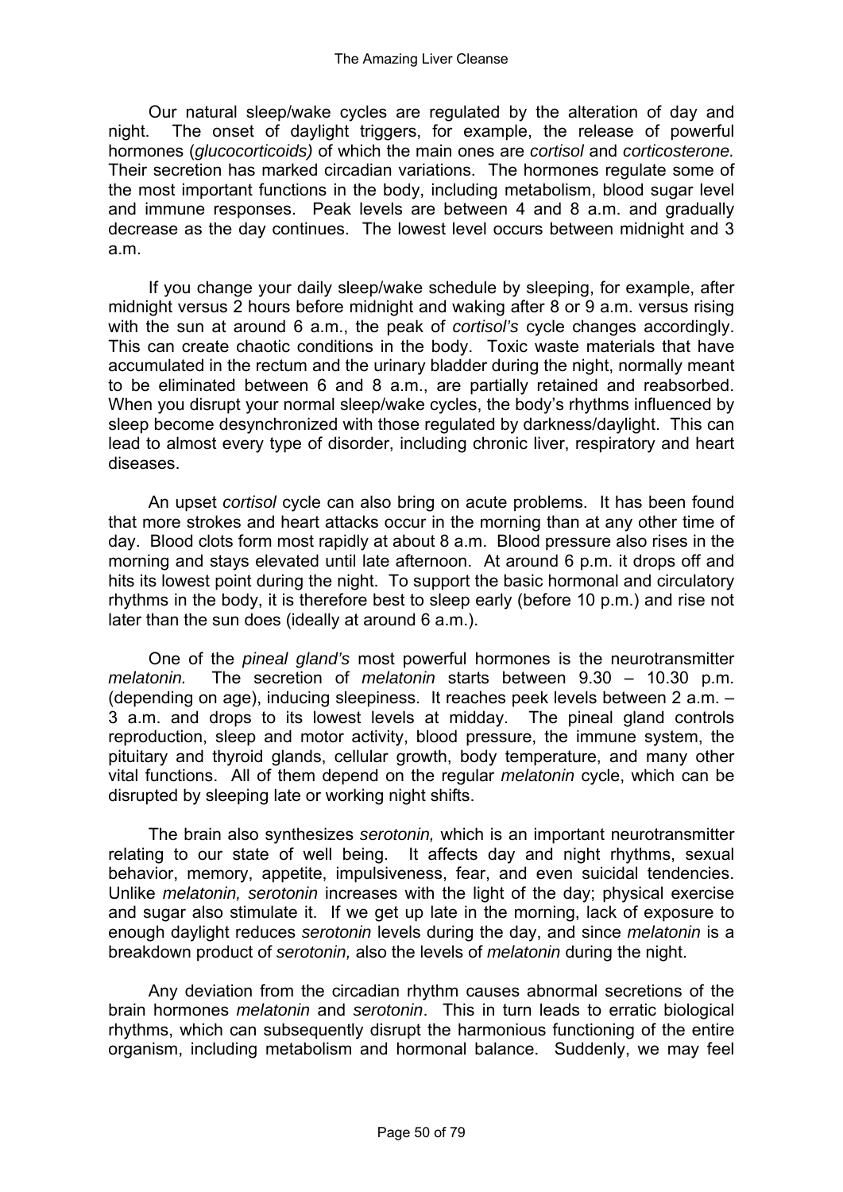Our natural sleep/wake cycles are regulated by the alteration of day and night. The onset of daylight triggers, for example, the release of powerful hormones (*glucocorticoids)* of which the main ones are *cortisol* and *corticosterone.* Their secretion has marked circadian variations. The hormones regulate some of the most important functions in the body, including metabolism, blood sugar level and immune responses. Peak levels are between 4 and 8 a.m. and gradually decrease as the day continues. The lowest level occurs between midnight and 3 a.m.

If you change your daily sleep/wake schedule by sleeping, for example, after midnight versus 2 hours before midnight and waking after 8 or 9 a.m. versus rising with the sun at around 6 a.m., the peak of *cortisol's* cycle changes accordingly. This can create chaotic conditions in the body. Toxic waste materials that have accumulated in the rectum and the urinary bladder during the night, normally meant to be eliminated between 6 and 8 a.m., are partially retained and reabsorbed. When you disrupt your normal sleep/wake cycles, the body's rhythms influenced by sleep become desynchronized with those regulated by darkness/daylight. This can lead to almost every type of disorder, including chronic liver, respiratory and heart diseases.

An upset *cortisol* cycle can also bring on acute problems. It has been found that more strokes and heart attacks occur in the morning than at any other time of day. Blood clots form most rapidly at about 8 a.m. Blood pressure also rises in the morning and stays elevated until late afternoon. At around 6 p.m. it drops off and hits its lowest point during the night. To support the basic hormonal and circulatory rhythms in the body, it is therefore best to sleep early (before 10 p.m.) and rise not later than the sun does (ideally at around 6 a.m.).

One of the *pineal gland's* most powerful hormones is the neurotransmitter *melatonin.* The secretion of *melatonin* starts between 9.30 – 10.30 p.m. (depending on age), inducing sleepiness. It reaches peek levels between 2 a.m. – 3 a.m. and drops to its lowest levels at midday. The pineal gland controls reproduction, sleep and motor activity, blood pressure, the immune system, the pituitary and thyroid glands, cellular growth, body temperature, and many other vital functions. All of them depend on the regular *melatonin* cycle, which can be disrupted by sleeping late or working night shifts.

The brain also synthesizes *serotonin,* which is an important neurotransmitter relating to our state of well being. It affects day and night rhythms, sexual behavior, memory, appetite, impulsiveness, fear, and even suicidal tendencies. Unlike *melatonin, serotonin* increases with the light of the day; physical exercise and sugar also stimulate it. If we get up late in the morning, lack of exposure to enough daylight reduces *serotonin* levels during the day, and since *melatonin* is a breakdown product of *serotonin,* also the levels of *melatonin* during the night.

Any deviation from the circadian rhythm causes abnormal secretions of the brain hormones *melatonin* and *serotonin*. This in turn leads to erratic biological rhythms, which can subsequently disrupt the harmonious functioning of the entire organism, including metabolism and hormonal balance. Suddenly, we may feel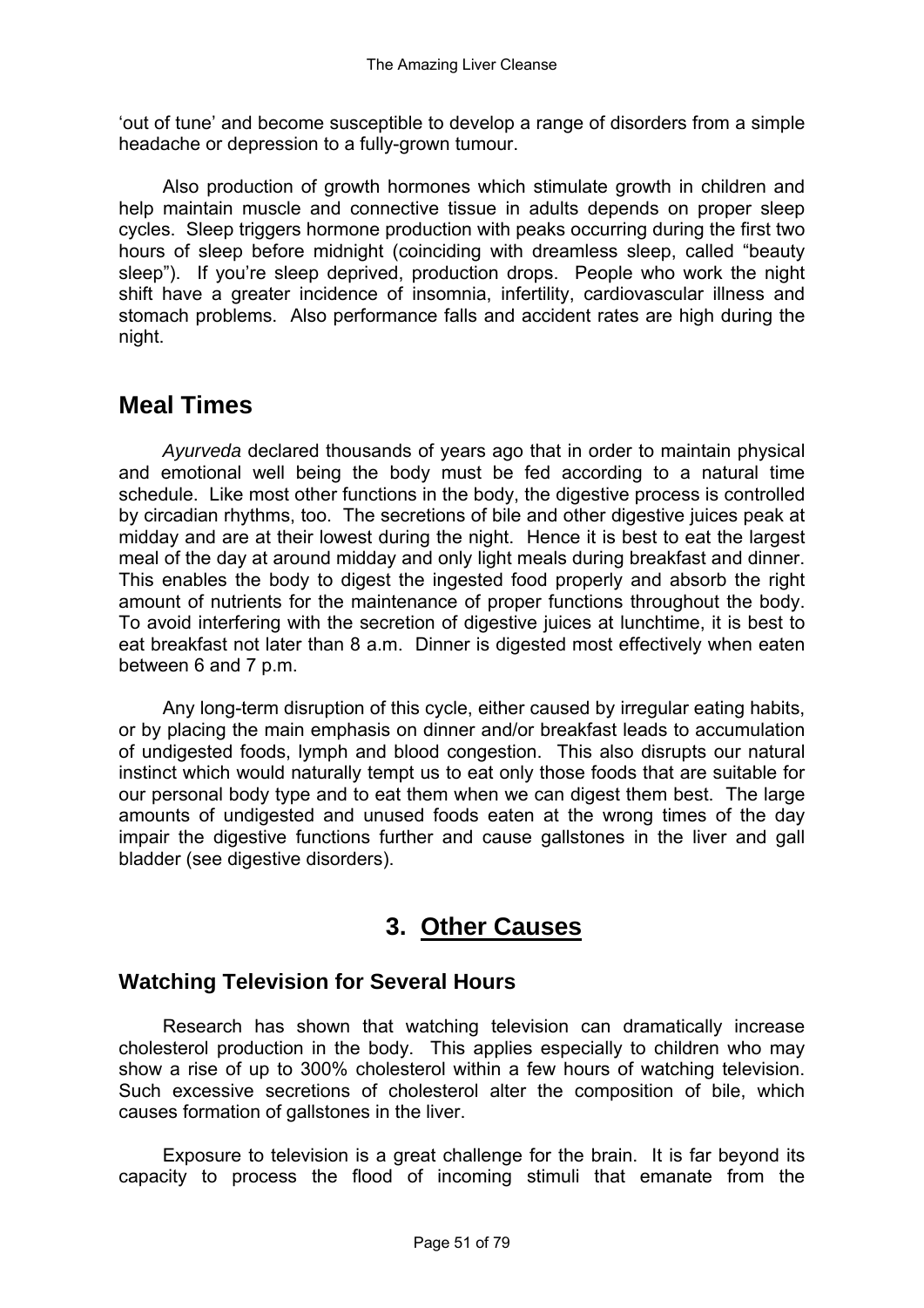'out of tune' and become susceptible to develop a range of disorders from a simple headache or depression to a fully-grown tumour.

Also production of growth hormones which stimulate growth in children and help maintain muscle and connective tissue in adults depends on proper sleep cycles. Sleep triggers hormone production with peaks occurring during the first two hours of sleep before midnight (coinciding with dreamless sleep, called "beauty sleep"). If you're sleep deprived, production drops. People who work the night shift have a greater incidence of insomnia, infertility, cardiovascular illness and stomach problems. Also performance falls and accident rates are high during the night.

## Meal Times

*Ayurveda* declared thousands of years ago that in order to maintain physical and emotional well being the body must be fed according to a natural time schedule. Like most other functions in the body, the digestive process is controlled by circadian rhythms, too. The secretions of bile and other digestive juices peak at midday and are at their lowest during the night. Hence it is best to eat the largest meal of the day at around midday and only light meals during breakfast and dinner. This enables the body to digest the ingested food properly and absorb the right amount of nutrients for the maintenance of proper functions throughout the body. To avoid interfering with the secretion of digestive juices at lunchtime, it is best to eat breakfast not later than 8 a.m. Dinner is digested most effectively when eaten between 6 and 7 p.m.

Any long-term disruption of this cycle, either caused by irregular eating habits, or by placing the main emphasis on dinner and/or breakfast leads to accumulation of undigested foods, lymph and blood congestion. This also disrupts our natural instinct which would naturally tempt us to eat only those foods that are suitable for our personal body type and to eat them when we can digest them best. The large amounts of undigested and unused foods eaten at the wrong times of the day impair the digestive functions further and cause gallstones in the liver and gall bladder (see digestive disorders).

# 3. Other Causes

## Watching Television for Several Hours

Research has shown that watching television can dramatically increase cholesterol production in the body. This applies especially to children who may show a rise of up to 300% cholesterol within a few hours of watching television. Such excessive secretions of cholesterol alter the composition of bile, which causes formation of gallstones in the liver.

Exposure to television is a great challenge for the brain. It is far beyond its capacity to process the flood of incoming stimuli that emanate from the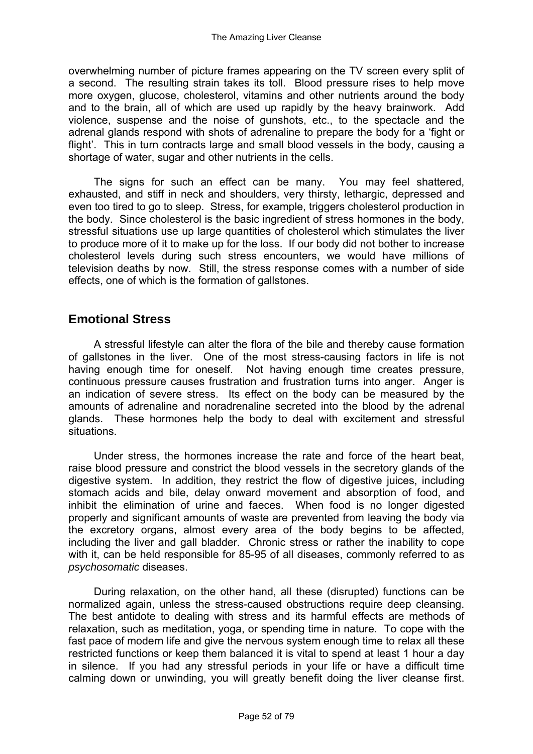overwhelming number of picture frames appearing on the TV screen every split of a second. The resulting strain takes its toll. Blood pressure rises to help move more oxygen, glucose, cholesterol, vitamins and other nutrients around the body and to the brain, all of which are used up rapidly by the heavy brainwork. Add violence, suspense and the noise of gunshots, etc., to the spectacle and the adrenal glands respond with shots of adrenaline to prepare the body for a 'fight or flight'. This in turn contracts large and small blood vessels in the body, causing a shortage of water, sugar and other nutrients in the cells.

The signs for such an effect can be many. You may feel shattered, exhausted, and stiff in neck and shoulders, very thirsty, lethargic, depressed and even too tired to go to sleep. Stress, for example, triggers cholesterol production in the body. Since cholesterol is the basic ingredient of stress hormones in the body, stressful situations use up large quantities of cholesterol which stimulates the liver to produce more of it to make up for the loss. If our body did not bother to increase cholesterol levels during such stress encounters, we would have millions of television deaths by now. Still, the stress response comes with a number of side effects, one of which is the formation of gallstones.

## Emotional Stress

A stressful lifestyle can alter the flora of the bile and thereby cause formation of gallstones in the liver. One of the most stress-causing factors in life is not having enough time for oneself. Not having enough time creates pressure, continuous pressure causes frustration and frustration turns into anger. Anger is an indication of severe stress. Its effect on the body can be measured by the amounts of adrenaline and noradrenaline secreted into the blood by the adrenal glands. These hormones help the body to deal with excitement and stressful situations.

Under stress, the hormones increase the rate and force of the heart beat, raise blood pressure and constrict the blood vessels in the secretory glands of the digestive system. In addition, they restrict the flow of digestive juices, including stomach acids and bile, delay onward movement and absorption of food, and inhibit the elimination of urine and faeces. When food is no longer digested properly and significant amounts of waste are prevented from leaving the body via the excretory organs, almost every area of the body begins to be affected, including the liver and gall bladder. Chronic stress or rather the inability to cope with it, can be held responsible for 85-95 of all diseases, commonly referred to as *psychosomatic* diseases.

During relaxation, on the other hand, all these (disrupted) functions can be normalized again, unless the stress-caused obstructions require deep cleansing. The best antidote to dealing with stress and its harmful effects are methods of relaxation, such as meditation, yoga, or spending time in nature. To cope with the fast pace of modern life and give the nervous system enough time to relax all these restricted functions or keep them balanced it is vital to spend at least 1 hour a day in silence. If you had any stressful periods in your life or have a difficult time calming down or unwinding, you will greatly benefit doing the liver cleanse first.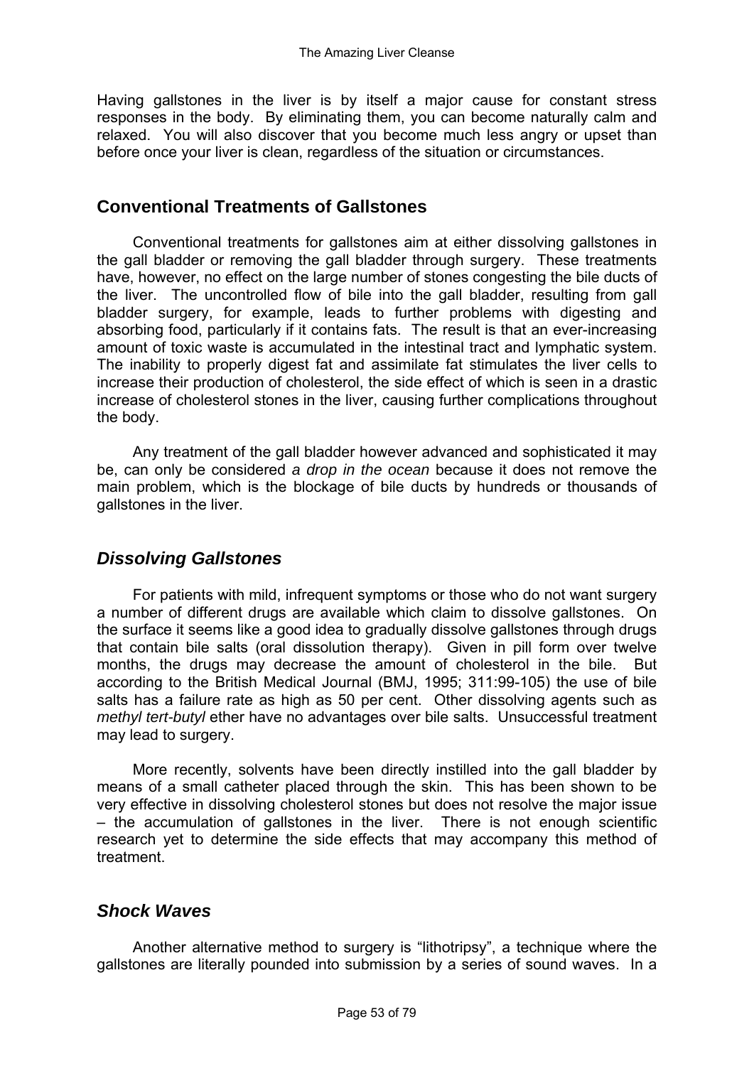Having gallstones in the liver is by itself a major cause for constant stress responses in the body. By eliminating them, you can become naturally calm and relaxed. You will also discover that you become much less angry or upset than before once your liver is clean, regardless of the situation or circumstances.

## Conventional Treatments of Gallstones

Conventional treatments for gallstones aim at either dissolving gallstones in the gall bladder or removing the gall bladder through surgery. These treatments have, however, no effect on the large number of stones congesting the bile ducts of the liver. The uncontrolled flow of bile into the gall bladder, resulting from gall bladder surgery, for example, leads to further problems with digesting and absorbing food, particularly if it contains fats. The result is that an ever-increasing amount of toxic waste is accumulated in the intestinal tract and lymphatic system. The inability to properly digest fat and assimilate fat stimulates the liver cells to increase their production of cholesterol, the side effect of which is seen in a drastic increase of cholesterol stones in the liver, causing further complications throughout the body.

Any treatment of the gall bladder however advanced and sophisticated it may be, can only be considered *a drop in the ocean* because it does not remove the main problem, which is the blockage of bile ducts by hundreds or thousands of gallstones in the liver.

### *Dissolving Gallstones*

For patients with mild, infrequent symptoms or those who do not want surgery a number of different drugs are available which claim to dissolve gallstones. On the surface it seems like a good idea to gradually dissolve gallstones through drugs that contain bile salts (oral dissolution therapy). Given in pill form over twelve months, the drugs may decrease the amount of cholesterol in the bile. But according to the British Medical Journal (BMJ, 1995; 311:99-105) the use of bile salts has a failure rate as high as 50 per cent. Other dissolving agents such as *methyl tert-butyl* ether have no advantages over bile salts. Unsuccessful treatment may lead to surgery.

More recently, solvents have been directly instilled into the gall bladder by means of a small catheter placed through the skin. This has been shown to be very effective in dissolving cholesterol stones but does not resolve the major issue – the accumulation of gallstones in the liver. There is not enough scientific research yet to determine the side effects that may accompany this method of treatment.

### *Shock Waves*

Another alternative method to surgery is "lithotripsy", a technique where the gallstones are literally pounded into submission by a series of sound waves. In a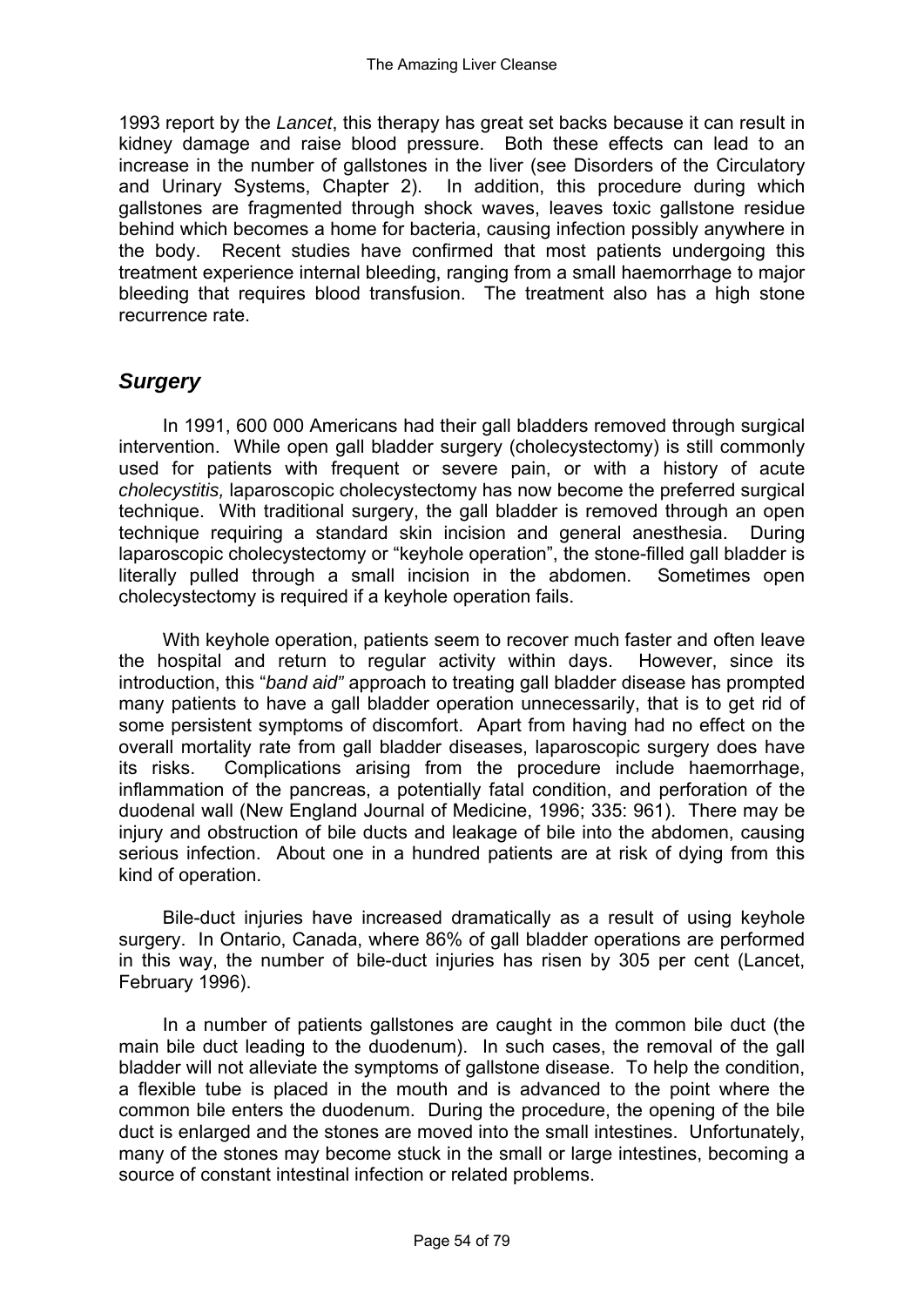1993 report by the *Lancet*, this therapy has great set backs because it can result in kidney damage and raise blood pressure. Both these effects can lead to an increase in the number of gallstones in the liver (see Disorders of the Circulatory and Urinary Systems, Chapter 2). In addition, this procedure during which gallstones are fragmented through shock waves, leaves toxic gallstone residue behind which becomes a home for bacteria, causing infection possibly anywhere in the body. Recent studies have confirmed that most patients undergoing this treatment experience internal bleeding, ranging from a small haemorrhage to major bleeding that requires blood transfusion. The treatment also has a high stone recurrence rate.

## *Surgery*

In 1991, 600 000 Americans had their gall bladders removed through surgical intervention. While open gall bladder surgery (cholecystectomy) is still commonly used for patients with frequent or severe pain, or with a history of acute *cholecystitis,* laparoscopic cholecystectomy has now become the preferred surgical technique. With traditional surgery, the gall bladder is removed through an open technique requiring a standard skin incision and general anesthesia. During laparoscopic cholecystectomy or "keyhole operation", the stone-filled gall bladder is literally pulled through a small incision in the abdomen. Sometimes open cholecystectomy is required if a keyhole operation fails.

With keyhole operation, patients seem to recover much faster and often leave the hospital and return to regular activity within days. However, since its introduction, this "*band aid"* approach to treating gall bladder disease has prompted many patients to have a gall bladder operation unnecessarily, that is to get rid of some persistent symptoms of discomfort. Apart from having had no effect on the overall mortality rate from gall bladder diseases, laparoscopic surgery does have its risks. Complications arising from the procedure include haemorrhage, inflammation of the pancreas, a potentially fatal condition, and perforation of the duodenal wall (New England Journal of Medicine, 1996; 335: 961). There may be injury and obstruction of bile ducts and leakage of bile into the abdomen, causing serious infection. About one in a hundred patients are at risk of dying from this kind of operation.

Bile-duct injuries have increased dramatically as a result of using keyhole surgery. In Ontario, Canada, where 86% of gall bladder operations are performed in this way, the number of bile-duct injuries has risen by 305 per cent (Lancet, February 1996).

In a number of patients gallstones are caught in the common bile duct (the main bile duct leading to the duodenum). In such cases, the removal of the gall bladder will not alleviate the symptoms of gallstone disease. To help the condition, a flexible tube is placed in the mouth and is advanced to the point where the common bile enters the duodenum. During the procedure, the opening of the bile duct is enlarged and the stones are moved into the small intestines. Unfortunately, many of the stones may become stuck in the small or large intestines, becoming a source of constant intestinal infection or related problems.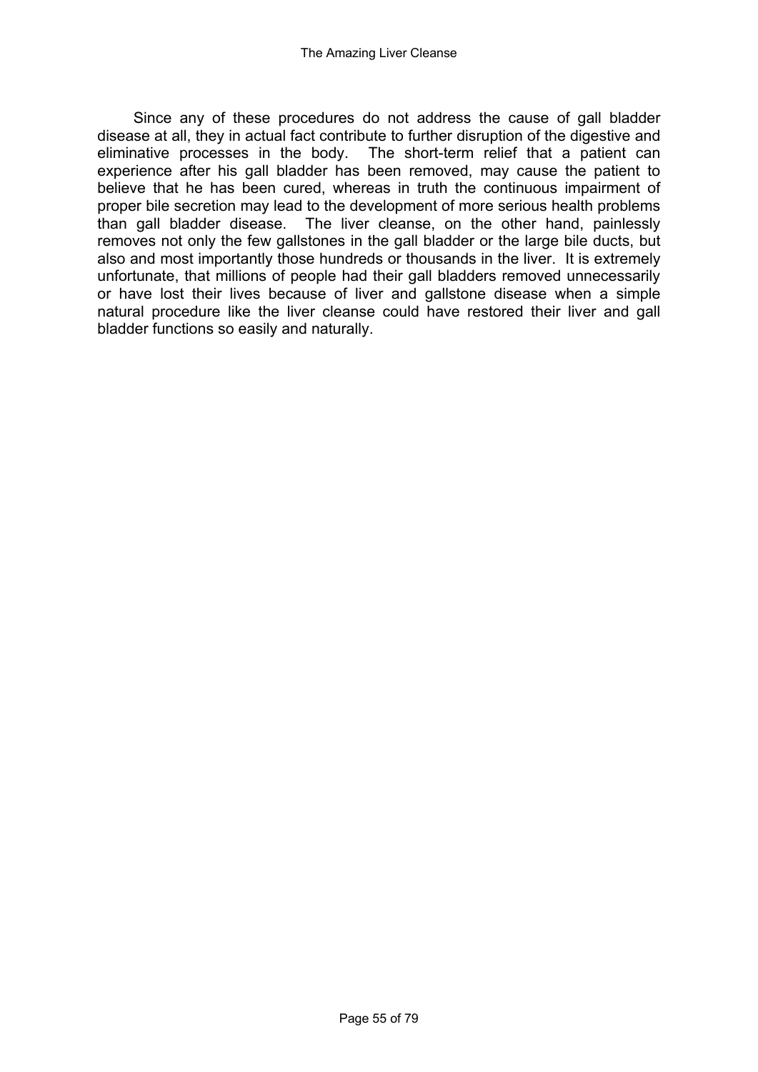Since any of these procedures do not address the cause of gall bladder disease at all, they in actual fact contribute to further disruption of the digestive and eliminative processes in the body. The short-term relief that a patient can experience after his gall bladder has been removed, may cause the patient to believe that he has been cured, whereas in truth the continuous impairment of proper bile secretion may lead to the development of more serious health problems than gall bladder disease. The liver cleanse, on the other hand, painlessly removes not only the few gallstones in the gall bladder or the large bile ducts, but also and most importantly those hundreds or thousands in the liver. It is extremely unfortunate, that millions of people had their gall bladders removed unnecessarily or have lost their lives because of liver and gallstone disease when a simple natural procedure like the liver cleanse could have restored their liver and gall bladder functions so easily and naturally.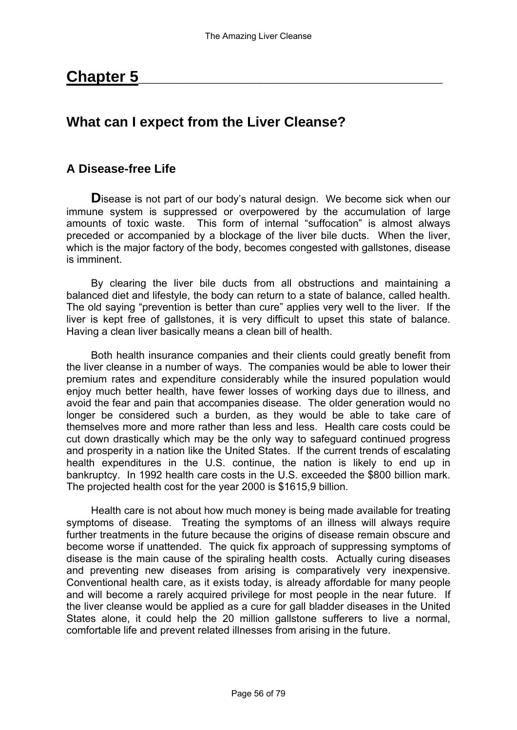# Chapter 5

## What can I expect from the Liver Cleanse?

### A Disease-free Life

**D**isease is not part of our body's natural design. We become sick when our immune system is suppressed or overpowered by the accumulation of large amounts of toxic waste. This form of internal "suffocation" is almost always preceded or accompanied by a blockage of the liver bile ducts. When the liver, which is the major factory of the body, becomes congested with gallstones, disease is imminent.

By clearing the liver bile ducts from all obstructions and maintaining a balanced diet and lifestyle, the body can return to a state of balance, called health. The old saying "prevention is better than cure" applies very well to the liver. If the liver is kept free of gallstones, it is very difficult to upset this state of balance. Having a clean liver basically means a clean bill of health.

Both health insurance companies and their clients could greatly benefit from the liver cleanse in a number of ways. The companies would be able to lower their premium rates and expenditure considerably while the insured population would enjoy much better health, have fewer losses of working days due to illness, and avoid the fear and pain that accompanies disease. The older generation would no longer be considered such a burden, as they would be able to take care of themselves more and more rather than less and less. Health care costs could be cut down drastically which may be the only way to safeguard continued progress and prosperity in a nation like the United States. If the current trends of escalating health expenditures in the U.S. continue, the nation is likely to end up in bankruptcy. In 1992 health care costs in the U.S. exceeded the $800 billion mark. The projected health cost for the year 2000 is $1615,9 billion.

Health care is not about how much money is being made available for treating symptoms of disease. Treating the symptoms of an illness will always require further treatments in the future because the origins of disease remain obscure and become worse if unattended. The quick fix approach of suppressing symptoms of disease is the main cause of the spiraling health costs. Actually curing diseases and preventing new diseases from arising is comparatively very inexpensive. Conventional health care, as it exists today, is already affordable for many people and will become a rarely acquired privilege for most people in the near future. If the liver cleanse would be applied as a cure for gall bladder diseases in the United States alone, it could help the 20 million gallstone sufferers to live a normal, comfortable life and prevent related illnesses from arising in the future.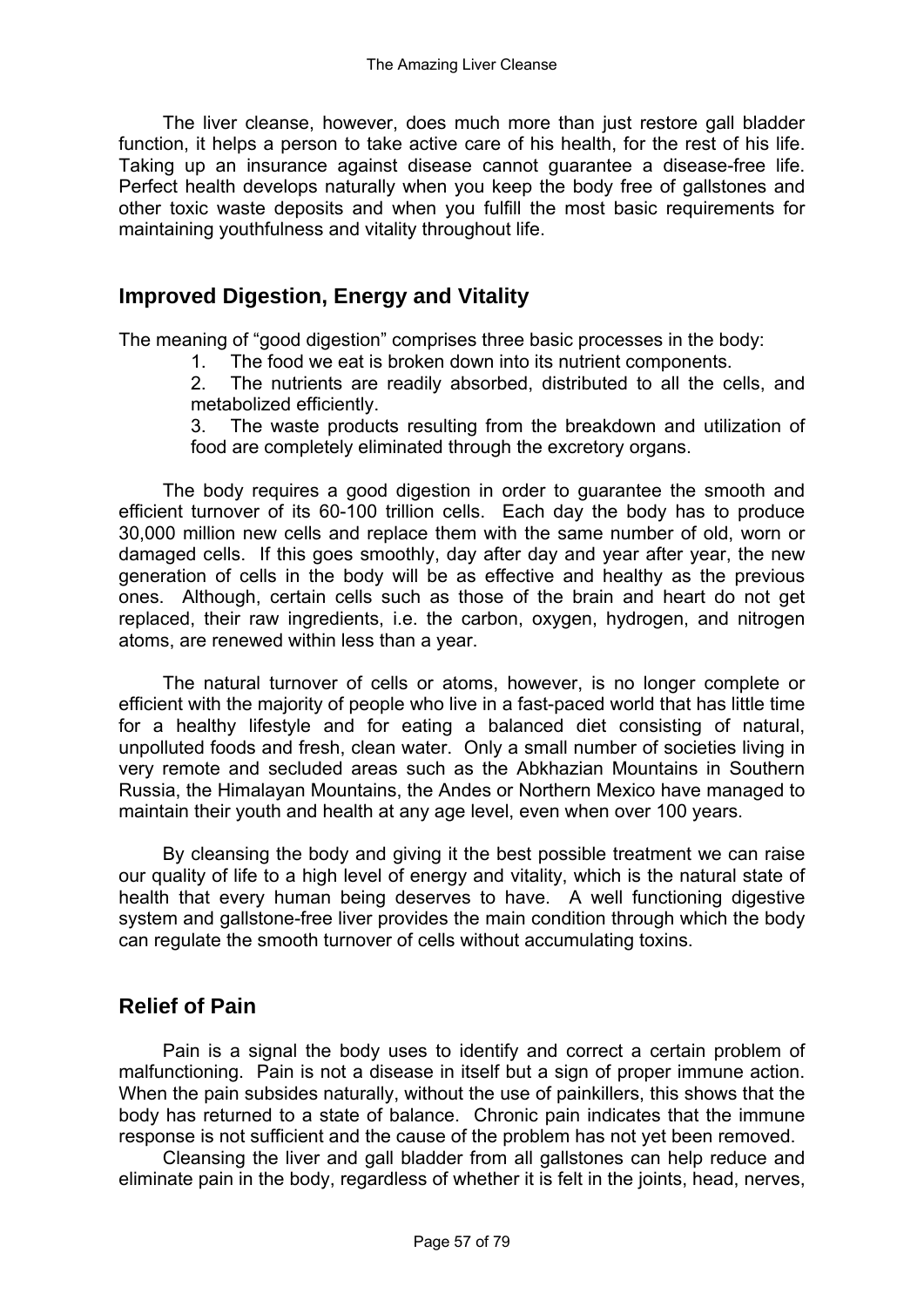The liver cleanse, however, does much more than just restore gall bladder function, it helps a person to take active care of his health, for the rest of his life. Taking up an insurance against disease cannot guarantee a disease-free life. Perfect health develops naturally when you keep the body free of gallstones and other toxic waste deposits and when you fulfill the most basic requirements for maintaining youthfulness and vitality throughout life.

## Improved Digestion, Energy and Vitality

The meaning of "good digestion" comprises three basic processes in the body:

1. The food we eat is broken down into its nutrient components.
2. The nutrients are readily absorbed, distributed to all the cells, and metabolized efficiently.
3. The waste products resulting from the breakdown and utilization of food are completely eliminated through the excretory organs.

The body requires a good digestion in order to guarantee the smooth and efficient turnover of its 60-100 trillion cells. Each day the body has to produce 30,000 million new cells and replace them with the same number of old, worn or damaged cells. If this goes smoothly, day after day and year after year, the new generation of cells in the body will be as effective and healthy as the previous ones. Although, certain cells such as those of the brain and heart do not get replaced, their raw ingredients, i.e. the carbon, oxygen, hydrogen, and nitrogen atoms, are renewed within less than a year.

The natural turnover of cells or atoms, however, is no longer complete or efficient with the majority of people who live in a fast-paced world that has little time for a healthy lifestyle and for eating a balanced diet consisting of natural, unpolluted foods and fresh, clean water. Only a small number of societies living in very remote and secluded areas such as the Abkhazian Mountains in Southern Russia, the Himalayan Mountains, the Andes or Northern Mexico have managed to maintain their youth and health at any age level, even when over 100 years.

By cleansing the body and giving it the best possible treatment we can raise our quality of life to a high level of energy and vitality, which is the natural state of health that every human being deserves to have. A well functioning digestive system and gallstone-free liver provides the main condition through which the body can regulate the smooth turnover of cells without accumulating toxins.

## Relief of Pain

Pain is a signal the body uses to identify and correct a certain problem of malfunctioning. Pain is not a disease in itself but a sign of proper immune action. When the pain subsides naturally, without the use of painkillers, this shows that the body has returned to a state of balance. Chronic pain indicates that the immune response is not sufficient and the cause of the problem has not yet been removed.

Cleansing the liver and gall bladder from all gallstones can help reduce and eliminate pain in the body, regardless of whether it is felt in the joints, head, nerves,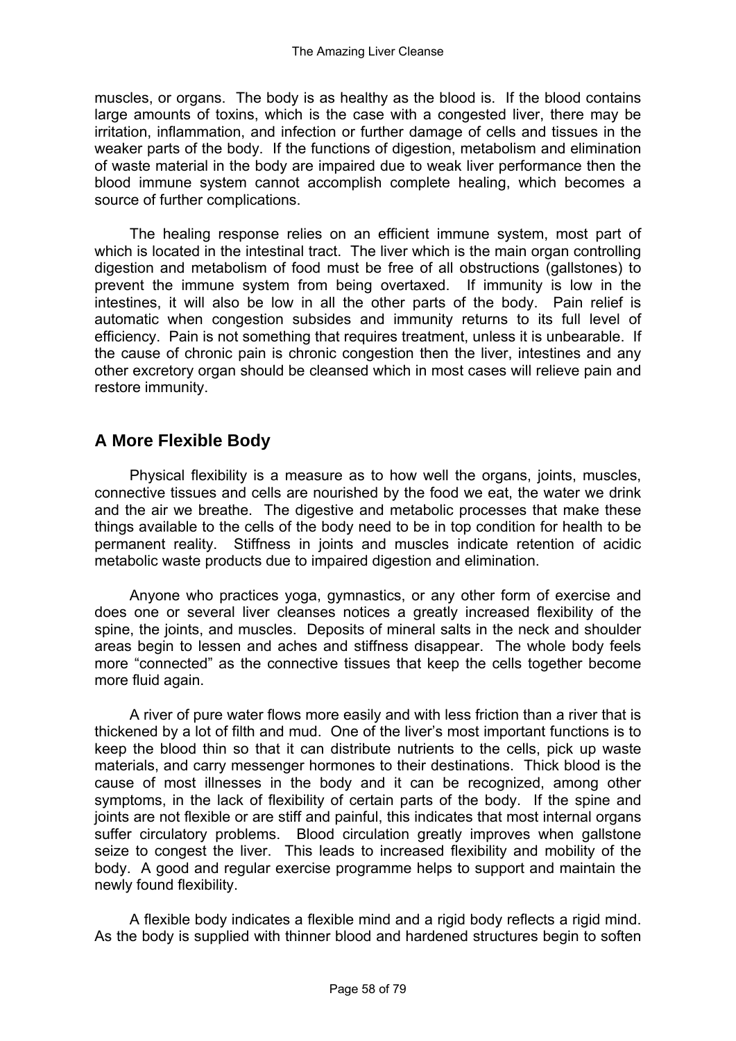muscles, or organs. The body is as healthy as the blood is. If the blood contains large amounts of toxins, which is the case with a congested liver, there may be irritation, inflammation, and infection or further damage of cells and tissues in the weaker parts of the body. If the functions of digestion, metabolism and elimination of waste material in the body are impaired due to weak liver performance then the blood immune system cannot accomplish complete healing, which becomes a source of further complications.

The healing response relies on an efficient immune system, most part of which is located in the intestinal tract. The liver which is the main organ controlling digestion and metabolism of food must be free of all obstructions (gallstones) to prevent the immune system from being overtaxed. If immunity is low in the intestines, it will also be low in all the other parts of the body. Pain relief is automatic when congestion subsides and immunity returns to its full level of efficiency. Pain is not something that requires treatment, unless it is unbearable. If the cause of chronic pain is chronic congestion then the liver, intestines and any other excretory organ should be cleansed which in most cases will relieve pain and restore immunity.

## A More Flexible Body

Physical flexibility is a measure as to how well the organs, joints, muscles, connective tissues and cells are nourished by the food we eat, the water we drink and the air we breathe. The digestive and metabolic processes that make these things available to the cells of the body need to be in top condition for health to be permanent reality. Stiffness in joints and muscles indicate retention of acidic metabolic waste products due to impaired digestion and elimination.

Anyone who practices yoga, gymnastics, or any other form of exercise and does one or several liver cleanses notices a greatly increased flexibility of the spine, the joints, and muscles. Deposits of mineral salts in the neck and shoulder areas begin to lessen and aches and stiffness disappear. The whole body feels more "connected" as the connective tissues that keep the cells together become more fluid again.

A river of pure water flows more easily and with less friction than a river that is thickened by a lot of filth and mud. One of the liver's most important functions is to keep the blood thin so that it can distribute nutrients to the cells, pick up waste materials, and carry messenger hormones to their destinations. Thick blood is the cause of most illnesses in the body and it can be recognized, among other symptoms, in the lack of flexibility of certain parts of the body. If the spine and joints are not flexible or are stiff and painful, this indicates that most internal organs suffer circulatory problems. Blood circulation greatly improves when gallstone seize to congest the liver. This leads to increased flexibility and mobility of the body. A good and regular exercise programme helps to support and maintain the newly found flexibility.

A flexible body indicates a flexible mind and a rigid body reflects a rigid mind. As the body is supplied with thinner blood and hardened structures begin to soften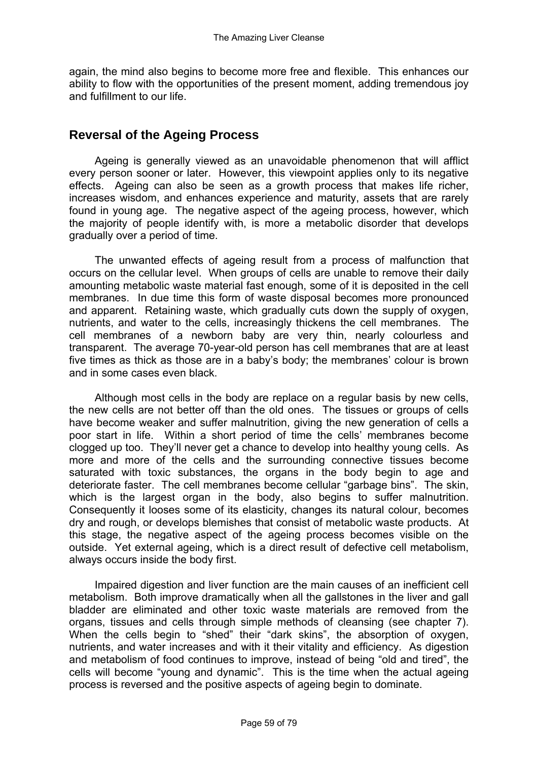again, the mind also begins to become more free and flexible. This enhances our ability to flow with the opportunities of the present moment, adding tremendous joy and fulfillment to our life.

## Reversal of the Ageing Process

Ageing is generally viewed as an unavoidable phenomenon that will afflict every person sooner or later. However, this viewpoint applies only to its negative effects. Ageing can also be seen as a growth process that makes life richer, increases wisdom, and enhances experience and maturity, assets that are rarely found in young age. The negative aspect of the ageing process, however, which the majority of people identify with, is more a metabolic disorder that develops gradually over a period of time.

The unwanted effects of ageing result from a process of malfunction that occurs on the cellular level. When groups of cells are unable to remove their daily amounting metabolic waste material fast enough, some of it is deposited in the cell membranes. In due time this form of waste disposal becomes more pronounced and apparent. Retaining waste, which gradually cuts down the supply of oxygen, nutrients, and water to the cells, increasingly thickens the cell membranes. The cell membranes of a newborn baby are very thin, nearly colourless and transparent. The average 70-year-old person has cell membranes that are at least five times as thick as those are in a baby's body; the membranes' colour is brown and in some cases even black.

Although most cells in the body are replace on a regular basis by new cells, the new cells are not better off than the old ones. The tissues or groups of cells have become weaker and suffer malnutrition, giving the new generation of cells a poor start in life. Within a short period of time the cells' membranes become clogged up too. They'll never get a chance to develop into healthy young cells. As more and more of the cells and the surrounding connective tissues become saturated with toxic substances, the organs in the body begin to age and deteriorate faster. The cell membranes become cellular "garbage bins". The skin, which is the largest organ in the body, also begins to suffer malnutrition. Consequently it looses some of its elasticity, changes its natural colour, becomes dry and rough, or develops blemishes that consist of metabolic waste products. At this stage, the negative aspect of the ageing process becomes visible on the outside. Yet external ageing, which is a direct result of defective cell metabolism, always occurs inside the body first.

Impaired digestion and liver function are the main causes of an inefficient cell metabolism. Both improve dramatically when all the gallstones in the liver and gall bladder are eliminated and other toxic waste materials are removed from the organs, tissues and cells through simple methods of cleansing (see chapter 7). When the cells begin to "shed" their "dark skins", the absorption of oxygen, nutrients, and water increases and with it their vitality and efficiency. As digestion and metabolism of food continues to improve, instead of being "old and tired", the cells will become "young and dynamic". This is the time when the actual ageing process is reversed and the positive aspects of ageing begin to dominate.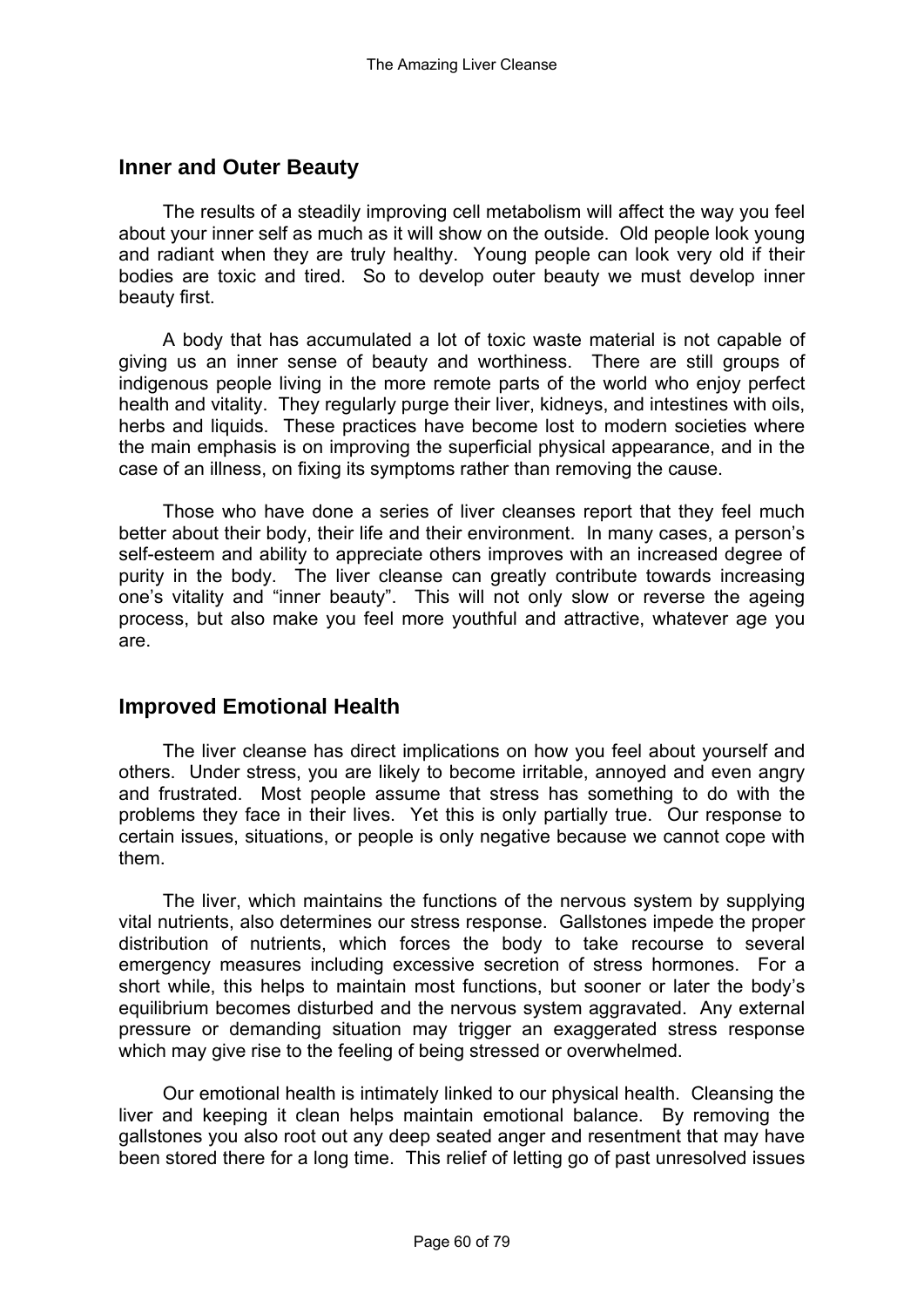## Inner and Outer Beauty

The results of a steadily improving cell metabolism will affect the way you feel about your inner self as much as it will show on the outside. Old people look young and radiant when they are truly healthy. Young people can look very old if their bodies are toxic and tired. So to develop outer beauty we must develop inner beauty first.

A body that has accumulated a lot of toxic waste material is not capable of giving us an inner sense of beauty and worthiness. There are still groups of indigenous people living in the more remote parts of the world who enjoy perfect health and vitality. They regularly purge their liver, kidneys, and intestines with oils, herbs and liquids. These practices have become lost to modern societies where the main emphasis is on improving the superficial physical appearance, and in the case of an illness, on fixing its symptoms rather than removing the cause.

Those who have done a series of liver cleanses report that they feel much better about their body, their life and their environment. In many cases, a person's self-esteem and ability to appreciate others improves with an increased degree of purity in the body. The liver cleanse can greatly contribute towards increasing one's vitality and "inner beauty". This will not only slow or reverse the ageing process, but also make you feel more youthful and attractive, whatever age you are.

## Improved Emotional Health

The liver cleanse has direct implications on how you feel about yourself and others. Under stress, you are likely to become irritable, annoyed and even angry and frustrated. Most people assume that stress has something to do with the problems they face in their lives. Yet this is only partially true. Our response to certain issues, situations, or people is only negative because we cannot cope with them.

The liver, which maintains the functions of the nervous system by supplying vital nutrients, also determines our stress response. Gallstones impede the proper distribution of nutrients, which forces the body to take recourse to several emergency measures including excessive secretion of stress hormones. For a short while, this helps to maintain most functions, but sooner or later the body's equilibrium becomes disturbed and the nervous system aggravated. Any external pressure or demanding situation may trigger an exaggerated stress response which may give rise to the feeling of being stressed or overwhelmed.

Our emotional health is intimately linked to our physical health. Cleansing the liver and keeping it clean helps maintain emotional balance. By removing the gallstones you also root out any deep seated anger and resentment that may have been stored there for a long time. This relief of letting go of past unresolved issues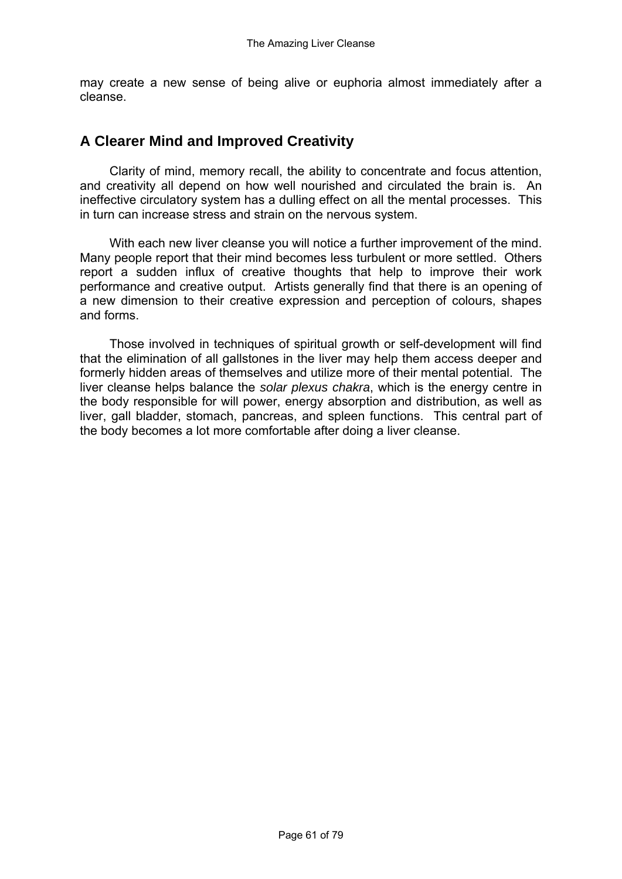may create a new sense of being alive or euphoria almost immediately after a cleanse.

## A Clearer Mind and Improved Creativity

Clarity of mind, memory recall, the ability to concentrate and focus attention, and creativity all depend on how well nourished and circulated the brain is. An ineffective circulatory system has a dulling effect on all the mental processes. This in turn can increase stress and strain on the nervous system.

With each new liver cleanse you will notice a further improvement of the mind. Many people report that their mind becomes less turbulent or more settled. Others report a sudden influx of creative thoughts that help to improve their work performance and creative output. Artists generally find that there is an opening of a new dimension to their creative expression and perception of colours, shapes and forms.

Those involved in techniques of spiritual growth or self-development will find that the elimination of all gallstones in the liver may help them access deeper and formerly hidden areas of themselves and utilize more of their mental potential. The liver cleanse helps balance the *solar plexus chakra*, which is the energy centre in the body responsible for will power, energy absorption and distribution, as well as liver, gall bladder, stomach, pancreas, and spleen functions. This central part of the body becomes a lot more comfortable after doing a liver cleanse.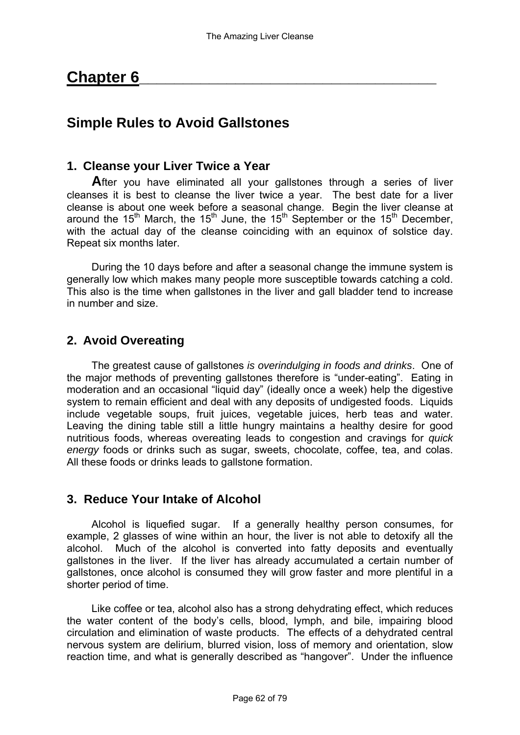# Chapter 6

## Simple Rules to Avoid Gallstones

### 1. Cleanse your Liver Twice a Year

After you have eliminated all your gallstones through a series of liver cleanses it is best to cleanse the liver twice a year. The best date for a liver cleanse is about one week before a seasonal change. Begin the liver cleanse at around the 15th March, the 15th June, the 15th September or the 15th December, with the actual day of the cleanse coinciding with an equinox of solstice day. Repeat six months later.

During the 10 days before and after a seasonal change the immune system is generally low which makes many people more susceptible towards catching a cold. This also is the time when gallstones in the liver and gall bladder tend to increase in number and size.

### 2. Avoid Overeating

The greatest cause of gallstones *is overindulging in foods and drinks*. One of the major methods of preventing gallstones therefore is "under-eating". Eating in moderation and an occasional "liquid day" (ideally once a week) help the digestive system to remain efficient and deal with any deposits of undigested foods. Liquids include vegetable soups, fruit juices, vegetable juices, herb teas and water. Leaving the dining table still a little hungry maintains a healthy desire for good nutritious foods, whereas overeating leads to congestion and cravings for *quick energy* foods or drinks such as sugar, sweets, chocolate, coffee, tea, and colas. All these foods or drinks leads to gallstone formation.

### 3. Reduce Your Intake of Alcohol

Alcohol is liquefied sugar. If a generally healthy person consumes, for example, 2 glasses of wine within an hour, the liver is not able to detoxify all the alcohol. Much of the alcohol is converted into fatty deposits and eventually gallstones in the liver. If the liver has already accumulated a certain number of gallstones, once alcohol is consumed they will grow faster and more plentiful in a shorter period of time.

Like coffee or tea, alcohol also has a strong dehydrating effect, which reduces the water content of the body's cells, blood, lymph, and bile, impairing blood circulation and elimination of waste products. The effects of a dehydrated central nervous system are delirium, blurred vision, loss of memory and orientation, slow reaction time, and what is generally described as "hangover". Under the influence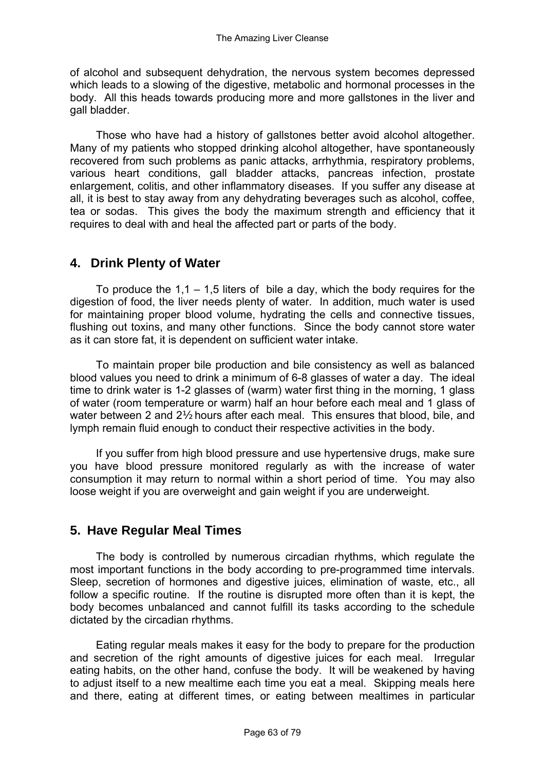of alcohol and subsequent dehydration, the nervous system becomes depressed which leads to a slowing of the digestive, metabolic and hormonal processes in the body. All this heads towards producing more and more gallstones in the liver and gall bladder.

Those who have had a history of gallstones better avoid alcohol altogether. Many of my patients who stopped drinking alcohol altogether, have spontaneously recovered from such problems as panic attacks, arrhythmia, respiratory problems, various heart conditions, gall bladder attacks, pancreas infection, prostate enlargement, colitis, and other inflammatory diseases. If you suffer any disease at all, it is best to stay away from any dehydrating beverages such as alcohol, coffee, tea or sodas. This gives the body the maximum strength and efficiency that it requires to deal with and heal the affected part or parts of the body.

## 4. Drink Plenty of Water

To produce the 1,1 – 1,5 liters of bile a day, which the body requires for the digestion of food, the liver needs plenty of water. In addition, much water is used for maintaining proper blood volume, hydrating the cells and connective tissues, flushing out toxins, and many other functions. Since the body cannot store water as it can store fat, it is dependent on sufficient water intake.

To maintain proper bile production and bile consistency as well as balanced blood values you need to drink a minimum of 6-8 glasses of water a day. The ideal time to drink water is 1-2 glasses of (warm) water first thing in the morning, 1 glass of water (room temperature or warm) half an hour before each meal and 1 glass of water between 2 and 2½ hours after each meal. This ensures that blood, bile, and lymph remain fluid enough to conduct their respective activities in the body.

If you suffer from high blood pressure and use hypertensive drugs, make sure you have blood pressure monitored regularly as with the increase of water consumption it may return to normal within a short period of time. You may also loose weight if you are overweight and gain weight if you are underweight.

## 5. Have Regular Meal Times

The body is controlled by numerous circadian rhythms, which regulate the most important functions in the body according to pre-programmed time intervals. Sleep, secretion of hormones and digestive juices, elimination of waste, etc., all follow a specific routine. If the routine is disrupted more often than it is kept, the body becomes unbalanced and cannot fulfill its tasks according to the schedule dictated by the circadian rhythms.

Eating regular meals makes it easy for the body to prepare for the production and secretion of the right amounts of digestive juices for each meal. Irregular eating habits, on the other hand, confuse the body. It will be weakened by having to adjust itself to a new mealtime each time you eat a meal. Skipping meals here and there, eating at different times, or eating between mealtimes in particular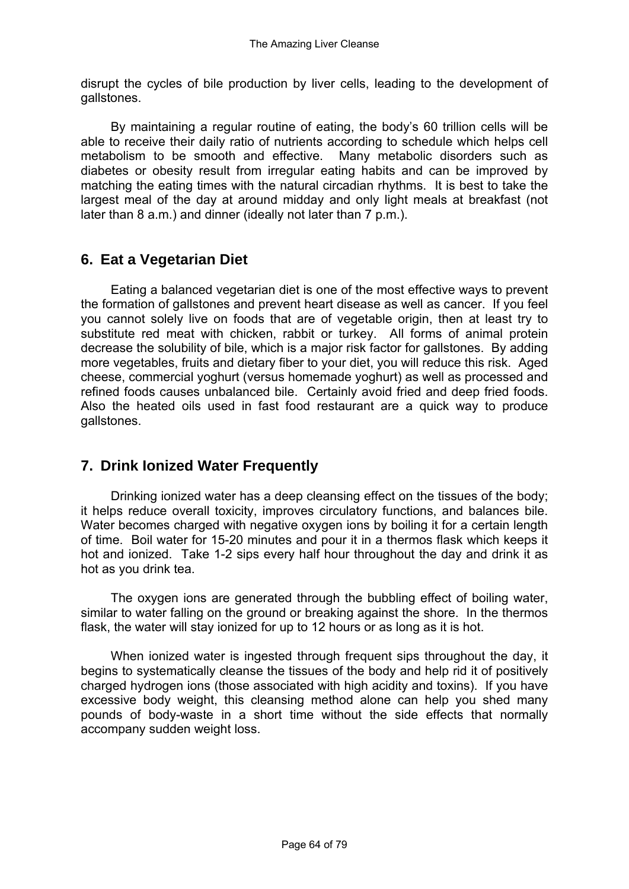disrupt the cycles of bile production by liver cells, leading to the development of gallstones.

By maintaining a regular routine of eating, the body's 60 trillion cells will be able to receive their daily ratio of nutrients according to schedule which helps cell metabolism to be smooth and effective. Many metabolic disorders such as diabetes or obesity result from irregular eating habits and can be improved by matching the eating times with the natural circadian rhythms. It is best to take the largest meal of the day at around midday and only light meals at breakfast (not later than 8 a.m.) and dinner (ideally not later than 7 p.m.).

## 6. Eat a Vegetarian Diet

Eating a balanced vegetarian diet is one of the most effective ways to prevent the formation of gallstones and prevent heart disease as well as cancer. If you feel you cannot solely live on foods that are of vegetable origin, then at least try to substitute red meat with chicken, rabbit or turkey. All forms of animal protein decrease the solubility of bile, which is a major risk factor for gallstones. By adding more vegetables, fruits and dietary fiber to your diet, you will reduce this risk. Aged cheese, commercial yoghurt (versus homemade yoghurt) as well as processed and refined foods causes unbalanced bile. Certainly avoid fried and deep fried foods. Also the heated oils used in fast food restaurant are a quick way to produce gallstones.

## 7. Drink Ionized Water Frequently

Drinking ionized water has a deep cleansing effect on the tissues of the body; it helps reduce overall toxicity, improves circulatory functions, and balances bile. Water becomes charged with negative oxygen ions by boiling it for a certain length of time. Boil water for 15-20 minutes and pour it in a thermos flask which keeps it hot and ionized. Take 1-2 sips every half hour throughout the day and drink it as hot as you drink tea.

The oxygen ions are generated through the bubbling effect of boiling water, similar to water falling on the ground or breaking against the shore. In the thermos flask, the water will stay ionized for up to 12 hours or as long as it is hot.

When ionized water is ingested through frequent sips throughout the day, it begins to systematically cleanse the tissues of the body and help rid it of positively charged hydrogen ions (those associated with high acidity and toxins). If you have excessive body weight, this cleansing method alone can help you shed many pounds of body-waste in a short time without the side effects that normally accompany sudden weight loss.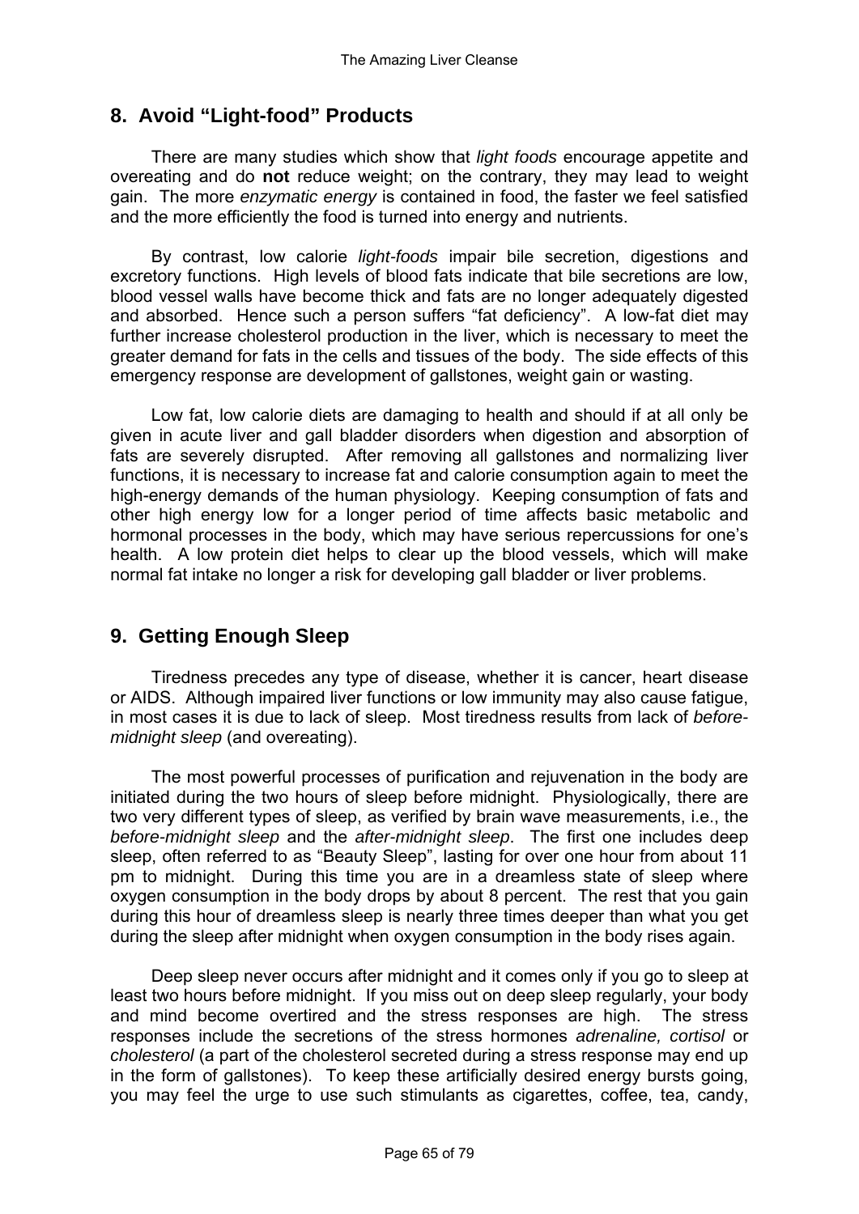## 8. Avoid "Light-food" Products

There are many studies which show that *light foods* encourage appetite and overeating and do **not** reduce weight; on the contrary, they may lead to weight gain. The more *enzymatic energy* is contained in food, the faster we feel satisfied and the more efficiently the food is turned into energy and nutrients.

By contrast, low calorie *light-foods* impair bile secretion, digestions and excretory functions. High levels of blood fats indicate that bile secretions are low, blood vessel walls have become thick and fats are no longer adequately digested and absorbed. Hence such a person suffers "fat deficiency". A low-fat diet may further increase cholesterol production in the liver, which is necessary to meet the greater demand for fats in the cells and tissues of the body. The side effects of this emergency response are development of gallstones, weight gain or wasting.

Low fat, low calorie diets are damaging to health and should if at all only be given in acute liver and gall bladder disorders when digestion and absorption of fats are severely disrupted. After removing all gallstones and normalizing liver functions, it is necessary to increase fat and calorie consumption again to meet the high-energy demands of the human physiology. Keeping consumption of fats and other high energy low for a longer period of time affects basic metabolic and hormonal processes in the body, which may have serious repercussions for one's health. A low protein diet helps to clear up the blood vessels, which will make normal fat intake no longer a risk for developing gall bladder or liver problems.

## 9. Getting Enough Sleep

Tiredness precedes any type of disease, whether it is cancer, heart disease or AIDS. Although impaired liver functions or low immunity may also cause fatigue, in most cases it is due to lack of sleep. Most tiredness results from lack of *before-midnight sleep* (and overeating).

The most powerful processes of purification and rejuvenation in the body are initiated during the two hours of sleep before midnight. Physiologically, there are two very different types of sleep, as verified by brain wave measurements, i.e., the *before-midnight sleep* and the *after-midnight sleep*. The first one includes deep sleep, often referred to as "Beauty Sleep", lasting for over one hour from about 11 pm to midnight. During this time you are in a dreamless state of sleep where oxygen consumption in the body drops by about 8 percent. The rest that you gain during this hour of dreamless sleep is nearly three times deeper than what you get during the sleep after midnight when oxygen consumption in the body rises again.

Deep sleep never occurs after midnight and it comes only if you go to sleep at least two hours before midnight. If you miss out on deep sleep regularly, your body and mind become overtired and the stress responses are high. The stress responses include the secretions of the stress hormones *adrenaline, cortisol* or *cholesterol* (a part of the cholesterol secreted during a stress response may end up in the form of gallstones). To keep these artificially desired energy bursts going, you may feel the urge to use such stimulants as cigarettes, coffee, tea, candy,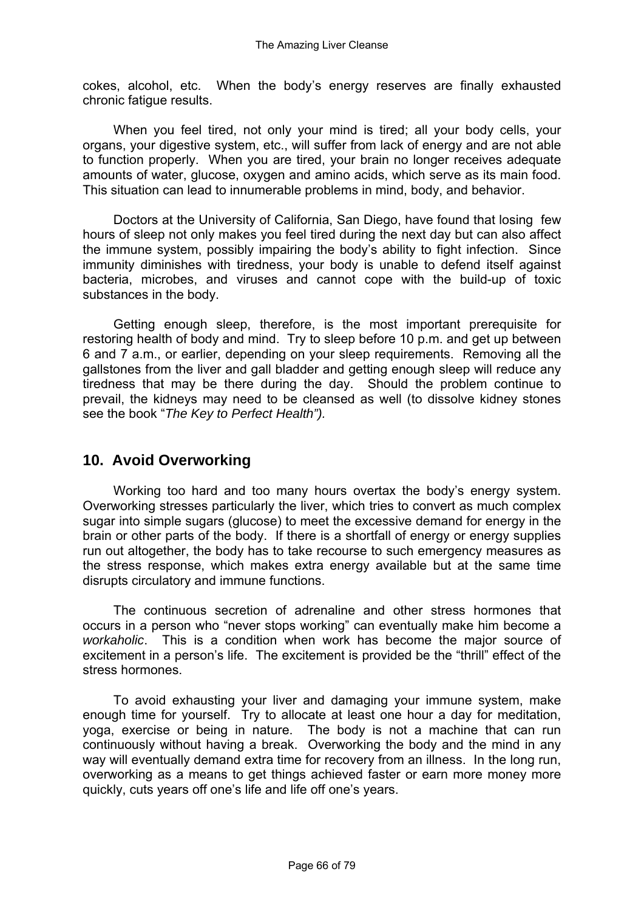cokes, alcohol, etc. When the body's energy reserves are finally exhausted chronic fatigue results.

When you feel tired, not only your mind is tired; all your body cells, your organs, your digestive system, etc., will suffer from lack of energy and are not able to function properly. When you are tired, your brain no longer receives adequate amounts of water, glucose, oxygen and amino acids, which serve as its main food. This situation can lead to innumerable problems in mind, body, and behavior.

Doctors at the University of California, San Diego, have found that losing few hours of sleep not only makes you feel tired during the next day but can also affect the immune system, possibly impairing the body's ability to fight infection. Since immunity diminishes with tiredness, your body is unable to defend itself against bacteria, microbes, and viruses and cannot cope with the build-up of toxic substances in the body.

Getting enough sleep, therefore, is the most important prerequisite for restoring health of body and mind. Try to sleep before 10 p.m. and get up between 6 and 7 a.m., or earlier, depending on your sleep requirements. Removing all the gallstones from the liver and gall bladder and getting enough sleep will reduce any tiredness that may be there during the day. Should the problem continue to prevail, the kidneys may need to be cleansed as well (to dissolve kidney stones see the book "*The Key to Perfect Health").*

## 10. Avoid Overworking

Working too hard and too many hours overtax the body's energy system. Overworking stresses particularly the liver, which tries to convert as much complex sugar into simple sugars (glucose) to meet the excessive demand for energy in the brain or other parts of the body. If there is a shortfall of energy or energy supplies run out altogether, the body has to take recourse to such emergency measures as the stress response, which makes extra energy available but at the same time disrupts circulatory and immune functions.

The continuous secretion of adrenaline and other stress hormones that occurs in a person who "never stops working" can eventually make him become a *workaholic*. This is a condition when work has become the major source of excitement in a person's life. The excitement is provided be the "thrill" effect of the stress hormones.

To avoid exhausting your liver and damaging your immune system, make enough time for yourself. Try to allocate at least one hour a day for meditation, yoga, exercise or being in nature. The body is not a machine that can run continuously without having a break. Overworking the body and the mind in any way will eventually demand extra time for recovery from an illness. In the long run, overworking as a means to get things achieved faster or earn more money more quickly, cuts years off one's life and life off one's years.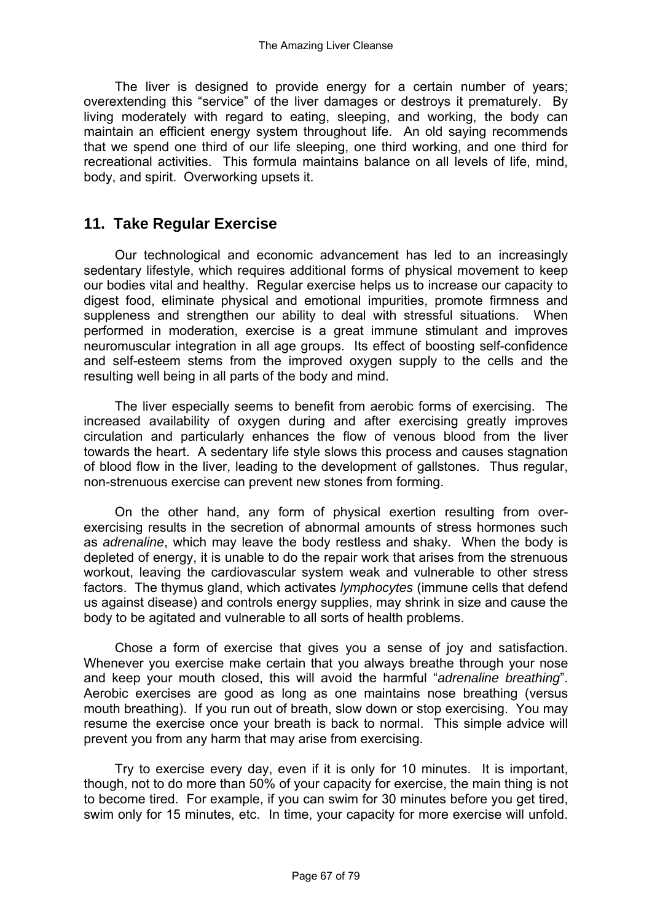The liver is designed to provide energy for a certain number of years; overextending this "service" of the liver damages or destroys it prematurely. By living moderately with regard to eating, sleeping, and working, the body can maintain an efficient energy system throughout life. An old saying recommends that we spend one third of our life sleeping, one third working, and one third for recreational activities. This formula maintains balance on all levels of life, mind, body, and spirit. Overworking upsets it.

## 11. Take Regular Exercise

Our technological and economic advancement has led to an increasingly sedentary lifestyle, which requires additional forms of physical movement to keep our bodies vital and healthy. Regular exercise helps us to increase our capacity to digest food, eliminate physical and emotional impurities, promote firmness and suppleness and strengthen our ability to deal with stressful situations. When performed in moderation, exercise is a great immune stimulant and improves neuromuscular integration in all age groups. Its effect of boosting self-confidence and self-esteem stems from the improved oxygen supply to the cells and the resulting well being in all parts of the body and mind.

The liver especially seems to benefit from aerobic forms of exercising. The increased availability of oxygen during and after exercising greatly improves circulation and particularly enhances the flow of venous blood from the liver towards the heart. A sedentary life style slows this process and causes stagnation of blood flow in the liver, leading to the development of gallstones. Thus regular, non-strenuous exercise can prevent new stones from forming.

On the other hand, any form of physical exertion resulting from over-exercising results in the secretion of abnormal amounts of stress hormones such as *adrenaline*, which may leave the body restless and shaky. When the body is depleted of energy, it is unable to do the repair work that arises from the strenuous workout, leaving the cardiovascular system weak and vulnerable to other stress factors. The thymus gland, which activates *lymphocytes* (immune cells that defend us against disease) and controls energy supplies, may shrink in size and cause the body to be agitated and vulnerable to all sorts of health problems.

Chose a form of exercise that gives you a sense of joy and satisfaction. Whenever you exercise make certain that you always breathe through your nose and keep your mouth closed, this will avoid the harmful "*adrenaline breathing*". Aerobic exercises are good as long as one maintains nose breathing (versus mouth breathing). If you run out of breath, slow down or stop exercising. You may resume the exercise once your breath is back to normal. This simple advice will prevent you from any harm that may arise from exercising.

Try to exercise every day, even if it is only for 10 minutes. It is important, though, not to do more than 50% of your capacity for exercise, the main thing is not to become tired. For example, if you can swim for 30 minutes before you get tired, swim only for 15 minutes, etc. In time, your capacity for more exercise will unfold.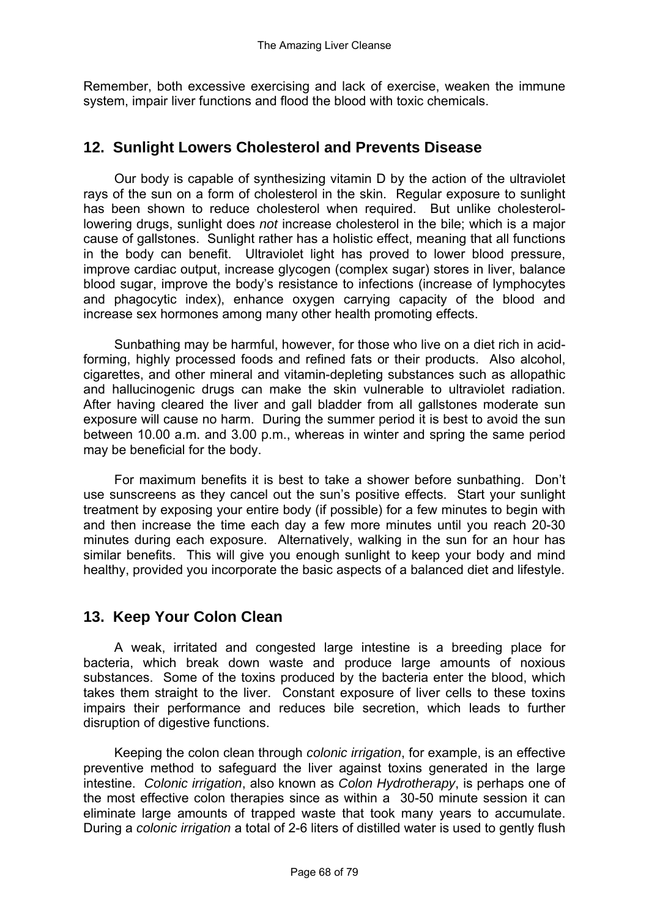Remember, both excessive exercising and lack of exercise, weaken the immune system, impair liver functions and flood the blood with toxic chemicals.

## 12. Sunlight Lowers Cholesterol and Prevents Disease

Our body is capable of synthesizing vitamin D by the action of the ultraviolet rays of the sun on a form of cholesterol in the skin. Regular exposure to sunlight has been shown to reduce cholesterol when required. But unlike cholesterol-lowering drugs, sunlight does *not* increase cholesterol in the bile; which is a major cause of gallstones. Sunlight rather has a holistic effect, meaning that all functions in the body can benefit. Ultraviolet light has proved to lower blood pressure, improve cardiac output, increase glycogen (complex sugar) stores in liver, balance blood sugar, improve the body's resistance to infections (increase of lymphocytes and phagocytic index), enhance oxygen carrying capacity of the blood and increase sex hormones among many other health promoting effects.

Sunbathing may be harmful, however, for those who live on a diet rich in acid-forming, highly processed foods and refined fats or their products. Also alcohol, cigarettes, and other mineral and vitamin-depleting substances such as allopathic and hallucinogenic drugs can make the skin vulnerable to ultraviolet radiation. After having cleared the liver and gall bladder from all gallstones moderate sun exposure will cause no harm. During the summer period it is best to avoid the sun between 10.00 a.m. and 3.00 p.m., whereas in winter and spring the same period may be beneficial for the body.

For maximum benefits it is best to take a shower before sunbathing. Don't use sunscreens as they cancel out the sun's positive effects. Start your sunlight treatment by exposing your entire body (if possible) for a few minutes to begin with and then increase the time each day a few more minutes until you reach 20-30 minutes during each exposure. Alternatively, walking in the sun for an hour has similar benefits. This will give you enough sunlight to keep your body and mind healthy, provided you incorporate the basic aspects of a balanced diet and lifestyle.

## 13. Keep Your Colon Clean

A weak, irritated and congested large intestine is a breeding place for bacteria, which break down waste and produce large amounts of noxious substances. Some of the toxins produced by the bacteria enter the blood, which takes them straight to the liver. Constant exposure of liver cells to these toxins impairs their performance and reduces bile secretion, which leads to further disruption of digestive functions.

Keeping the colon clean through *colonic irrigation*, for example, is an effective preventive method to safeguard the liver against toxins generated in the large intestine. *Colonic irrigation*, also known as *Colon Hydrotherapy*, is perhaps one of the most effective colon therapies since as within a 30-50 minute session it can eliminate large amounts of trapped waste that took many years to accumulate. During a *colonic irrigation* a total of 2-6 liters of distilled water is used to gently flush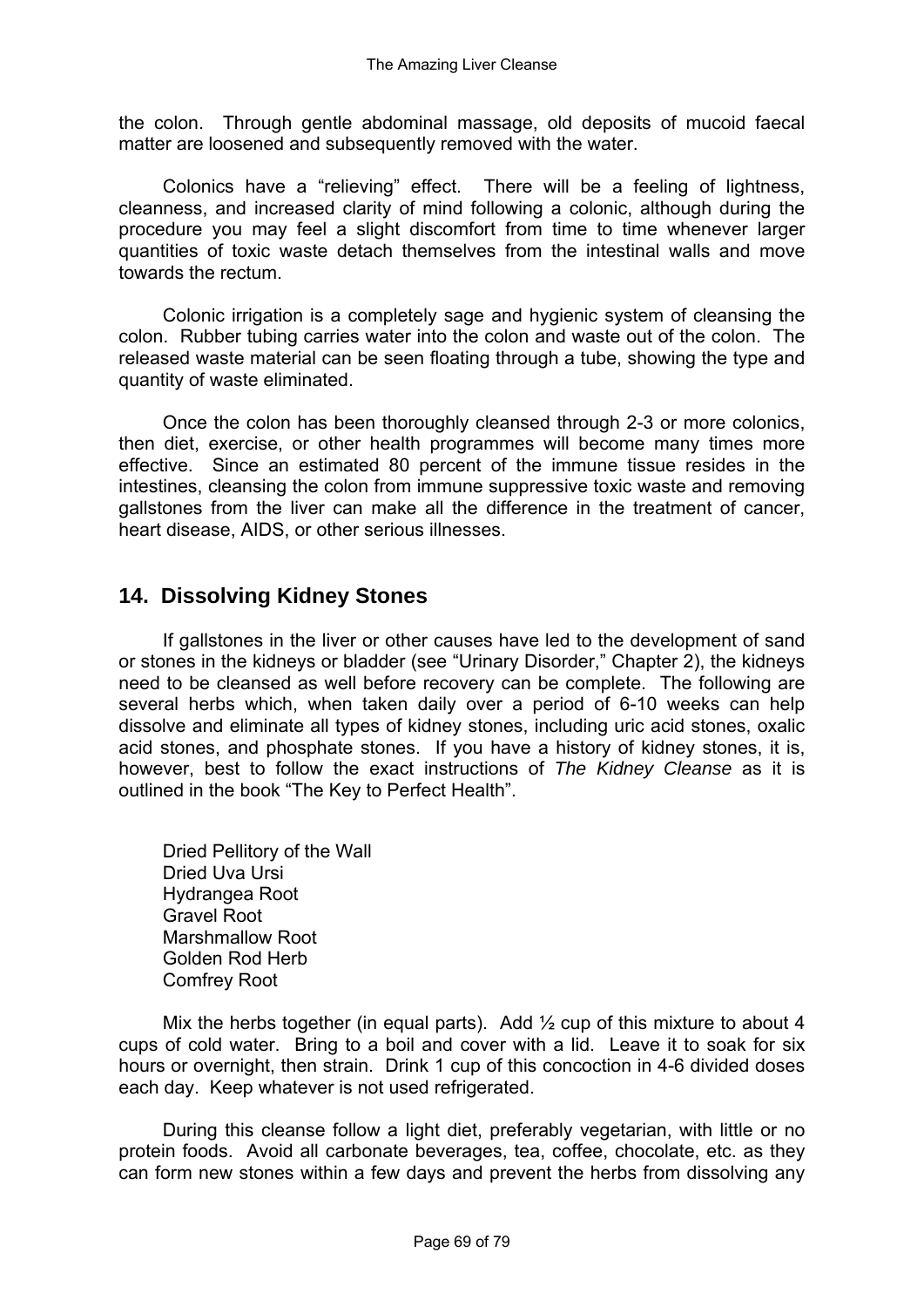the colon. Through gentle abdominal massage, old deposits of mucoid faecal matter are loosened and subsequently removed with the water.

Colonics have a "relieving" effect. There will be a feeling of lightness, cleanness, and increased clarity of mind following a colonic, although during the procedure you may feel a slight discomfort from time to time whenever larger quantities of toxic waste detach themselves from the intestinal walls and move towards the rectum.

Colonic irrigation is a completely sage and hygienic system of cleansing the colon. Rubber tubing carries water into the colon and waste out of the colon. The released waste material can be seen floating through a tube, showing the type and quantity of waste eliminated.

Once the colon has been thoroughly cleansed through 2-3 or more colonics, then diet, exercise, or other health programmes will become many times more effective. Since an estimated 80 percent of the immune tissue resides in the intestines, cleansing the colon from immune suppressive toxic waste and removing gallstones from the liver can make all the difference in the treatment of cancer, heart disease, AIDS, or other serious illnesses.

## 14. Dissolving Kidney Stones

If gallstones in the liver or other causes have led to the development of sand or stones in the kidneys or bladder (see "Urinary Disorder," Chapter 2), the kidneys need to be cleansed as well before recovery can be complete. The following are several herbs which, when taken daily over a period of 6-10 weeks can help dissolve and eliminate all types of kidney stones, including uric acid stones, oxalic acid stones, and phosphate stones. If you have a history of kidney stones, it is, however, best to follow the exact instructions of *The Kidney Cleanse* as it is outlined in the book "The Key to Perfect Health".

Dried Pellitory of the Wall
Dried Uva Ursi
Hydrangea Root
Gravel Root
Marshmallow Root
Golden Rod Herb
Comfrey Root

Mix the herbs together (in equal parts). Add ½ cup of this mixture to about 4 cups of cold water. Bring to a boil and cover with a lid. Leave it to soak for six hours or overnight, then strain. Drink 1 cup of this concoction in 4-6 divided doses each day. Keep whatever is not used refrigerated.

During this cleanse follow a light diet, preferably vegetarian, with little or no protein foods. Avoid all carbonate beverages, tea, coffee, chocolate, etc. as they can form new stones within a few days and prevent the herbs from dissolving any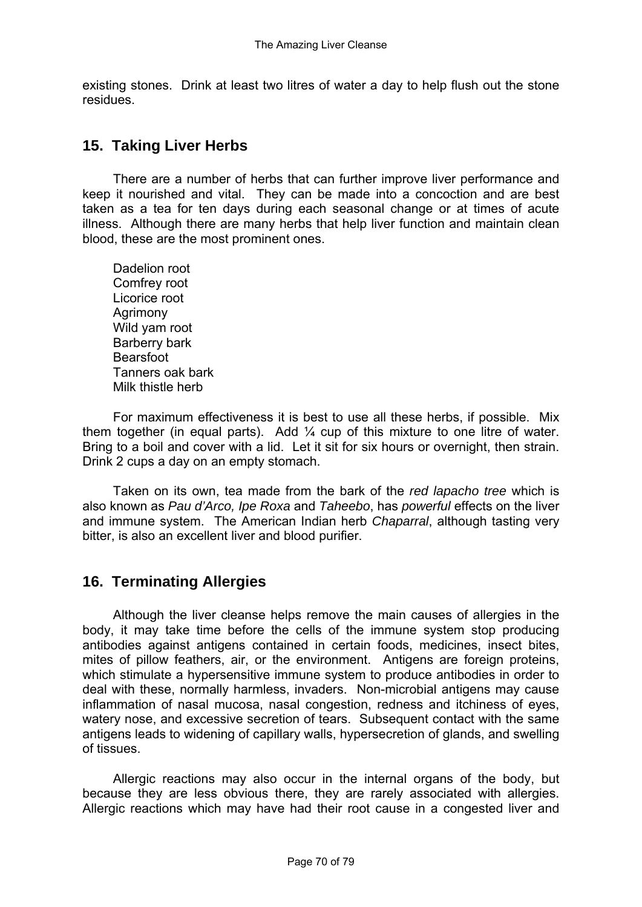existing stones. Drink at least two litres of water a day to help flush out the stone residues.

## 15. Taking Liver Herbs

There are a number of herbs that can further improve liver performance and keep it nourished and vital. They can be made into a concoction and are best taken as a tea for ten days during each seasonal change or at times of acute illness. Although there are many herbs that help liver function and maintain clean blood, these are the most prominent ones.

Dadelion root  
Comfrey root  
Licorice root  
Agrimony  
Wild yam root  
Barberry bark  
Bearsfoot  
Tanners oak bark  
Milk thistle herb

For maximum effectiveness it is best to use all these herbs, if possible. Mix them together (in equal parts). Add ¼ cup of this mixture to one litre of water. Bring to a boil and cover with a lid. Let it sit for six hours or overnight, then strain. Drink 2 cups a day on an empty stomach.

Taken on its own, tea made from the bark of the *red lapacho tree* which is also known as *Pau d'Arco, Ipe Roxa* and *Taheebo*, has *powerful* effects on the liver and immune system. The American Indian herb *Chaparral*, although tasting very bitter, is also an excellent liver and blood purifier.

## 16. Terminating Allergies

Although the liver cleanse helps remove the main causes of allergies in the body, it may take time before the cells of the immune system stop producing antibodies against antigens contained in certain foods, medicines, insect bites, mites of pillow feathers, air, or the environment. Antigens are foreign proteins, which stimulate a hypersensitive immune system to produce antibodies in order to deal with these, normally harmless, invaders. Non-microbial antigens may cause inflammation of nasal mucosa, nasal congestion, redness and itchiness of eyes, watery nose, and excessive secretion of tears. Subsequent contact with the same antigens leads to widening of capillary walls, hypersecretion of glands, and swelling of tissues.

Allergic reactions may also occur in the internal organs of the body, but because they are less obvious there, they are rarely associated with allergies. Allergic reactions which may have had their root cause in a congested liver and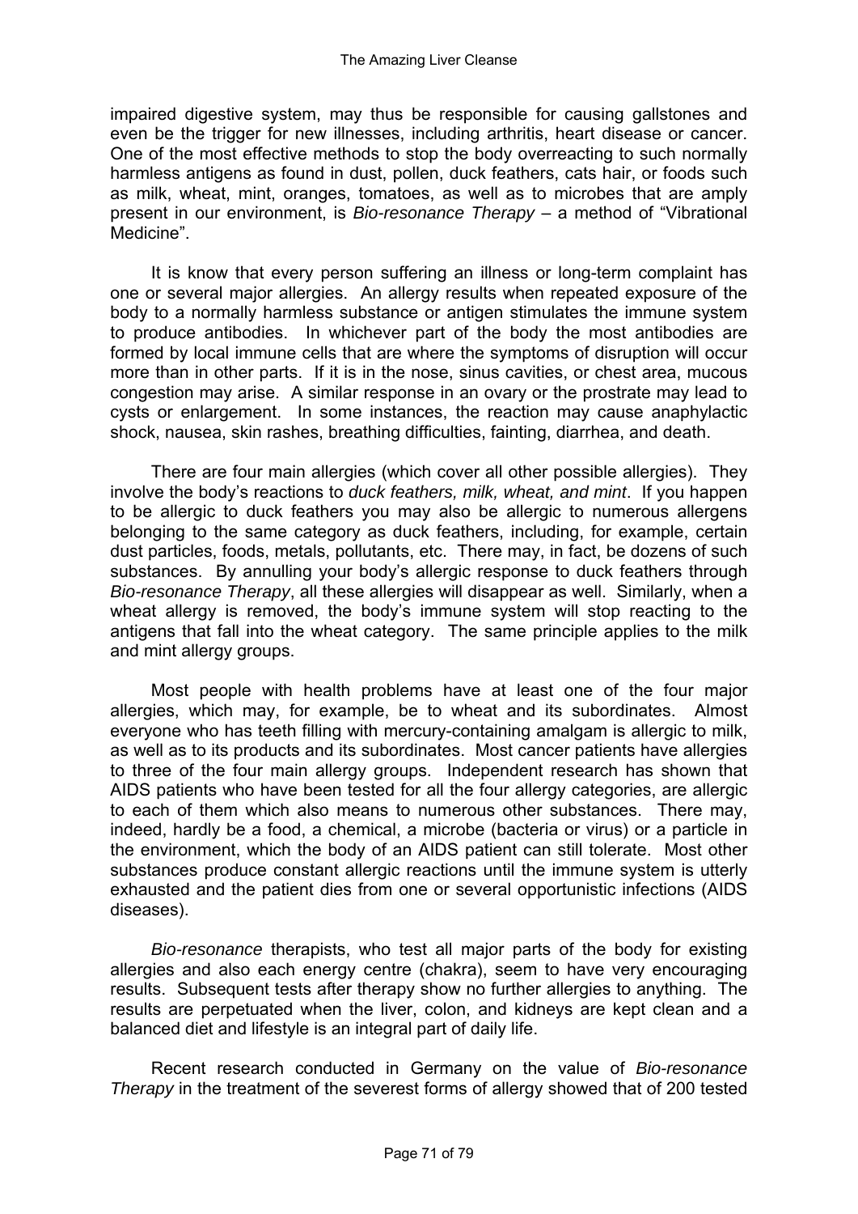impaired digestive system, may thus be responsible for causing gallstones and even be the trigger for new illnesses, including arthritis, heart disease or cancer. One of the most effective methods to stop the body overreacting to such normally harmless antigens as found in dust, pollen, duck feathers, cats hair, or foods such as milk, wheat, mint, oranges, tomatoes, as well as to microbes that are amply present in our environment, is *Bio-resonance Therapy* – a method of "Vibrational Medicine".

It is know that every person suffering an illness or long-term complaint has one or several major allergies. An allergy results when repeated exposure of the body to a normally harmless substance or antigen stimulates the immune system to produce antibodies. In whichever part of the body the most antibodies are formed by local immune cells that are where the symptoms of disruption will occur more than in other parts. If it is in the nose, sinus cavities, or chest area, mucous congestion may arise. A similar response in an ovary or the prostrate may lead to cysts or enlargement. In some instances, the reaction may cause anaphylactic shock, nausea, skin rashes, breathing difficulties, fainting, diarrhea, and death.

There are four main allergies (which cover all other possible allergies). They involve the body's reactions to *duck feathers, milk, wheat, and mint*. If you happen to be allergic to duck feathers you may also be allergic to numerous allergens belonging to the same category as duck feathers, including, for example, certain dust particles, foods, metals, pollutants, etc. There may, in fact, be dozens of such substances. By annulling your body's allergic response to duck feathers through *Bio-resonance Therapy*, all these allergies will disappear as well. Similarly, when a wheat allergy is removed, the body's immune system will stop reacting to the antigens that fall into the wheat category. The same principle applies to the milk and mint allergy groups.

Most people with health problems have at least one of the four major allergies, which may, for example, be to wheat and its subordinates. Almost everyone who has teeth filling with mercury-containing amalgam is allergic to milk, as well as to its products and its subordinates. Most cancer patients have allergies to three of the four main allergy groups. Independent research has shown that AIDS patients who have been tested for all the four allergy categories, are allergic to each of them which also means to numerous other substances. There may, indeed, hardly be a food, a chemical, a microbe (bacteria or virus) or a particle in the environment, which the body of an AIDS patient can still tolerate. Most other substances produce constant allergic reactions until the immune system is utterly exhausted and the patient dies from one or several opportunistic infections (AIDS diseases).

*Bio-resonance* therapists, who test all major parts of the body for existing allergies and also each energy centre (chakra), seem to have very encouraging results. Subsequent tests after therapy show no further allergies to anything. The results are perpetuated when the liver, colon, and kidneys are kept clean and a balanced diet and lifestyle is an integral part of daily life.

Recent research conducted in Germany on the value of *Bio-resonance Therapy* in the treatment of the severest forms of allergy showed that of 200 tested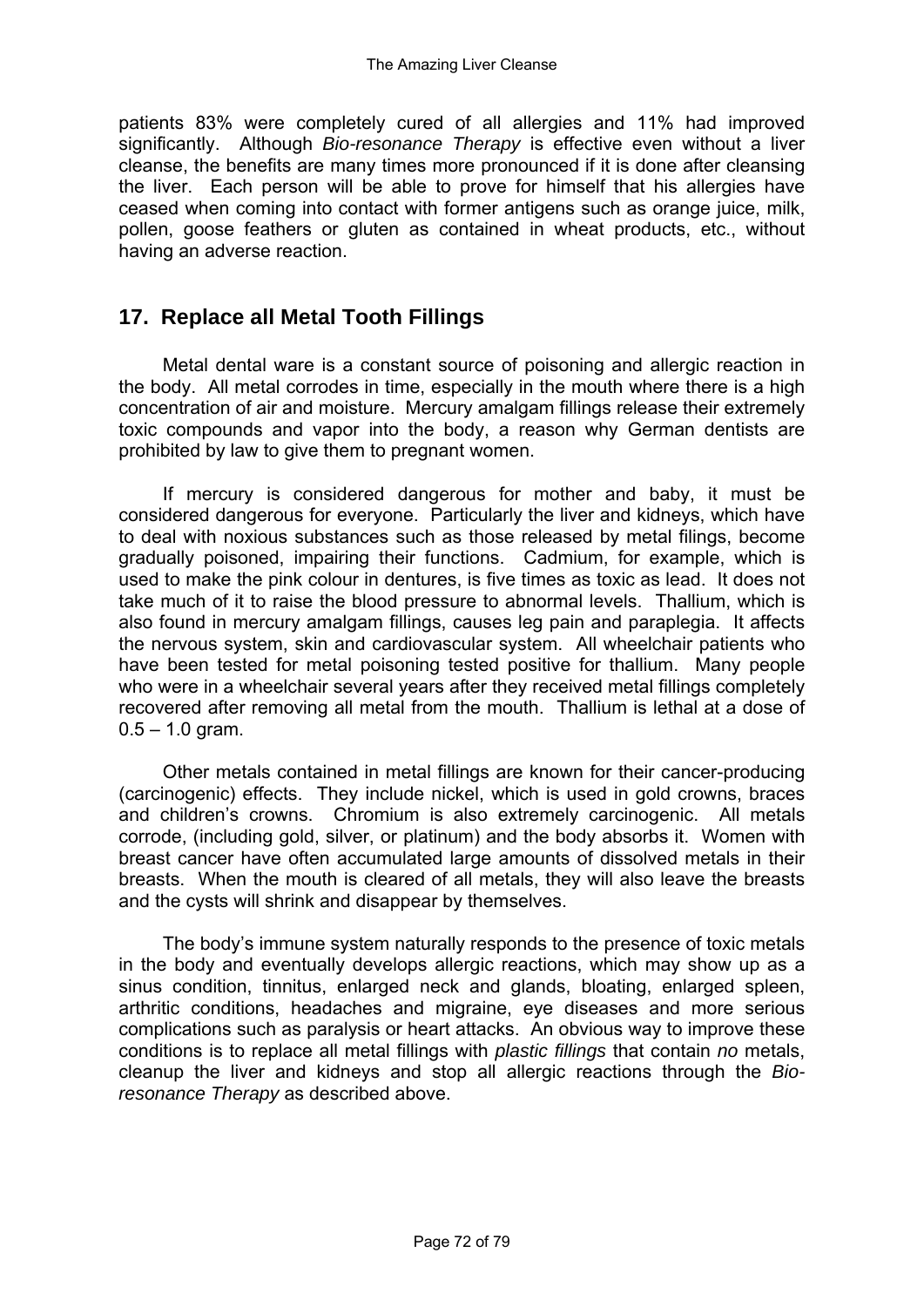patients 83% were completely cured of all allergies and 11% had improved significantly. Although *Bio-resonance Therapy* is effective even without a liver cleanse, the benefits are many times more pronounced if it is done after cleansing the liver. Each person will be able to prove for himself that his allergies have ceased when coming into contact with former antigens such as orange juice, milk, pollen, goose feathers or gluten as contained in wheat products, etc., without having an adverse reaction.

## 17. Replace all Metal Tooth Fillings

Metal dental ware is a constant source of poisoning and allergic reaction in the body. All metal corrodes in time, especially in the mouth where there is a high concentration of air and moisture. Mercury amalgam fillings release their extremely toxic compounds and vapor into the body, a reason why German dentists are prohibited by law to give them to pregnant women.

If mercury is considered dangerous for mother and baby, it must be considered dangerous for everyone. Particularly the liver and kidneys, which have to deal with noxious substances such as those released by metal filings, become gradually poisoned, impairing their functions. Cadmium, for example, which is used to make the pink colour in dentures, is five times as toxic as lead. It does not take much of it to raise the blood pressure to abnormal levels. Thallium, which is also found in mercury amalgam fillings, causes leg pain and paraplegia. It affects the nervous system, skin and cardiovascular system. All wheelchair patients who have been tested for metal poisoning tested positive for thallium. Many people who were in a wheelchair several years after they received metal fillings completely recovered after removing all metal from the mouth. Thallium is lethal at a dose of 0.5 – 1.0 gram.

Other metals contained in metal fillings are known for their cancer-producing (carcinogenic) effects. They include nickel, which is used in gold crowns, braces and children's crowns. Chromium is also extremely carcinogenic. All metals corrode, (including gold, silver, or platinum) and the body absorbs it. Women with breast cancer have often accumulated large amounts of dissolved metals in their breasts. When the mouth is cleared of all metals, they will also leave the breasts and the cysts will shrink and disappear by themselves.

The body's immune system naturally responds to the presence of toxic metals in the body and eventually develops allergic reactions, which may show up as a sinus condition, tinnitus, enlarged neck and glands, bloating, enlarged spleen, arthritic conditions, headaches and migraine, eye diseases and more serious complications such as paralysis or heart attacks. An obvious way to improve these conditions is to replace all metal fillings with *plastic fillings* that contain *no* metals, cleanup the liver and kidneys and stop all allergic reactions through the *Bio-resonance Therapy* as described above.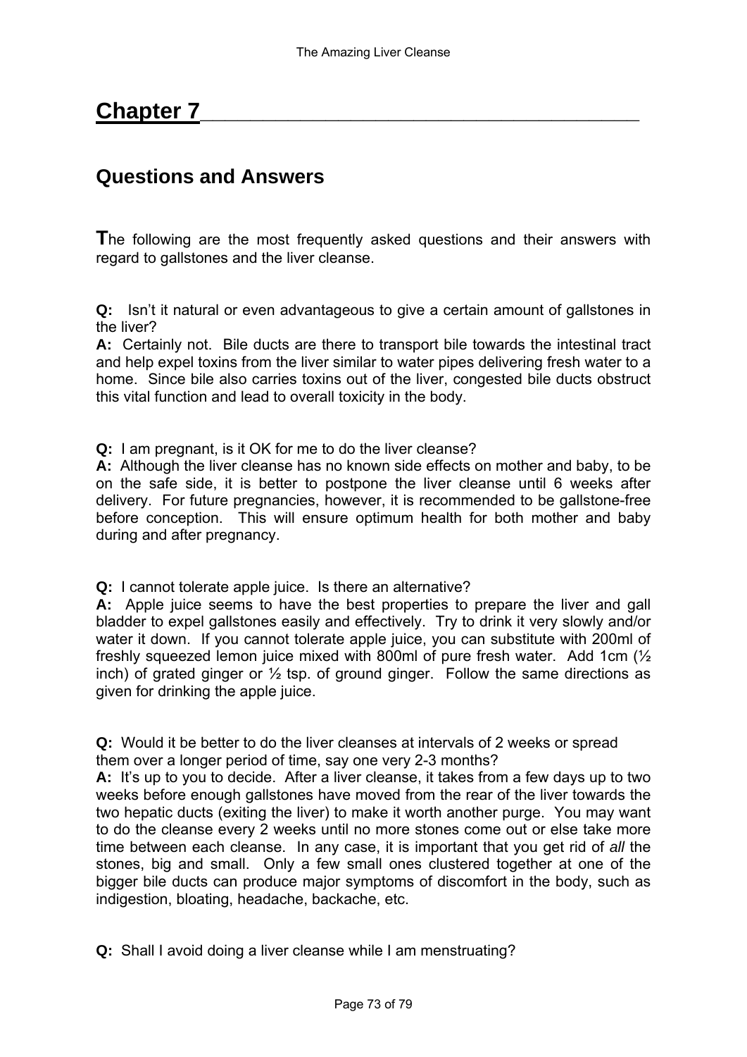# Chapter 7

## Questions and Answers

**T**he following are the most frequently asked questions and their answers with regard to gallstones and the liver cleanse.

**Q:** Isn't it natural or even advantageous to give a certain amount of gallstones in the liver?
**A:** Certainly not. Bile ducts are there to transport bile towards the intestinal tract and help expel toxins from the liver similar to water pipes delivering fresh water to a home. Since bile also carries toxins out of the liver, congested bile ducts obstruct this vital function and lead to overall toxicity in the body.

**Q:** I am pregnant, is it OK for me to do the liver cleanse?
**A:** Although the liver cleanse has no known side effects on mother and baby, to be on the safe side, it is better to postpone the liver cleanse until 6 weeks after delivery. For future pregnancies, however, it is recommended to be gallstone-free before conception. This will ensure optimum health for both mother and baby during and after pregnancy.

**Q:** I cannot tolerate apple juice. Is there an alternative?
**A:** Apple juice seems to have the best properties to prepare the liver and gall bladder to expel gallstones easily and effectively. Try to drink it very slowly and/or water it down. If you cannot tolerate apple juice, you can substitute with 200ml of freshly squeezed lemon juice mixed with 800ml of pure fresh water. Add 1cm (½ inch) of grated ginger or ½ tsp. of ground ginger. Follow the same directions as given for drinking the apple juice.

**Q:** Would it be better to do the liver cleanses at intervals of 2 weeks or spread them over a longer period of time, say one very 2-3 months?
**A:** It's up to you to decide. After a liver cleanse, it takes from a few days up to two weeks before enough gallstones have moved from the rear of the liver towards the two hepatic ducts (exiting the liver) to make it worth another purge. You may want to do the cleanse every 2 weeks until no more stones come out or else take more time between each cleanse. In any case, it is important that you get rid of *all* the stones, big and small. Only a few small ones clustered together at one of the bigger bile ducts can produce major symptoms of discomfort in the body, such as indigestion, bloating, headache, backache, etc.

**Q:** Shall I avoid doing a liver cleanse while I am menstruating?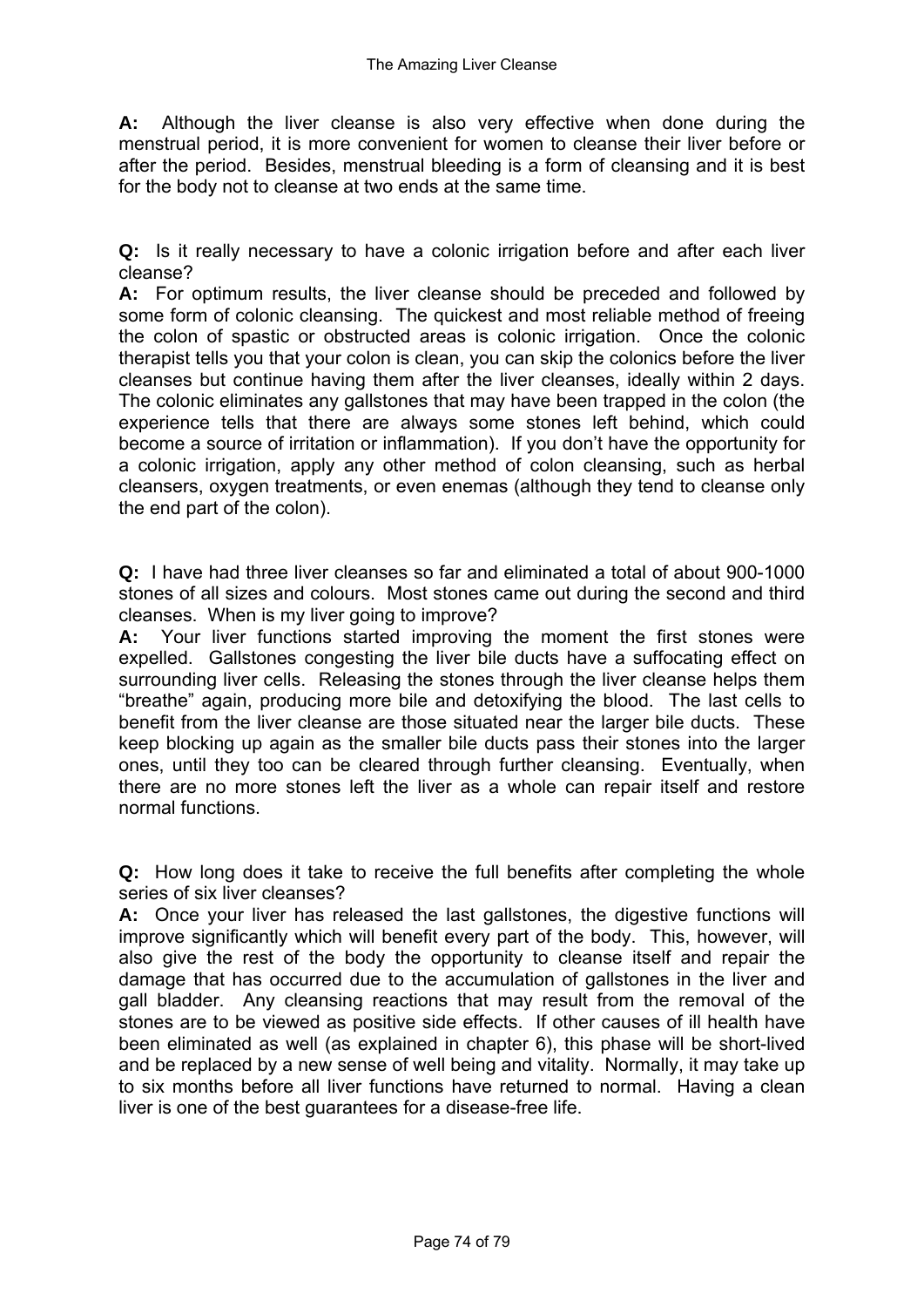**A:** Although the liver cleanse is also very effective when done during the menstrual period, it is more convenient for women to cleanse their liver before or after the period. Besides, menstrual bleeding is a form of cleansing and it is best for the body not to cleanse at two ends at the same time.

**Q:** Is it really necessary to have a colonic irrigation before and after each liver cleanse?
**A:** For optimum results, the liver cleanse should be preceded and followed by some form of colonic cleansing. The quickest and most reliable method of freeing the colon of spastic or obstructed areas is colonic irrigation. Once the colonic therapist tells you that your colon is clean, you can skip the colonics before the liver cleanses but continue having them after the liver cleanses, ideally within 2 days. The colonic eliminates any gallstones that may have been trapped in the colon (the experience tells that there are always some stones left behind, which could become a source of irritation or inflammation). If you don't have the opportunity for a colonic irrigation, apply any other method of colon cleansing, such as herbal cleansers, oxygen treatments, or even enemas (although they tend to cleanse only the end part of the colon).

**Q:** I have had three liver cleanses so far and eliminated a total of about 900-1000 stones of all sizes and colours. Most stones came out during the second and third cleanses. When is my liver going to improve?
**A:** Your liver functions started improving the moment the first stones were expelled. Gallstones congesting the liver bile ducts have a suffocating effect on surrounding liver cells. Releasing the stones through the liver cleanse helps them "breathe" again, producing more bile and detoxifying the blood. The last cells to benefit from the liver cleanse are those situated near the larger bile ducts. These keep blocking up again as the smaller bile ducts pass their stones into the larger ones, until they too can be cleared through further cleansing. Eventually, when there are no more stones left the liver as a whole can repair itself and restore normal functions.

**Q:** How long does it take to receive the full benefits after completing the whole series of six liver cleanses?
**A:** Once your liver has released the last gallstones, the digestive functions will improve significantly which will benefit every part of the body. This, however, will also give the rest of the body the opportunity to cleanse itself and repair the damage that has occurred due to the accumulation of gallstones in the liver and gall bladder. Any cleansing reactions that may result from the removal of the stones are to be viewed as positive side effects. If other causes of ill health have been eliminated as well (as explained in chapter 6), this phase will be short-lived and be replaced by a new sense of well being and vitality. Normally, it may take up to six months before all liver functions have returned to normal. Having a clean liver is one of the best guarantees for a disease-free life.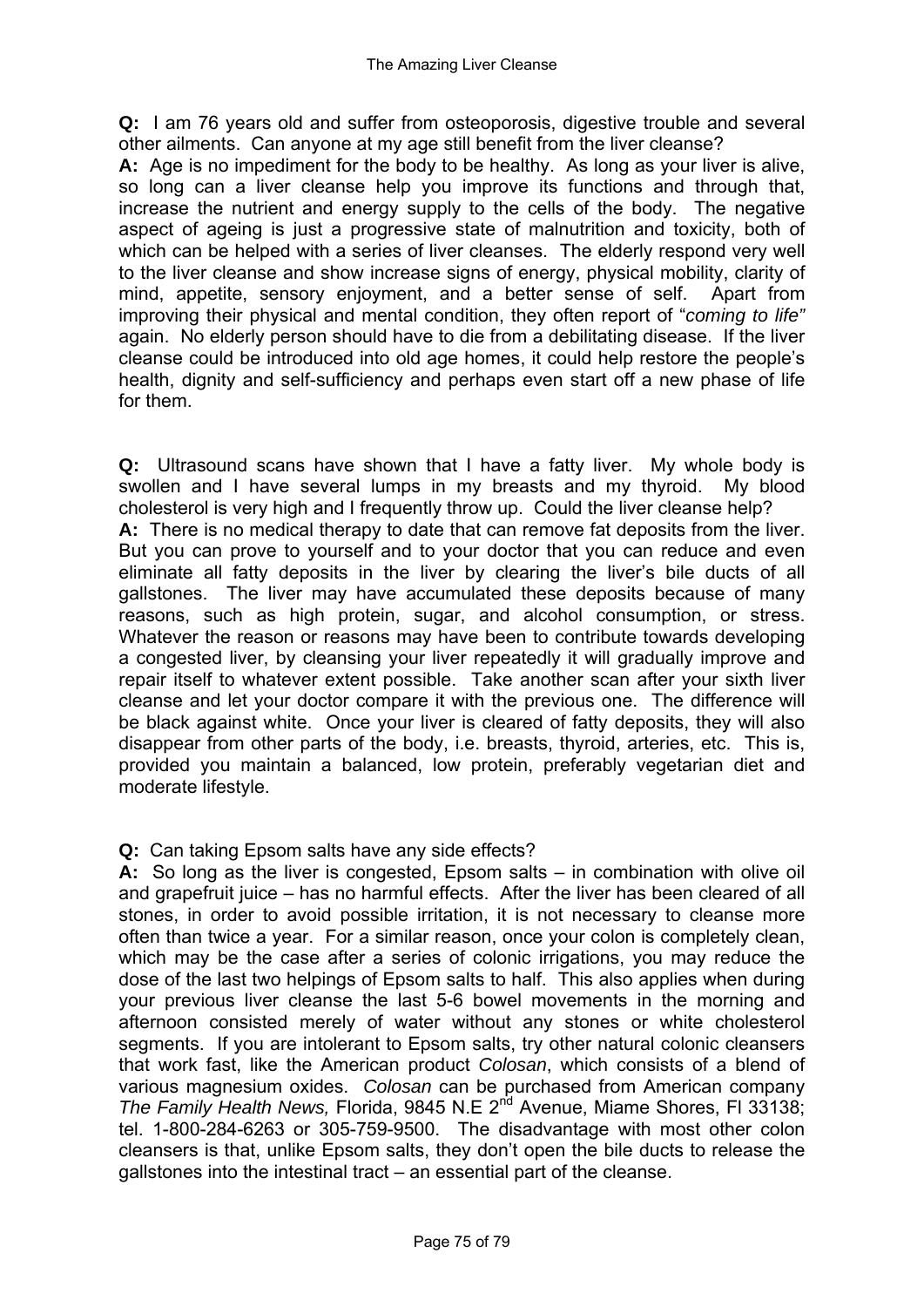**Q:** I am 76 years old and suffer from osteoporosis, digestive trouble and several other ailments. Can anyone at my age still benefit from the liver cleanse?

**A:** Age is no impediment for the body to be healthy. As long as your liver is alive, so long can a liver cleanse help you improve its functions and through that, increase the nutrient and energy supply to the cells of the body. The negative aspect of ageing is just a progressive state of malnutrition and toxicity, both of which can be helped with a series of liver cleanses. The elderly respond very well to the liver cleanse and show increase signs of energy, physical mobility, clarity of mind, appetite, sensory enjoyment, and a better sense of self. Apart from improving their physical and mental condition, they often report of "*coming to life"* again. No elderly person should have to die from a debilitating disease. If the liver cleanse could be introduced into old age homes, it could help restore the people's health, dignity and self-sufficiency and perhaps even start off a new phase of life for them.

**Q:** Ultrasound scans have shown that I have a fatty liver. My whole body is swollen and I have several lumps in my breasts and my thyroid. My blood cholesterol is very high and I frequently throw up. Could the liver cleanse help?

**A:** There is no medical therapy to date that can remove fat deposits from the liver. But you can prove to yourself and to your doctor that you can reduce and even eliminate all fatty deposits in the liver by clearing the liver's bile ducts of all gallstones. The liver may have accumulated these deposits because of many reasons, such as high protein, sugar, and alcohol consumption, or stress. Whatever the reason or reasons may have been to contribute towards developing a congested liver, by cleansing your liver repeatedly it will gradually improve and repair itself to whatever extent possible. Take another scan after your sixth liver cleanse and let your doctor compare it with the previous one. The difference will be black against white. Once your liver is cleared of fatty deposits, they will also disappear from other parts of the body, i.e. breasts, thyroid, arteries, etc. This is, provided you maintain a balanced, low protein, preferably vegetarian diet and moderate lifestyle.

**Q:** Can taking Epsom salts have any side effects?

**A:** So long as the liver is congested, Epsom salts – in combination with olive oil and grapefruit juice – has no harmful effects. After the liver has been cleared of all stones, in order to avoid possible irritation, it is not necessary to cleanse more often than twice a year. For a similar reason, once your colon is completely clean, which may be the case after a series of colonic irrigations, you may reduce the dose of the last two helpings of Epsom salts to half. This also applies when during your previous liver cleanse the last 5-6 bowel movements in the morning and afternoon consisted merely of water without any stones or white cholesterol segments. If you are intolerant to Epsom salts, try other natural colonic cleansers that work fast, like the American product *Colosan*, which consists of a blend of various magnesium oxides. *Colosan* can be purchased from American company *The Family Health News,* Florida, 9845 N.E 2nd Avenue, Miame Shores, Fl 33138; tel. 1-800-284-6263 or 305-759-9500. The disadvantage with most other colon cleansers is that, unlike Epsom salts, they don't open the bile ducts to release the gallstones into the intestinal tract – an essential part of the cleanse.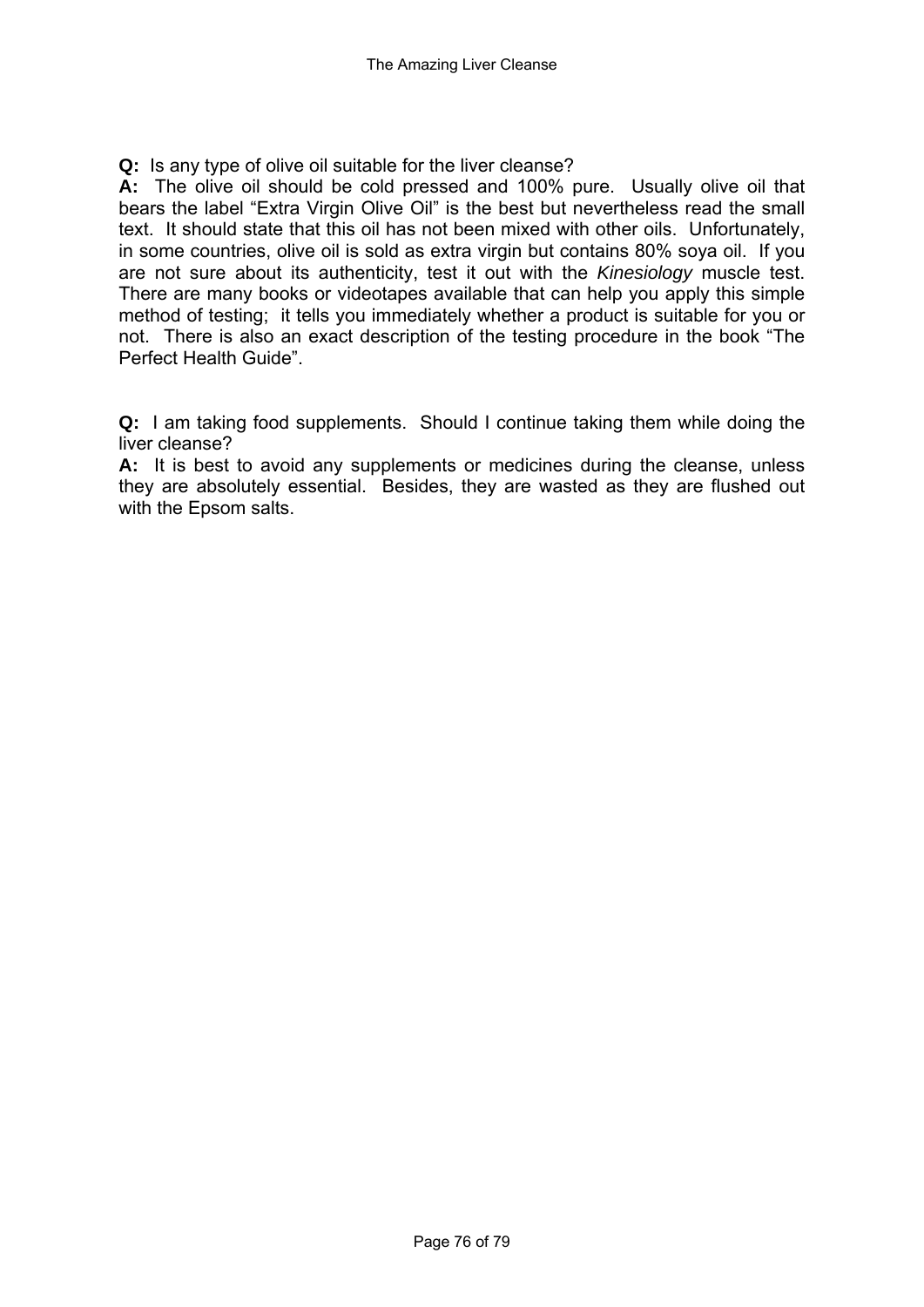**Q:** Is any type of olive oil suitable for the liver cleanse?

**A:** The olive oil should be cold pressed and 100% pure. Usually olive oil that bears the label "Extra Virgin Olive Oil" is the best but nevertheless read the small text. It should state that this oil has not been mixed with other oils. Unfortunately, in some countries, olive oil is sold as extra virgin but contains 80% soya oil. If you are not sure about its authenticity, test it out with the *Kinesiology* muscle test. There are many books or videotapes available that can help you apply this simple method of testing; it tells you immediately whether a product is suitable for you or not. There is also an exact description of the testing procedure in the book "The Perfect Health Guide".

**Q:** I am taking food supplements. Should I continue taking them while doing the liver cleanse?

**A:** It is best to avoid any supplements or medicines during the cleanse, unless they are absolutely essential. Besides, they are wasted as they are flushed out with the Epsom salts.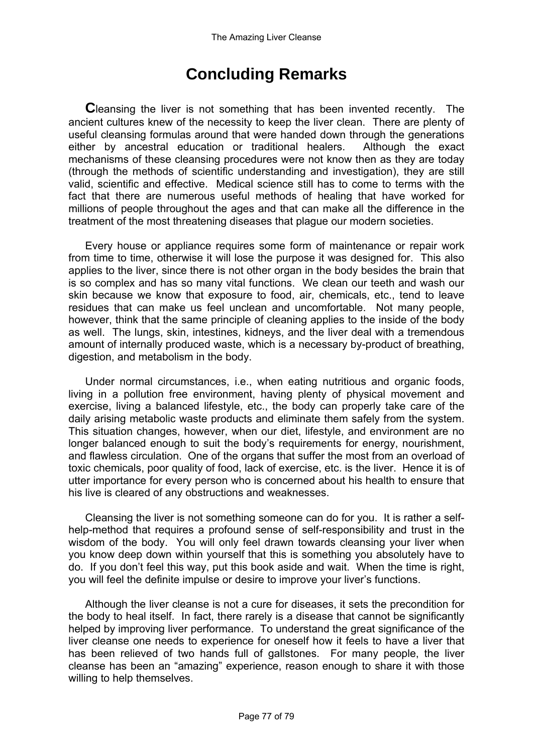# Concluding Remarks

**C**leansing the liver is not something that has been invented recently. The ancient cultures knew of the necessity to keep the liver clean. There are plenty of useful cleansing formulas around that were handed down through the generations either by ancestral education or traditional healers. Although the exact mechanisms of these cleansing procedures were not know then as they are today (through the methods of scientific understanding and investigation), they are still valid, scientific and effective. Medical science still has to come to terms with the fact that there are numerous useful methods of healing that have worked for millions of people throughout the ages and that can make all the difference in the treatment of the most threatening diseases that plague our modern societies.

Every house or appliance requires some form of maintenance or repair work from time to time, otherwise it will lose the purpose it was designed for. This also applies to the liver, since there is not other organ in the body besides the brain that is so complex and has so many vital functions. We clean our teeth and wash our skin because we know that exposure to food, air, chemicals, etc., tend to leave residues that can make us feel unclean and uncomfortable. Not many people, however, think that the same principle of cleaning applies to the inside of the body as well. The lungs, skin, intestines, kidneys, and the liver deal with a tremendous amount of internally produced waste, which is a necessary by-product of breathing, digestion, and metabolism in the body.

Under normal circumstances, i.e., when eating nutritious and organic foods, living in a pollution free environment, having plenty of physical movement and exercise, living a balanced lifestyle, etc., the body can properly take care of the daily arising metabolic waste products and eliminate them safely from the system. This situation changes, however, when our diet, lifestyle, and environment are no longer balanced enough to suit the body's requirements for energy, nourishment, and flawless circulation. One of the organs that suffer the most from an overload of toxic chemicals, poor quality of food, lack of exercise, etc. is the liver. Hence it is of utter importance for every person who is concerned about his health to ensure that his live is cleared of any obstructions and weaknesses.

Cleansing the liver is not something someone can do for you. It is rather a self-help-method that requires a profound sense of self-responsibility and trust in the wisdom of the body. You will only feel drawn towards cleansing your liver when you know deep down within yourself that this is something you absolutely have to do. If you don't feel this way, put this book aside and wait. When the time is right, you will feel the definite impulse or desire to improve your liver's functions.

Although the liver cleanse is not a cure for diseases, it sets the precondition for the body to heal itself. In fact, there rarely is a disease that cannot be significantly helped by improving liver performance. To understand the great significance of the liver cleanse one needs to experience for oneself how it feels to have a liver that has been relieved of two hands full of gallstones. For many people, the liver cleanse has been an "amazing" experience, reason enough to share it with those willing to help themselves.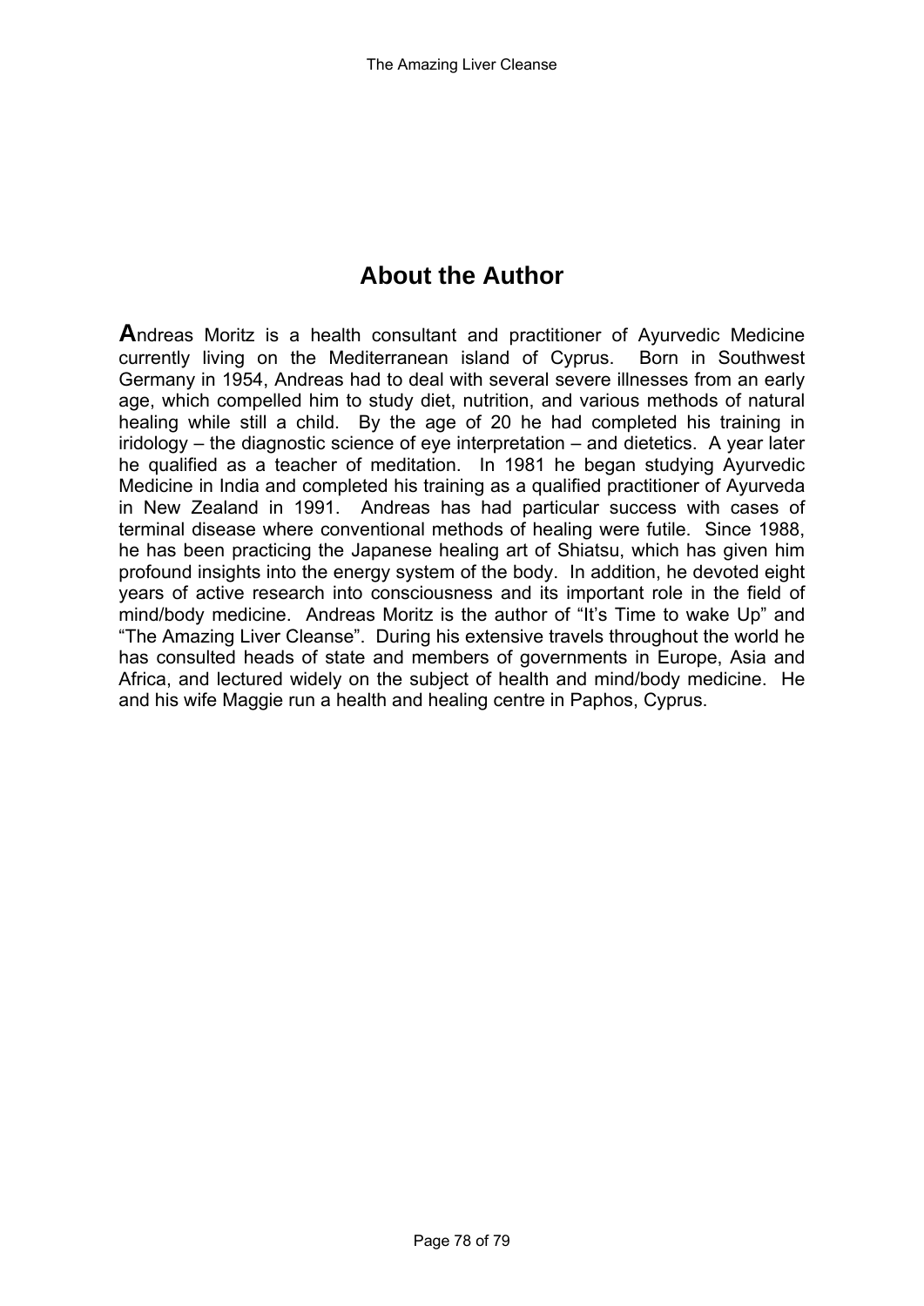## About the Author

**A**ndreas Moritz is a health consultant and practitioner of Ayurvedic Medicine currently living on the Mediterranean island of Cyprus. Born in Southwest Germany in 1954, Andreas had to deal with several severe illnesses from an early age, which compelled him to study diet, nutrition, and various methods of natural healing while still a child. By the age of 20 he had completed his training in iridology – the diagnostic science of eye interpretation – and dietetics. A year later he qualified as a teacher of meditation. In 1981 he began studying Ayurvedic Medicine in India and completed his training as a qualified practitioner of Ayurveda in New Zealand in 1991. Andreas has had particular success with cases of terminal disease where conventional methods of healing were futile. Since 1988, he has been practicing the Japanese healing art of Shiatsu, which has given him profound insights into the energy system of the body. In addition, he devoted eight years of active research into consciousness and its important role in the field of mind/body medicine. Andreas Moritz is the author of "It's Time to wake Up" and "The Amazing Liver Cleanse". During his extensive travels throughout the world he has consulted heads of state and members of governments in Europe, Asia and Africa, and lectured widely on the subject of health and mind/body medicine. He and his wife Maggie run a health and healing centre in Paphos, Cyprus.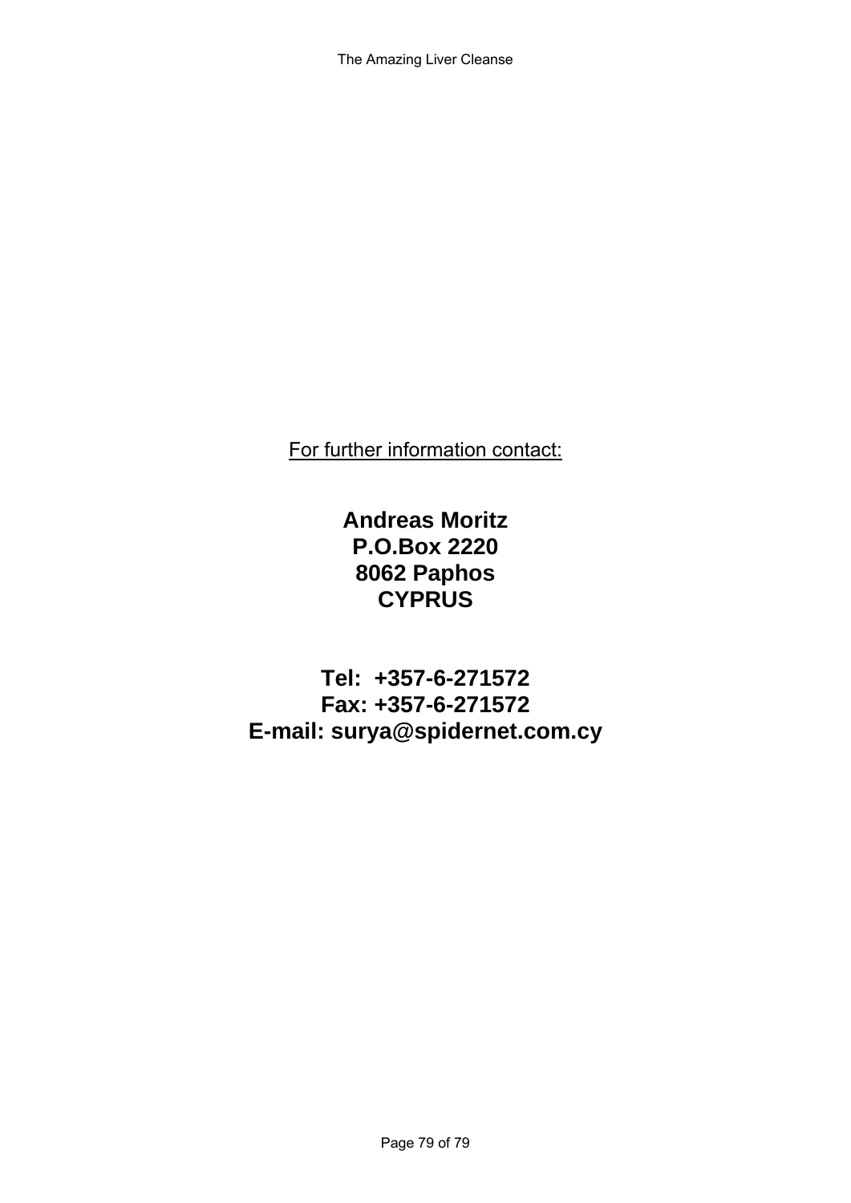For further information contact:

**Andreas Moritz**
**P.O.Box 2220**
**8062 Paphos**
**CYPRUS**

**Tel: +357-6-271572**
**Fax: +357-6-271572**
**E-mail: surya@spidernet.com.cy**